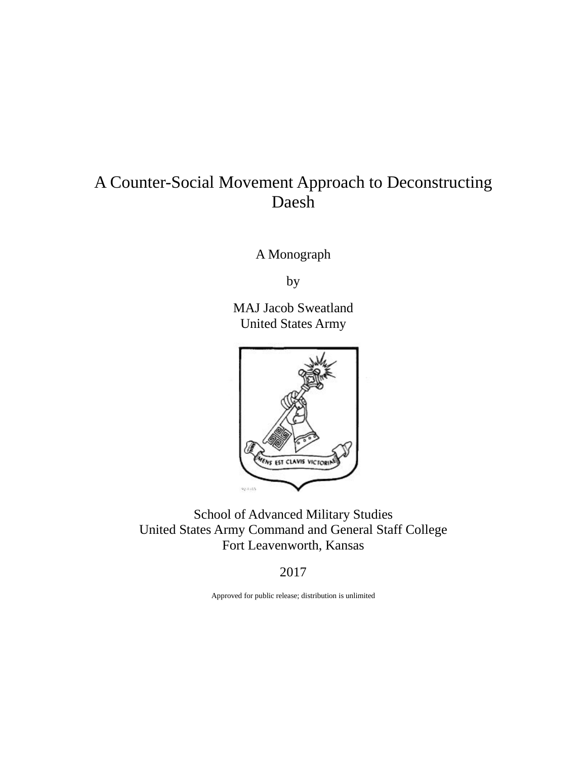# A Counter-Social Movement Approach to Deconstructing Daesh

A Monograph

by

MAJ Jacob Sweatland
United States Army

School of Advanced Military Studies
United States Army Command and General Staff College
Fort Leavenworth, Kansas

2017

Approved for public release; distribution is unlimited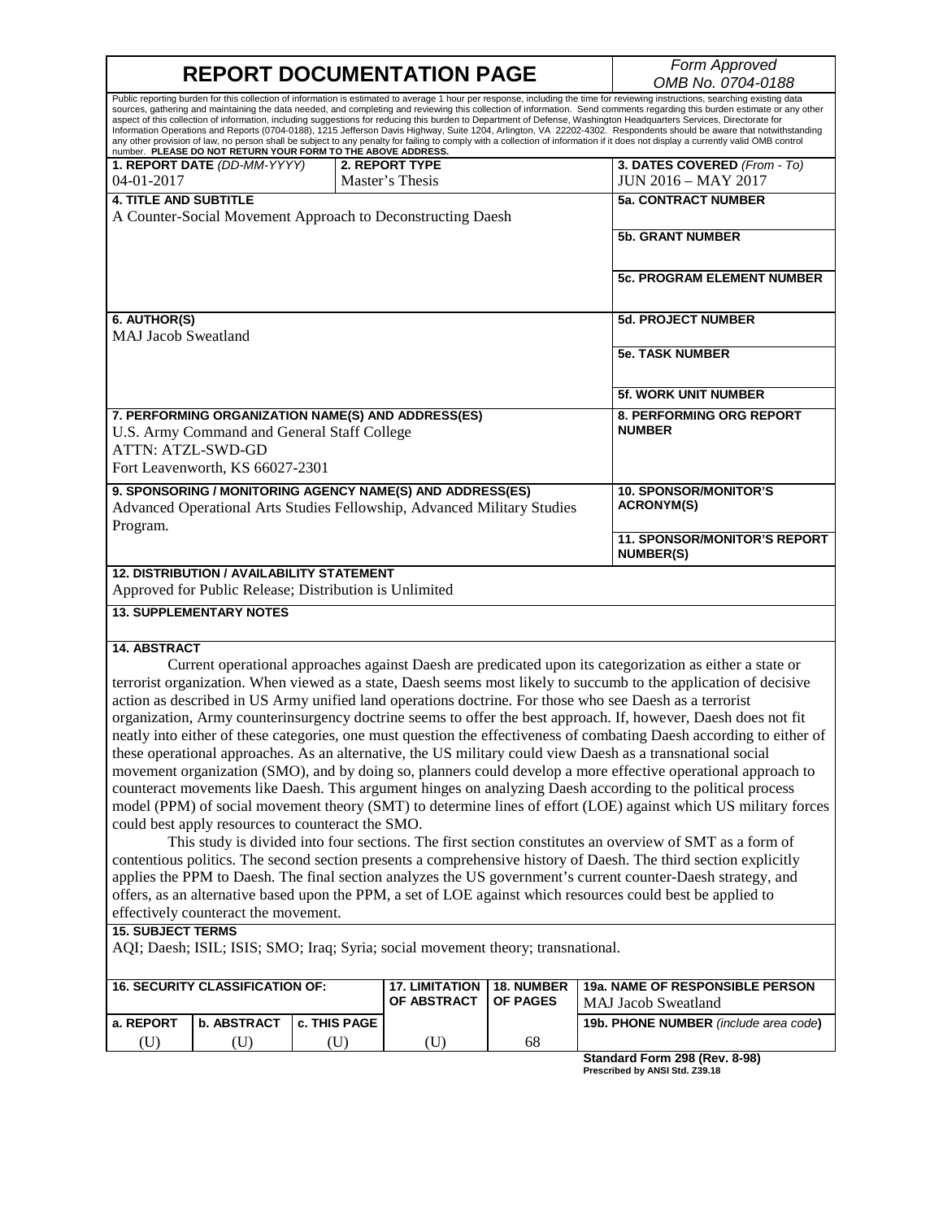# REPORT DOCUMENTATION PAGE

*Form Approved*
*OMB No. 0704-0188*

Public reporting burden for this collection of information is estimated to average 1 hour per response, including the time for reviewing instructions, searching existing data sources, gathering and maintaining the data needed, and completing and reviewing this collection of information. Send comments regarding this burden estimate or any other aspect of this collection of information, including suggestions for reducing this burden to Department of Defense, Washington Headquarters Services, Directorate for Information Operations and Reports (0704-0188), 1215 Jefferson Davis Highway, Suite 1204, Arlington, VA 22202-4302. Respondents should be aware that notwithstanding any other provision of law, no person shall be subject to any penalty for failing to comply with a collection of information if it does not display a currently valid OMB control number. **PLEASE DO NOT RETURN YOUR FORM TO THE ABOVE ADDRESS.**

| **1. REPORT DATE** *(DD-MM-YYYY)* | **2. REPORT TYPE** | **3. DATES COVERED** *(From - To)* |
|---|---|---|
| 04-01-2017 | Master's Thesis | JUN 2016 – MAY 2017 |

**4. TITLE AND SUBTITLE**
A Counter-Social Movement Approach to Deconstructing Daesh

**5a. CONTRACT NUMBER**

**5b. GRANT NUMBER**

**5c. PROGRAM ELEMENT NUMBER**

**6. AUTHOR(S)**
MAJ Jacob Sweatland

**5d. PROJECT NUMBER**

**5e. TASK NUMBER**

**5f. WORK UNIT NUMBER**

**7. PERFORMING ORGANIZATION NAME(S) AND ADDRESS(ES)**
U.S. Army Command and General Staff College
ATTN: ATZL-SWD-GD
Fort Leavenworth, KS 66027-2301

**8. PERFORMING ORG REPORT NUMBER**

**9. SPONSORING / MONITORING AGENCY NAME(S) AND ADDRESS(ES)**
Advanced Operational Arts Studies Fellowship, Advanced Military Studies Program.

**10. SPONSOR/MONITOR'S ACRONYM(S)**

**11. SPONSOR/MONITOR'S REPORT NUMBER(S)**

**12. DISTRIBUTION / AVAILABILITY STATEMENT**
Approved for Public Release; Distribution is Unlimited

**13. SUPPLEMENTARY NOTES**

**14. ABSTRACT**

Current operational approaches against Daesh are predicated upon its categorization as either a state or terrorist organization. When viewed as a state, Daesh seems most likely to succumb to the application of decisive action as described in US Army unified land operations doctrine. For those who see Daesh as a terrorist organization, Army counterinsurgency doctrine seems to offer the best approach. If, however, Daesh does not fit neatly into either of these categories, one must question the effectiveness of combating Daesh according to either of these operational approaches. As an alternative, the US military could view Daesh as a transnational social movement organization (SMO), and by doing so, planners could develop a more effective operational approach to counteract movements like Daesh. This argument hinges on analyzing Daesh according to the political process model (PPM) of social movement theory (SMT) to determine lines of effort (LOE) against which US military forces could best apply resources to counteract the SMO.

This study is divided into four sections. The first section constitutes an overview of SMT as a form of contentious politics. The second section presents a comprehensive history of Daesh. The third section explicitly applies the PPM to Daesh. The final section analyzes the US government's current counter-Daesh strategy, and offers, as an alternative based upon the PPM, a set of LOE against which resources could best be applied to effectively counteract the movement.

**15. SUBJECT TERMS**
AQI; Daesh; ISIL; ISIS; SMO; Iraq; Syria; social movement theory; transnational.

| **16. SECURITY CLASSIFICATION OF:** | | | **17. LIMITATION OF ABSTRACT** | **18. NUMBER OF PAGES** | **19a. NAME OF RESPONSIBLE PERSON** |
|---|---|---|---|---|---|
| **a. REPORT** | **b. ABSTRACT** | **c. THIS PAGE** | | | MAJ Jacob Sweatland |
| (U) | (U) | (U) | (U) | 68 | **19b. PHONE NUMBER** *(include area code)* |

**Standard Form 298 (Rev. 8-98)**
**Prescribed by ANSI Std. Z39.18**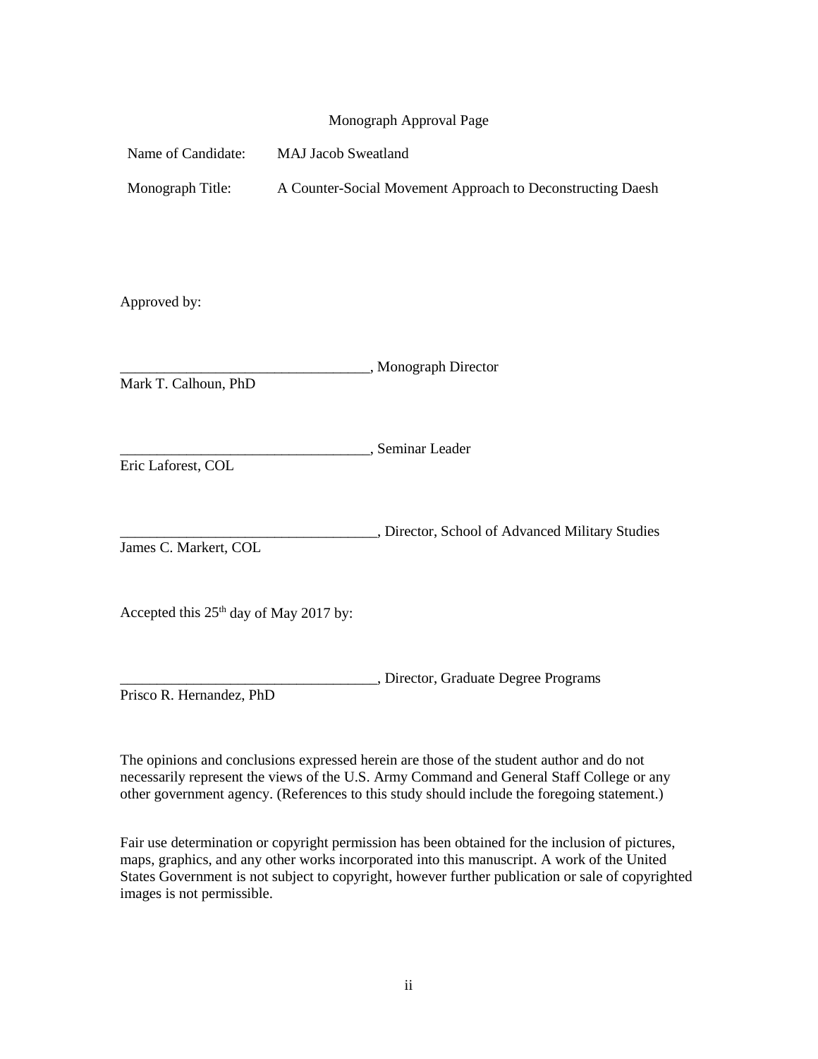Monograph Approval Page

Name of Candidate: MAJ Jacob Sweatland

Monograph Title: A Counter-Social Movement Approach to Deconstructing Daesh

Approved by:

__________________________________, Monograph Director
Mark T. Calhoun, PhD

__________________________________, Seminar Leader
Eric Laforest, COL

___________________________________, Director, School of Advanced Military Studies
James C. Markert, COL

Accepted this 25th day of May 2017 by:

___________________________________, Director, Graduate Degree Programs
Prisco R. Hernandez, PhD

The opinions and conclusions expressed herein are those of the student author and do not necessarily represent the views of the U.S. Army Command and General Staff College or any other government agency. (References to this study should include the foregoing statement.)

Fair use determination or copyright permission has been obtained for the inclusion of pictures, maps, graphics, and any other works incorporated into this manuscript. A work of the United States Government is not subject to copyright, however further publication or sale of copyrighted images is not permissible.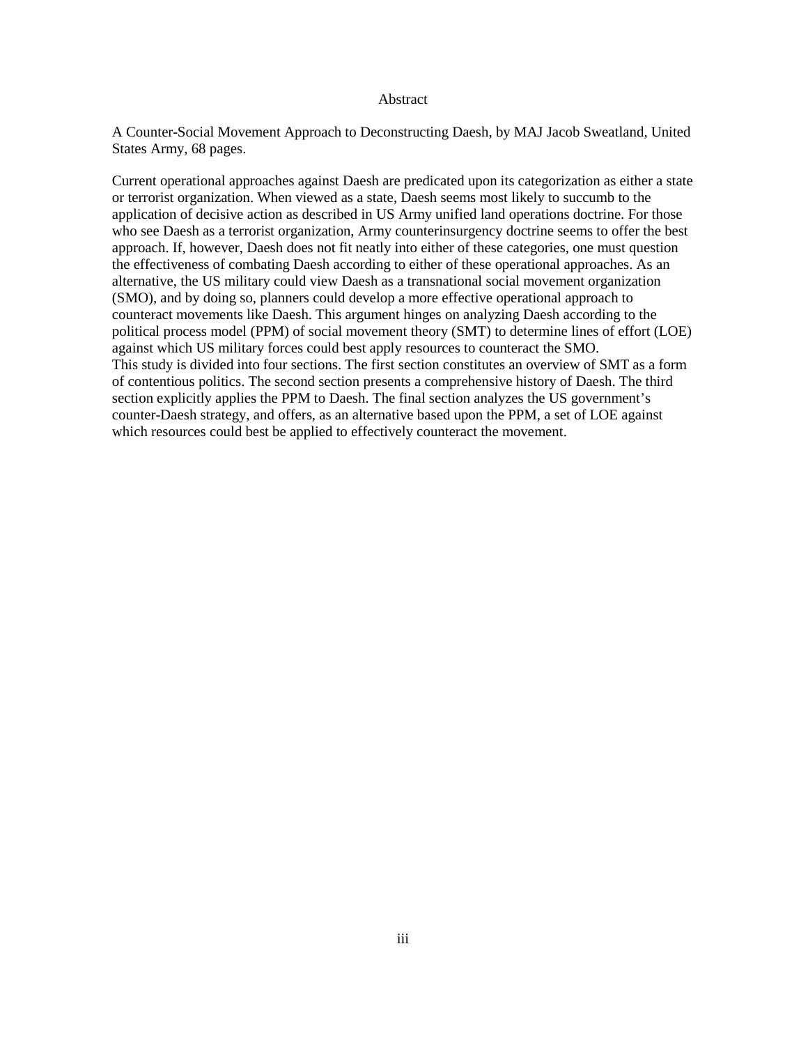# Abstract

A Counter-Social Movement Approach to Deconstructing Daesh, by MAJ Jacob Sweatland, United States Army, 68 pages.

Current operational approaches against Daesh are predicated upon its categorization as either a state or terrorist organization. When viewed as a state, Daesh seems most likely to succumb to the application of decisive action as described in US Army unified land operations doctrine. For those who see Daesh as a terrorist organization, Army counterinsurgency doctrine seems to offer the best approach. If, however, Daesh does not fit neatly into either of these categories, one must question the effectiveness of combating Daesh according to either of these operational approaches. As an alternative, the US military could view Daesh as a transnational social movement organization (SMO), and by doing so, planners could develop a more effective operational approach to counteract movements like Daesh. This argument hinges on analyzing Daesh according to the political process model (PPM) of social movement theory (SMT) to determine lines of effort (LOE) against which US military forces could best apply resources to counteract the SMO.

This study is divided into four sections. The first section constitutes an overview of SMT as a form of contentious politics. The second section presents a comprehensive history of Daesh. The third section explicitly applies the PPM to Daesh. The final section analyzes the US government's counter-Daesh strategy, and offers, as an alternative based upon the PPM, a set of LOE against which resources could best be applied to effectively counteract the movement.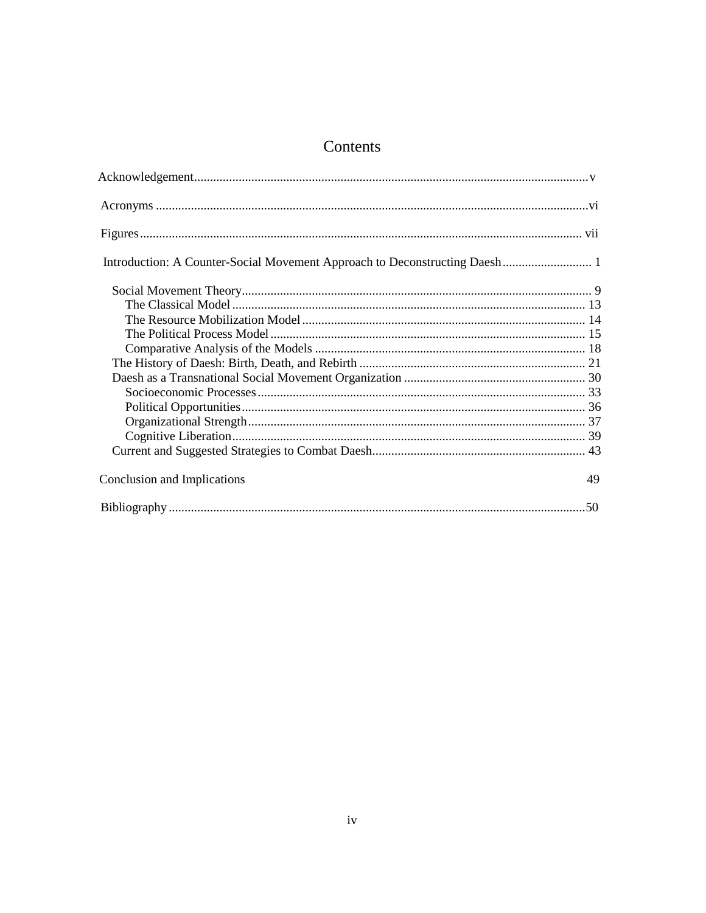# Contents

Acknowledgement....v

Acronyms....vi

Figures....vii

Introduction: A Counter-Social Movement Approach to Deconstructing Daesh....1

- Social Movement Theory....9
  - The Classical Model....13
  - The Resource Mobilization Model....14
  - The Political Process Model....15
  - Comparative Analysis of the Models....18
- The History of Daesh: Birth, Death, and Rebirth....21
- Daesh as a Transnational Social Movement Organization....30
  - Socioeconomic Processes....33
  - Political Opportunities....36
  - Organizational Strength....37
  - Cognitive Liberation....39
- Current and Suggested Strategies to Combat Daesh....43

Conclusion and Implications 49

Bibliography....50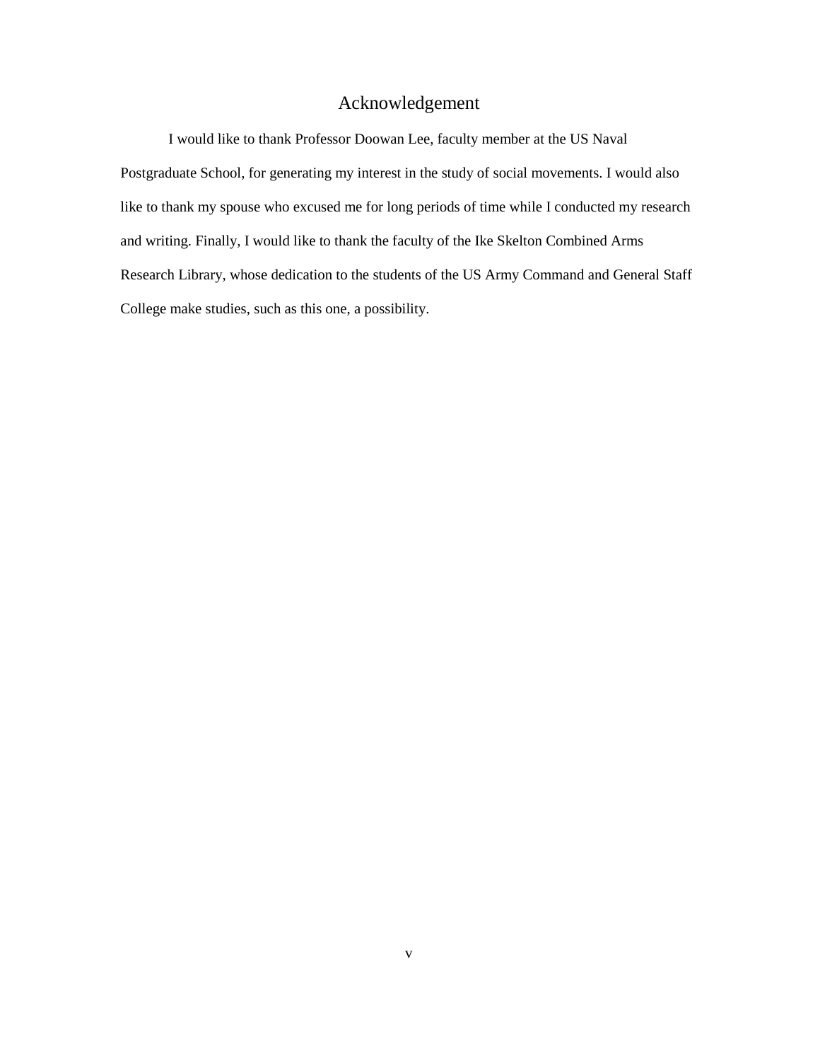# Acknowledgement

I would like to thank Professor Doowan Lee, faculty member at the US Naval Postgraduate School, for generating my interest in the study of social movements. I would also like to thank my spouse who excused me for long periods of time while I conducted my research and writing. Finally, I would like to thank the faculty of the Ike Skelton Combined Arms Research Library, whose dedication to the students of the US Army Command and General Staff College make studies, such as this one, a possibility.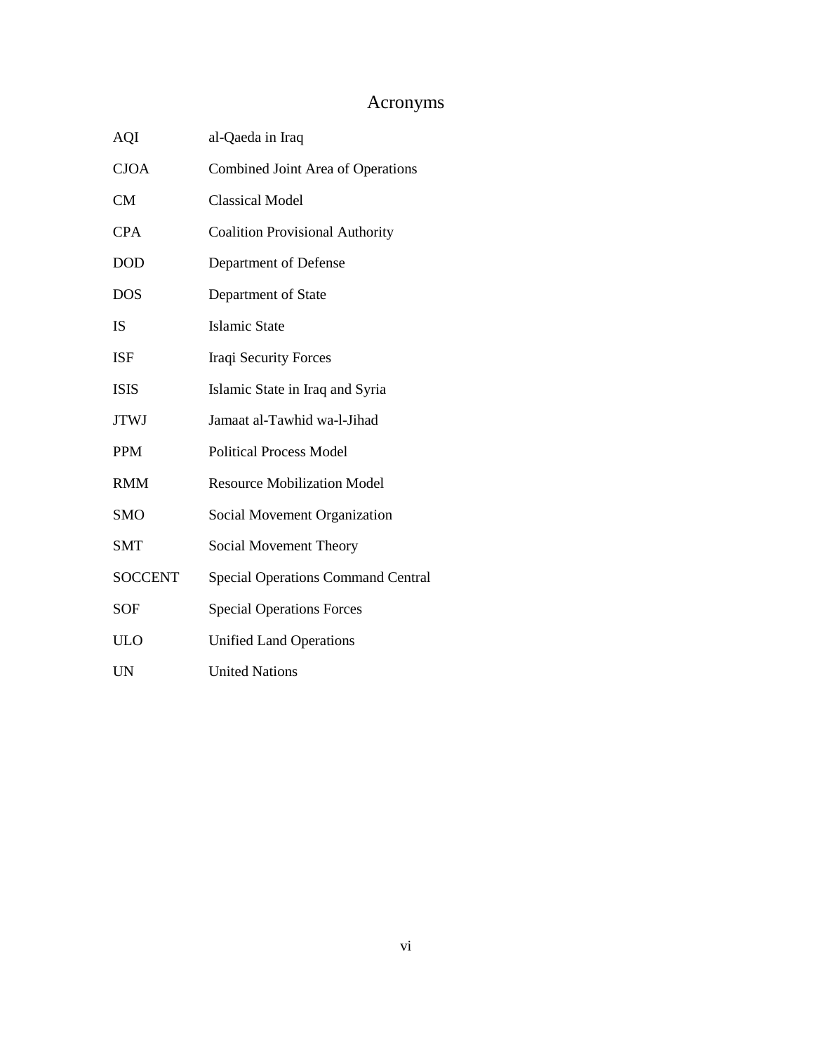# Acronyms

| | |
|---|---|
| AQI | al-Qaeda in Iraq |
| CJOA | Combined Joint Area of Operations |
| CM | Classical Model |
| CPA | Coalition Provisional Authority |
| DOD | Department of Defense |
| DOS | Department of State |
| IS | Islamic State |
| ISF | Iraqi Security Forces |
| ISIS | Islamic State in Iraq and Syria |
| JTWJ | Jamaat al-Tawhid wa-l-Jihad |
| PPM | Political Process Model |
| RMM | Resource Mobilization Model |
| SMO | Social Movement Organization |
| SMT | Social Movement Theory |
| SOCCENT | Special Operations Command Central |
| SOF | Special Operations Forces |
| ULO | Unified Land Operations |
| UN | United Nations |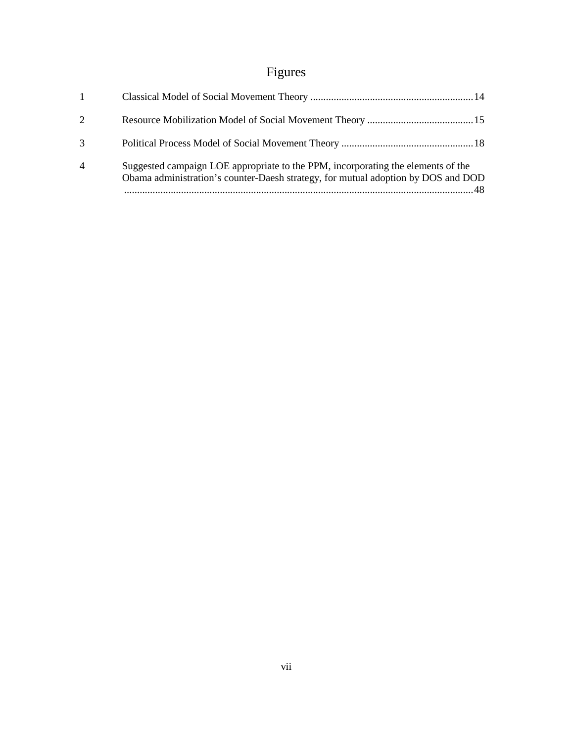# Figures

| | | |
|---|---|---|
| 1 | Classical Model of Social Movement Theory | 14 |
| 2 | Resource Mobilization Model of Social Movement Theory | 15 |
| 3 | Political Process Model of Social Movement Theory | 18 |
| 4 | Suggested campaign LOE appropriate to the PPM, incorporating the elements of the Obama administration's counter-Daesh strategy, for mutual adoption by DOS and DOD | 48 |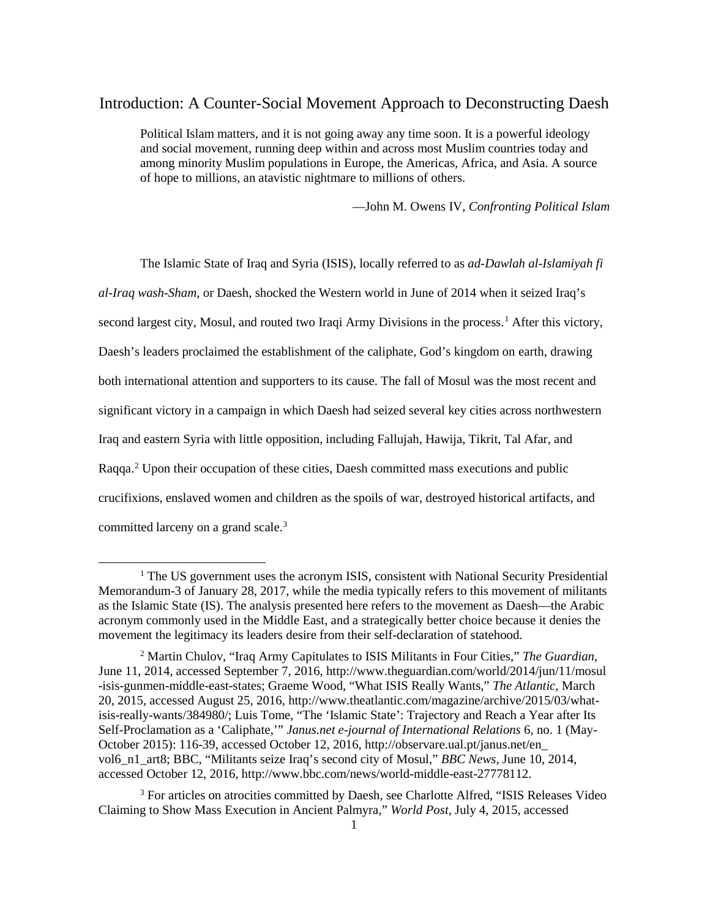# Introduction: A Counter-Social Movement Approach to Deconstructing Daesh

> Political Islam matters, and it is not going away any time soon. It is a powerful ideology and social movement, running deep within and across most Muslim countries today and among minority Muslim populations in Europe, the Americas, Africa, and Asia. A source of hope to millions, an atavistic nightmare to millions of others.
>
> —John M. Owens IV, *Confronting Political Islam*

The Islamic State of Iraq and Syria (ISIS), locally referred to as *ad-Dawlah al-Islamiyah fi al-Iraq wash-Sham*, or Daesh, shocked the Western world in June of 2014 when it seized Iraq's second largest city, Mosul, and routed two Iraqi Army Divisions in the process.[1] After this victory, Daesh's leaders proclaimed the establishment of the caliphate, God's kingdom on earth, drawing both international attention and supporters to its cause. The fall of Mosul was the most recent and significant victory in a campaign in which Daesh had seized several key cities across northwestern Iraq and eastern Syria with little opposition, including Fallujah, Hawija, Tikrit, Tal Afar, and Raqqa.[2] Upon their occupation of these cities, Daesh committed mass executions and public crucifixions, enslaved women and children as the spoils of war, destroyed historical artifacts, and committed larceny on a grand scale.[3]

---

[1] The US government uses the acronym ISIS, consistent with National Security Presidential Memorandum-3 of January 28, 2017, while the media typically refers to this movement of militants as the Islamic State (IS). The analysis presented here refers to the movement as Daesh—the Arabic acronym commonly used in the Middle East, and a strategically better choice because it denies the movement the legitimacy its leaders desire from their self-declaration of statehood.

[2] Martin Chulov, "Iraq Army Capitulates to ISIS Militants in Four Cities," *The Guardian*, June 11, 2014, accessed September 7, 2016, http://www.theguardian.com/world/2014/jun/11/mosul-isis-gunmen-middle-east-states; Graeme Wood, "What ISIS Really Wants," *The Atlantic*, March 20, 2015, accessed August 25, 2016, http://www.theatlantic.com/magazine/archive/2015/03/what-isis-really-wants/384980/; Luis Tome, "The 'Islamic State': Trajectory and Reach a Year after Its Self-Proclamation as a 'Caliphate,'" *Janus.net e-journal of International Relations* 6, no. 1 (May-October 2015): 116-39, accessed October 12, 2016, http://observare.ual.pt/janus.net/en_vol6_n1_art8; BBC, "Militants seize Iraq's second city of Mosul," *BBC News*, June 10, 2014, accessed October 12, 2016, http://www.bbc.com/news/world-middle-east-27778112.

[3] For articles on atrocities committed by Daesh, see Charlotte Alfred, "ISIS Releases Video Claiming to Show Mass Execution in Ancient Palmyra," *World Post*, July 4, 2015, accessed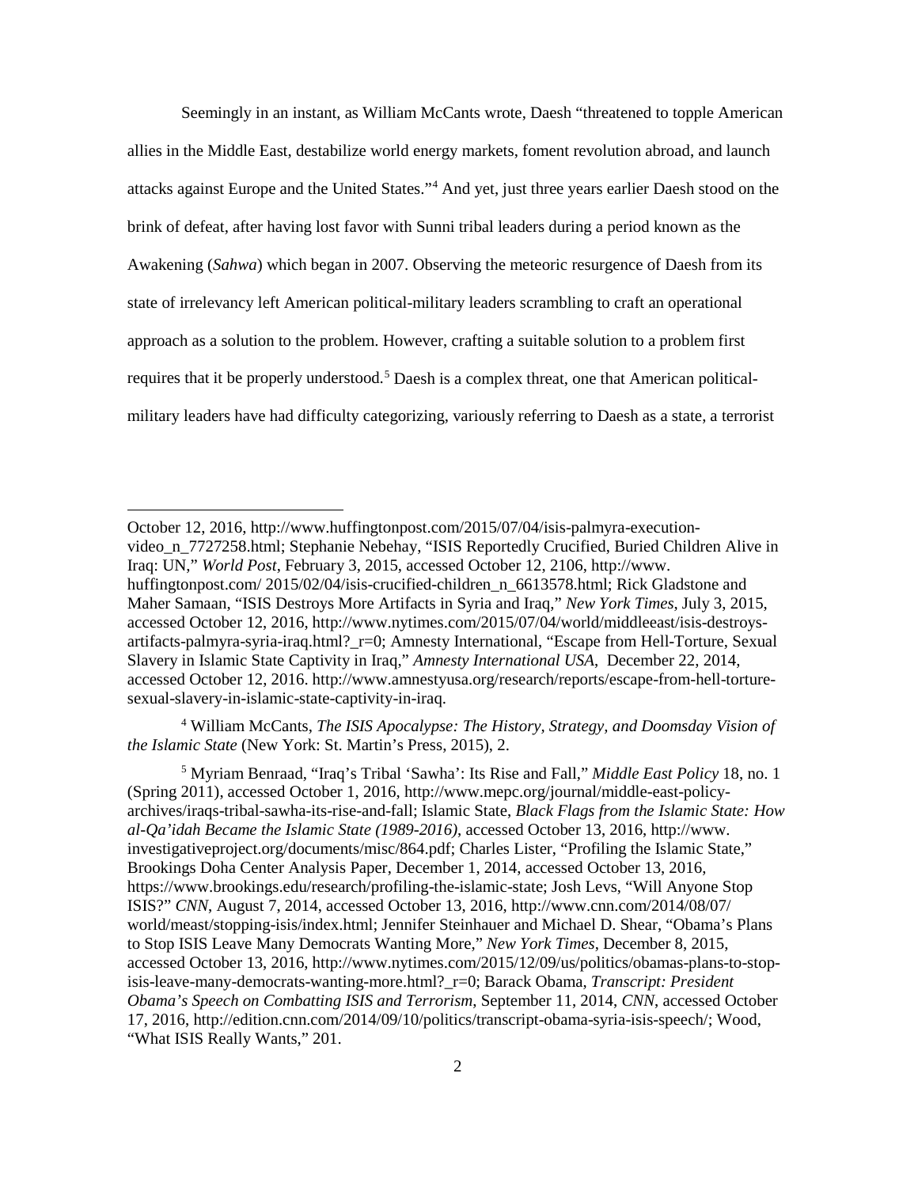Seemingly in an instant, as William McCants wrote, Daesh "threatened to topple American allies in the Middle East, destabilize world energy markets, foment revolution abroad, and launch attacks against Europe and the United States."[4] And yet, just three years earlier Daesh stood on the brink of defeat, after having lost favor with Sunni tribal leaders during a period known as the Awakening (*Sahwa*) which began in 2007. Observing the meteoric resurgence of Daesh from its state of irrelevancy left American political-military leaders scrambling to craft an operational approach as a solution to the problem. However, crafting a suitable solution to a problem first requires that it be properly understood.[5] Daesh is a complex threat, one that American political-military leaders have had difficulty categorizing, variously referring to Daesh as a state, a terrorist

---

October 12, 2016, http://www.huffingtonpost.com/2015/07/04/isis-palmyra-execution-video_n_7727258.html; Stephanie Nebehay, "ISIS Reportedly Crucified, Buried Children Alive in Iraq: UN," *World Post*, February 3, 2015, accessed October 12, 2106, http://www. huffingtonpost.com/ 2015/02/04/isis-crucified-children_n_6613578.html; Rick Gladstone and Maher Samaan, "ISIS Destroys More Artifacts in Syria and Iraq," *New York Times*, July 3, 2015, accessed October 12, 2016, http://www.nytimes.com/2015/07/04/world/middleeast/isis-destroys-artifacts-palmyra-syria-iraq.html?_r=0; Amnesty International, "Escape from Hell-Torture, Sexual Slavery in Islamic State Captivity in Iraq," *Amnesty International USA*, December 22, 2014, accessed October 12, 2016. http://www.amnestyusa.org/research/reports/escape-from-hell-torture-sexual-slavery-in-islamic-state-captivity-in-iraq.

[4] William McCants, *The ISIS Apocalypse: The History, Strategy, and Doomsday Vision of the Islamic State* (New York: St. Martin's Press, 2015), 2.

[5] Myriam Benraad, "Iraq's Tribal 'Sawha': Its Rise and Fall," *Middle East Policy* 18, no. 1 (Spring 2011), accessed October 1, 2016, http://www.mepc.org/journal/middle-east-policy-archives/iraqs-tribal-sawha-its-rise-and-fall; Islamic State, *Black Flags from the Islamic State: How al-Qa'idah Became the Islamic State (1989-2016)*, accessed October 13, 2016, http://www. investigativeproject.org/documents/misc/864.pdf; Charles Lister, "Profiling the Islamic State," Brookings Doha Center Analysis Paper, December 1, 2014, accessed October 13, 2016, https://www.brookings.edu/research/profiling-the-islamic-state; Josh Levs, "Will Anyone Stop ISIS?" *CNN*, August 7, 2014, accessed October 13, 2016, http://www.cnn.com/2014/08/07/ world/meast/stopping-isis/index.html; Jennifer Steinhauer and Michael D. Shear, "Obama's Plans to Stop ISIS Leave Many Democrats Wanting More," *New York Times*, December 8, 2015, accessed October 13, 2016, http://www.nytimes.com/2015/12/09/us/politics/obamas-plans-to-stop-isis-leave-many-democrats-wanting-more.html?_r=0; Barack Obama, *Transcript: President Obama's Speech on Combatting ISIS and Terrorism*, September 11, 2014, *CNN*, accessed October 17, 2016, http://edition.cnn.com/2014/09/10/politics/transcript-obama-syria-isis-speech/; Wood, "What ISIS Really Wants," 201.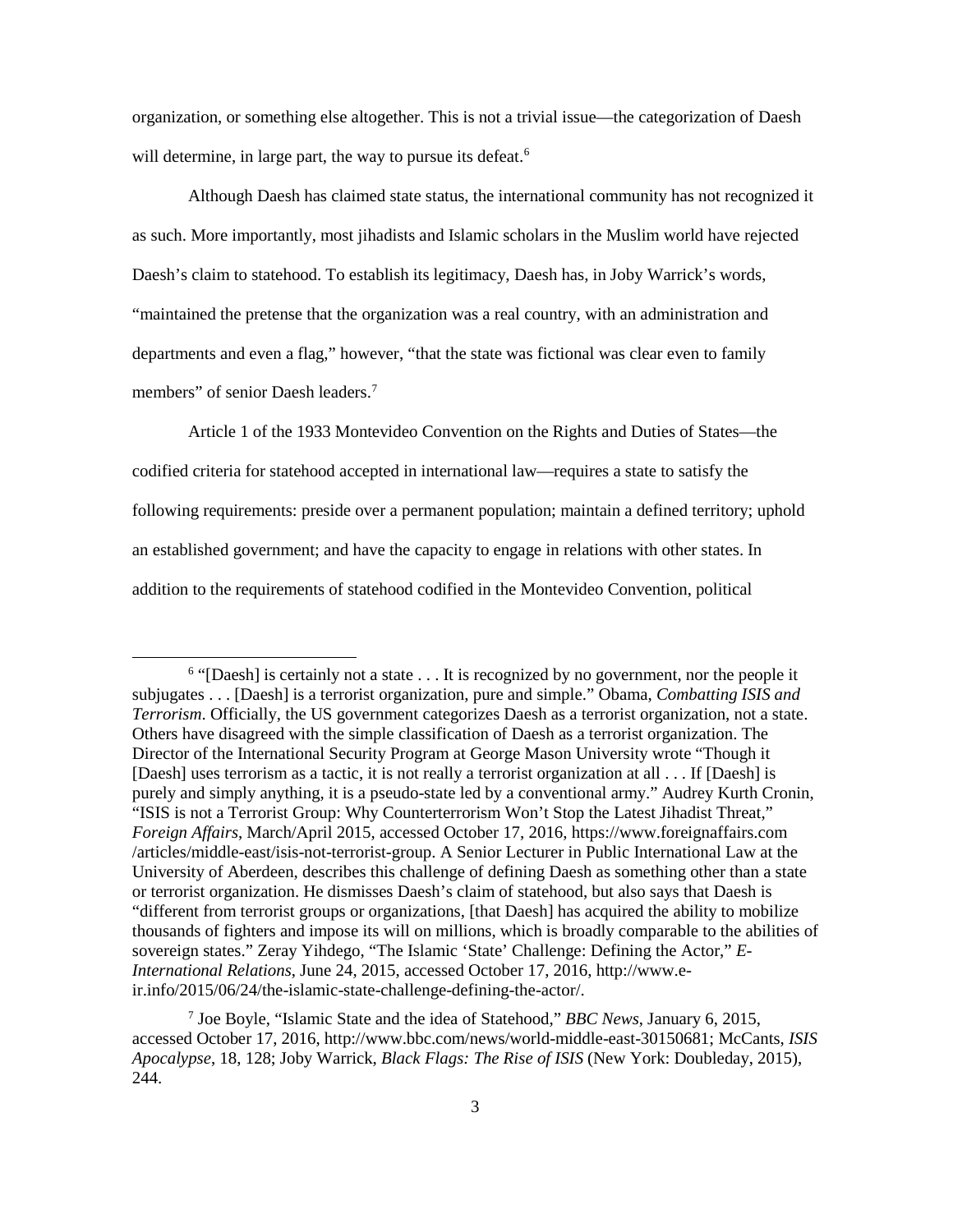organization, or something else altogether. This is not a trivial issue—the categorization of Daesh will determine, in large part, the way to pursue its defeat.[6]

Although Daesh has claimed state status, the international community has not recognized it as such. More importantly, most jihadists and Islamic scholars in the Muslim world have rejected Daesh's claim to statehood. To establish its legitimacy, Daesh has, in Joby Warrick's words, "maintained the pretense that the organization was a real country, with an administration and departments and even a flag," however, "that the state was fictional was clear even to family members" of senior Daesh leaders.[7]

Article 1 of the 1933 Montevideo Convention on the Rights and Duties of States—the codified criteria for statehood accepted in international law—requires a state to satisfy the following requirements: preside over a permanent population; maintain a defined territory; uphold an established government; and have the capacity to engage in relations with other states. In addition to the requirements of statehood codified in the Montevideo Convention, political

---

[6] "[Daesh] is certainly not a state . . . It is recognized by no government, nor the people it subjugates . . . [Daesh] is a terrorist organization, pure and simple." Obama, *Combatting ISIS and Terrorism*. Officially, the US government categorizes Daesh as a terrorist organization, not a state. Others have disagreed with the simple classification of Daesh as a terrorist organization. The Director of the International Security Program at George Mason University wrote "Though it [Daesh] uses terrorism as a tactic, it is not really a terrorist organization at all . . . If [Daesh] is purely and simply anything, it is a pseudo-state led by a conventional army." Audrey Kurth Cronin, "ISIS is not a Terrorist Group: Why Counterterrorism Won't Stop the Latest Jihadist Threat," *Foreign Affairs*, March/April 2015, accessed October 17, 2016, https://www.foreignaffairs.com /articles/middle-east/isis-not-terrorist-group. A Senior Lecturer in Public International Law at the University of Aberdeen, describes this challenge of defining Daesh as something other than a state or terrorist organization. He dismisses Daesh's claim of statehood, but also says that Daesh is "different from terrorist groups or organizations, [that Daesh] has acquired the ability to mobilize thousands of fighters and impose its will on millions, which is broadly comparable to the abilities of sovereign states." Zeray Yihdego, "The Islamic 'State' Challenge: Defining the Actor," *E-International Relations*, June 24, 2015, accessed October 17, 2016, http://www.e-ir.info/2015/06/24/the-islamic-state-challenge-defining-the-actor/.

[7] Joe Boyle, "Islamic State and the idea of Statehood," *BBC News*, January 6, 2015, accessed October 17, 2016, http://www.bbc.com/news/world-middle-east-30150681; McCants, *ISIS Apocalypse*, 18, 128; Joby Warrick, *Black Flags: The Rise of ISIS* (New York: Doubleday, 2015), 244.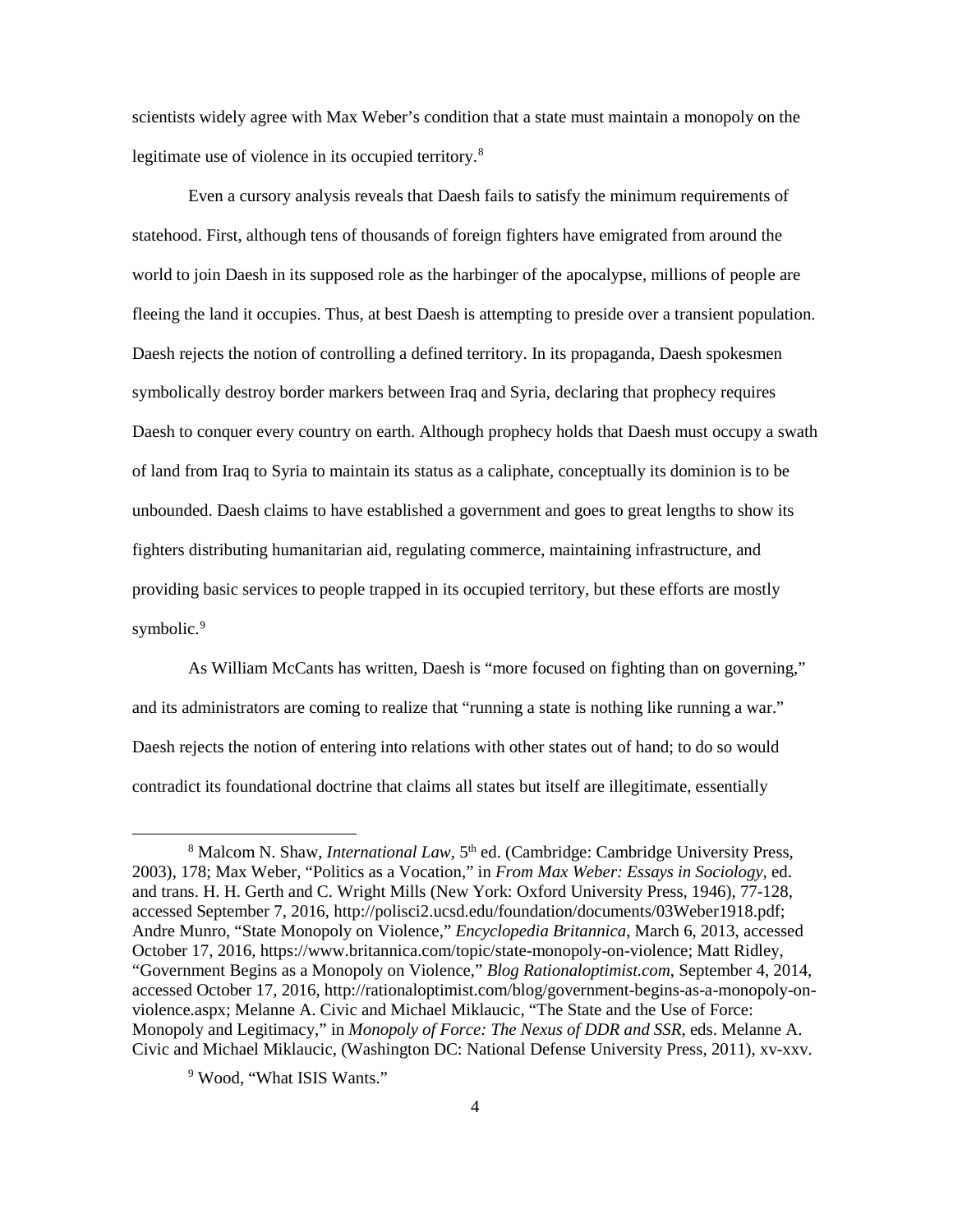scientists widely agree with Max Weber's condition that a state must maintain a monopoly on the legitimate use of violence in its occupied territory.[8]

Even a cursory analysis reveals that Daesh fails to satisfy the minimum requirements of statehood. First, although tens of thousands of foreign fighters have emigrated from around the world to join Daesh in its supposed role as the harbinger of the apocalypse, millions of people are fleeing the land it occupies. Thus, at best Daesh is attempting to preside over a transient population. Daesh rejects the notion of controlling a defined territory. In its propaganda, Daesh spokesmen symbolically destroy border markers between Iraq and Syria, declaring that prophecy requires Daesh to conquer every country on earth. Although prophecy holds that Daesh must occupy a swath of land from Iraq to Syria to maintain its status as a caliphate, conceptually its dominion is to be unbounded. Daesh claims to have established a government and goes to great lengths to show its fighters distributing humanitarian aid, regulating commerce, maintaining infrastructure, and providing basic services to people trapped in its occupied territory, but these efforts are mostly symbolic.[9]

As William McCants has written, Daesh is "more focused on fighting than on governing," and its administrators are coming to realize that "running a state is nothing like running a war." Daesh rejects the notion of entering into relations with other states out of hand; to do so would contradict its foundational doctrine that claims all states but itself are illegitimate, essentially

---

[8] Malcom N. Shaw, *International Law*, 5th ed. (Cambridge: Cambridge University Press, 2003), 178; Max Weber, "Politics as a Vocation," in *From Max Weber: Essays in Sociology*, ed. and trans. H. H. Gerth and C. Wright Mills (New York: Oxford University Press, 1946), 77-128, accessed September 7, 2016, http://polisci2.ucsd.edu/foundation/documents/03Weber1918.pdf; Andre Munro, "State Monopoly on Violence," *Encyclopedia Britannica*, March 6, 2013, accessed October 17, 2016, https://www.britannica.com/topic/state-monopoly-on-violence; Matt Ridley, "Government Begins as a Monopoly on Violence," *Blog Rationaloptimist.com*, September 4, 2014, accessed October 17, 2016, http://rationaloptimist.com/blog/government-begins-as-a-monopoly-on-violence.aspx; Melanne A. Civic and Michael Miklaucic, "The State and the Use of Force: Monopoly and Legitimacy," in *Monopoly of Force: The Nexus of DDR and SSR*, eds. Melanne A. Civic and Michael Miklaucic, (Washington DC: National Defense University Press, 2011), xv-xxv.

[9] Wood, "What ISIS Wants."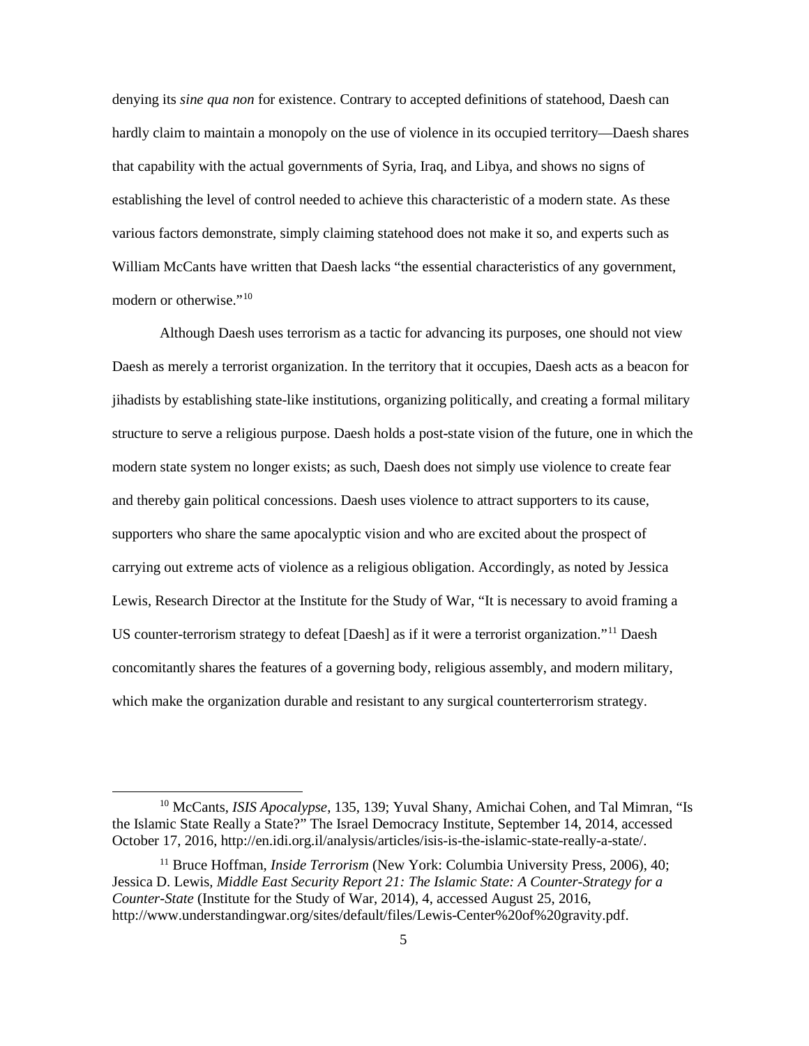denying its *sine qua non* for existence. Contrary to accepted definitions of statehood, Daesh can hardly claim to maintain a monopoly on the use of violence in its occupied territory—Daesh shares that capability with the actual governments of Syria, Iraq, and Libya, and shows no signs of establishing the level of control needed to achieve this characteristic of a modern state. As these various factors demonstrate, simply claiming statehood does not make it so, and experts such as William McCants have written that Daesh lacks "the essential characteristics of any government, modern or otherwise."[10]

Although Daesh uses terrorism as a tactic for advancing its purposes, one should not view Daesh as merely a terrorist organization. In the territory that it occupies, Daesh acts as a beacon for jihadists by establishing state-like institutions, organizing politically, and creating a formal military structure to serve a religious purpose. Daesh holds a post-state vision of the future, one in which the modern state system no longer exists; as such, Daesh does not simply use violence to create fear and thereby gain political concessions. Daesh uses violence to attract supporters to its cause, supporters who share the same apocalyptic vision and who are excited about the prospect of carrying out extreme acts of violence as a religious obligation. Accordingly, as noted by Jessica Lewis, Research Director at the Institute for the Study of War, "It is necessary to avoid framing a US counter-terrorism strategy to defeat [Daesh] as if it were a terrorist organization."[11] Daesh concomitantly shares the features of a governing body, religious assembly, and modern military, which make the organization durable and resistant to any surgical counterterrorism strategy.

---

[10] McCants, *ISIS Apocalypse*, 135, 139; Yuval Shany, Amichai Cohen, and Tal Mimran, "Is the Islamic State Really a State?" The Israel Democracy Institute, September 14, 2014, accessed October 17, 2016, http://en.idi.org.il/analysis/articles/isis-is-the-islamic-state-really-a-state/.

[11] Bruce Hoffman, *Inside Terrorism* (New York: Columbia University Press, 2006), 40; Jessica D. Lewis, *Middle East Security Report 21: The Islamic State: A Counter-Strategy for a Counter-State* (Institute for the Study of War, 2014), 4, accessed August 25, 2016, http://www.understandingwar.org/sites/default/files/Lewis-Center%20of%20gravity.pdf.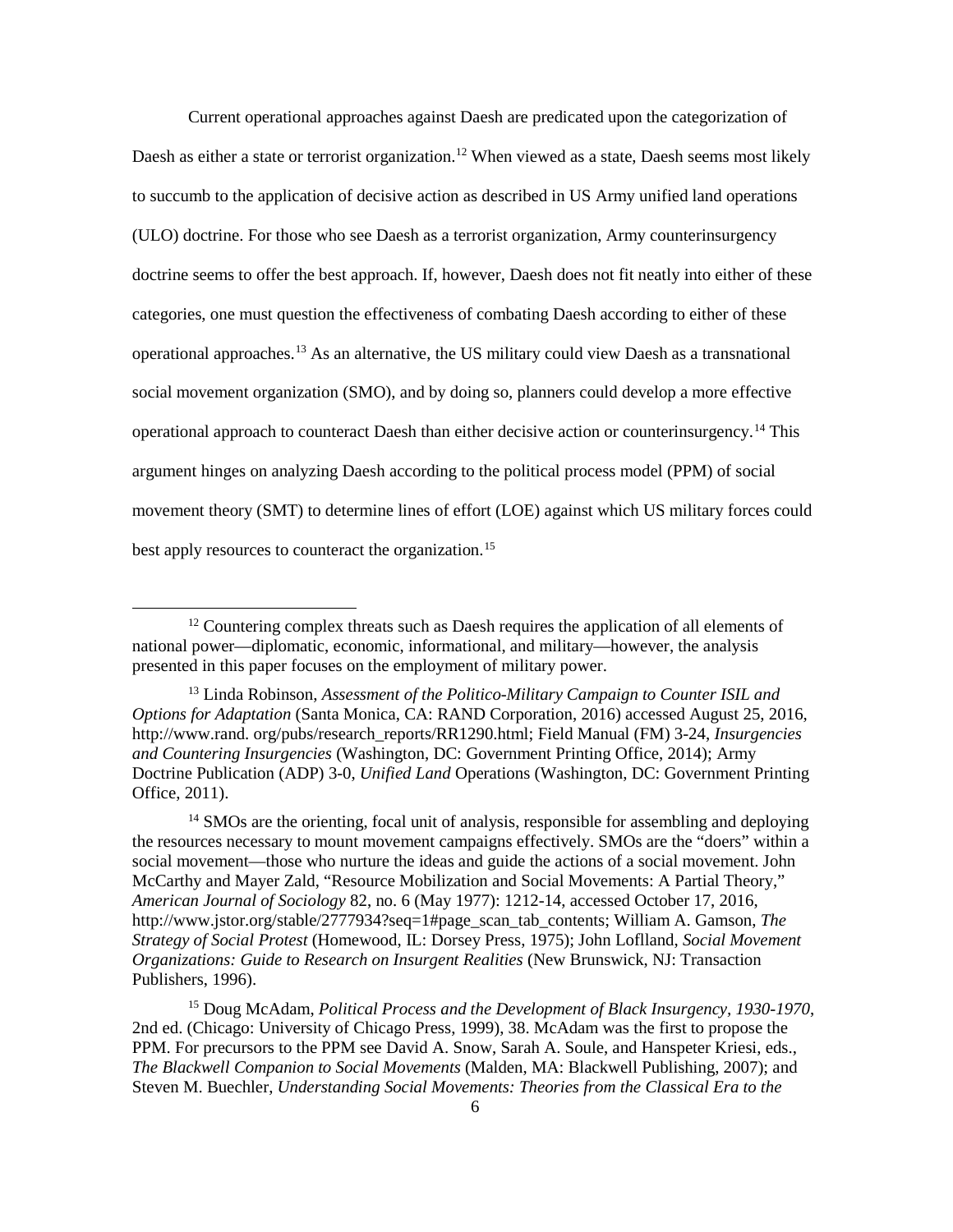Current operational approaches against Daesh are predicated upon the categorization of Daesh as either a state or terrorist organization.[12] When viewed as a state, Daesh seems most likely to succumb to the application of decisive action as described in US Army unified land operations (ULO) doctrine. For those who see Daesh as a terrorist organization, Army counterinsurgency doctrine seems to offer the best approach. If, however, Daesh does not fit neatly into either of these categories, one must question the effectiveness of combating Daesh according to either of these operational approaches.[13] As an alternative, the US military could view Daesh as a transnational social movement organization (SMO), and by doing so, planners could develop a more effective operational approach to counteract Daesh than either decisive action or counterinsurgency.[14] This argument hinges on analyzing Daesh according to the political process model (PPM) of social movement theory (SMT) to determine lines of effort (LOE) against which US military forces could best apply resources to counteract the organization.[15]

---

[12] Countering complex threats such as Daesh requires the application of all elements of national power—diplomatic, economic, informational, and military—however, the analysis presented in this paper focuses on the employment of military power.

[13] Linda Robinson, *Assessment of the Politico-Military Campaign to Counter ISIL and Options for Adaptation* (Santa Monica, CA: RAND Corporation, 2016) accessed August 25, 2016, http://www.rand. org/pubs/research_reports/RR1290.html; Field Manual (FM) 3-24, *Insurgencies and Countering Insurgencies* (Washington, DC: Government Printing Office, 2014); Army Doctrine Publication (ADP) 3-0, *Unified Land* Operations (Washington, DC: Government Printing Office, 2011).

[14] SMOs are the orienting, focal unit of analysis, responsible for assembling and deploying the resources necessary to mount movement campaigns effectively. SMOs are the "doers" within a social movement—those who nurture the ideas and guide the actions of a social movement. John McCarthy and Mayer Zald, "Resource Mobilization and Social Movements: A Partial Theory," *American Journal of Sociology* 82, no. 6 (May 1977): 1212-14, accessed October 17, 2016, http://www.jstor.org/stable/2777934?seq=1#page_scan_tab_contents; William A. Gamson, *The Strategy of Social Protest* (Homewood, IL: Dorsey Press, 1975); John Loflland, *Social Movement Organizations: Guide to Research on Insurgent Realities* (New Brunswick, NJ: Transaction Publishers, 1996).

[15] Doug McAdam, *Political Process and the Development of Black Insurgency, 1930-1970*, 2nd ed. (Chicago: University of Chicago Press, 1999), 38. McAdam was the first to propose the PPM. For precursors to the PPM see David A. Snow, Sarah A. Soule, and Hanspeter Kriesi, eds., *The Blackwell Companion to Social Movements* (Malden, MA: Blackwell Publishing, 2007); and Steven M. Buechler, *Understanding Social Movements: Theories from the Classical Era to the*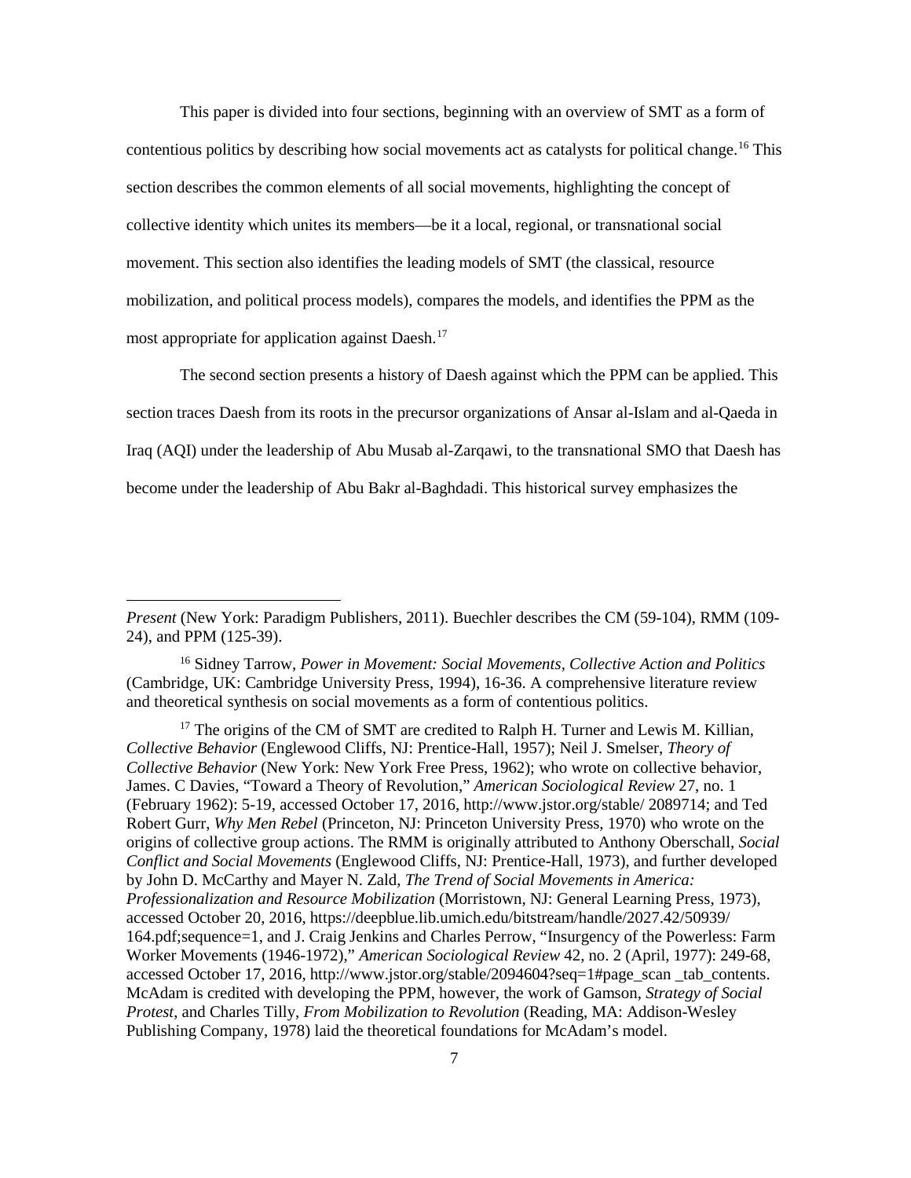This paper is divided into four sections, beginning with an overview of SMT as a form of contentious politics by describing how social movements act as catalysts for political change.[16] This section describes the common elements of all social movements, highlighting the concept of collective identity which unites its members—be it a local, regional, or transnational social movement. This section also identifies the leading models of SMT (the classical, resource mobilization, and political process models), compares the models, and identifies the PPM as the most appropriate for application against Daesh.[17]

The second section presents a history of Daesh against which the PPM can be applied. This section traces Daesh from its roots in the precursor organizations of Ansar al-Islam and al-Qaeda in Iraq (AQI) under the leadership of Abu Musab al-Zarqawi, to the transnational SMO that Daesh has become under the leadership of Abu Bakr al-Baghdadi. This historical survey emphasizes the

---

*Present* (New York: Paradigm Publishers, 2011). Buechler describes the CM (59-104), RMM (109-24), and PPM (125-39).

[16] Sidney Tarrow, *Power in Movement: Social Movements, Collective Action and Politics* (Cambridge, UK: Cambridge University Press, 1994), 16-36. A comprehensive literature review and theoretical synthesis on social movements as a form of contentious politics.

[17] The origins of the CM of SMT are credited to Ralph H. Turner and Lewis M. Killian, *Collective Behavior* (Englewood Cliffs, NJ: Prentice-Hall, 1957); Neil J. Smelser, *Theory of Collective Behavior* (New York: New York Free Press, 1962); who wrote on collective behavior, James. C Davies, "Toward a Theory of Revolution," *American Sociological Review* 27, no. 1 (February 1962): 5-19, accessed October 17, 2016, http://www.jstor.org/stable/ 2089714; and Ted Robert Gurr, *Why Men Rebel* (Princeton, NJ: Princeton University Press, 1970) who wrote on the origins of collective group actions. The RMM is originally attributed to Anthony Oberschall, *Social Conflict and Social Movements* (Englewood Cliffs, NJ: Prentice-Hall, 1973), and further developed by John D. McCarthy and Mayer N. Zald, *The Trend of Social Movements in America: Professionalization and Resource Mobilization* (Morristown, NJ: General Learning Press, 1973), accessed October 20, 2016, https://deepblue.lib.umich.edu/bitstream/handle/2027.42/50939/ 164.pdf;sequence=1, and J. Craig Jenkins and Charles Perrow, "Insurgency of the Powerless: Farm Worker Movements (1946-1972)," *American Sociological Review* 42, no. 2 (April, 1977): 249-68, accessed October 17, 2016, http://www.jstor.org/stable/2094604?seq=1#page_scan _tab_contents. McAdam is credited with developing the PPM, however, the work of Gamson, *Strategy of Social Protest*, and Charles Tilly, *From Mobilization to Revolution* (Reading, MA: Addison-Wesley Publishing Company, 1978) laid the theoretical foundations for McAdam's model.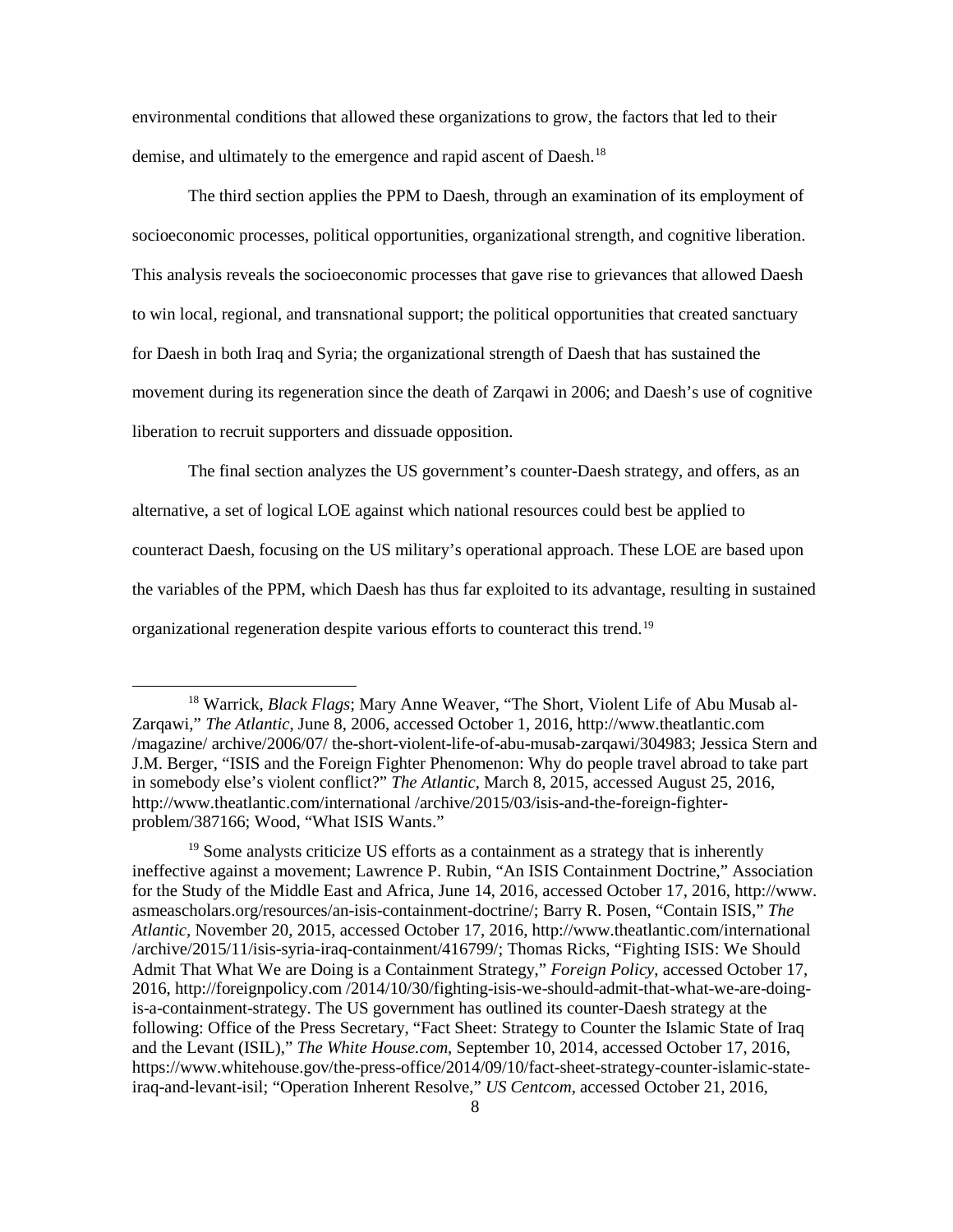environmental conditions that allowed these organizations to grow, the factors that led to their demise, and ultimately to the emergence and rapid ascent of Daesh.[18]

The third section applies the PPM to Daesh, through an examination of its employment of socioeconomic processes, political opportunities, organizational strength, and cognitive liberation. This analysis reveals the socioeconomic processes that gave rise to grievances that allowed Daesh to win local, regional, and transnational support; the political opportunities that created sanctuary for Daesh in both Iraq and Syria; the organizational strength of Daesh that has sustained the movement during its regeneration since the death of Zarqawi in 2006; and Daesh's use of cognitive liberation to recruit supporters and dissuade opposition.

The final section analyzes the US government's counter-Daesh strategy, and offers, as an alternative, a set of logical LOE against which national resources could best be applied to counteract Daesh, focusing on the US military's operational approach. These LOE are based upon the variables of the PPM, which Daesh has thus far exploited to its advantage, resulting in sustained organizational regeneration despite various efforts to counteract this trend.[19]

---

[18] Warrick, *Black Flags*; Mary Anne Weaver, "The Short, Violent Life of Abu Musab al-Zarqawi," *The Atlantic*, June 8, 2006, accessed October 1, 2016, http://www.theatlantic.com /magazine/ archive/2006/07/ the-short-violent-life-of-abu-musab-zarqawi/304983; Jessica Stern and J.M. Berger, "ISIS and the Foreign Fighter Phenomenon: Why do people travel abroad to take part in somebody else's violent conflict?" *The Atlantic*, March 8, 2015, accessed August 25, 2016, http://www.theatlantic.com/international /archive/2015/03/isis-and-the-foreign-fighter-problem/387166; Wood, "What ISIS Wants."

[19] Some analysts criticize US efforts as a containment as a strategy that is inherently ineffective against a movement; Lawrence P. Rubin, "An ISIS Containment Doctrine," Association for the Study of the Middle East and Africa, June 14, 2016, accessed October 17, 2016, http://www. asmeascholars.org/resources/an-isis-containment-doctrine/; Barry R. Posen, "Contain ISIS," *The Atlantic*, November 20, 2015, accessed October 17, 2016, http://www.theatlantic.com/international /archive/2015/11/isis-syria-iraq-containment/416799/; Thomas Ricks, "Fighting ISIS: We Should Admit That What We are Doing is a Containment Strategy," *Foreign Policy*, accessed October 17, 2016, http://foreignpolicy.com /2014/10/30/fighting-isis-we-should-admit-that-what-we-are-doing-is-a-containment-strategy. The US government has outlined its counter-Daesh strategy at the following: Office of the Press Secretary, "Fact Sheet: Strategy to Counter the Islamic State of Iraq and the Levant (ISIL)," *The White House.com*, September 10, 2014, accessed October 17, 2016, https://www.whitehouse.gov/the-press-office/2014/09/10/fact-sheet-strategy-counter-islamic-state-iraq-and-levant-isil; "Operation Inherent Resolve," *US Centcom*, accessed October 21, 2016,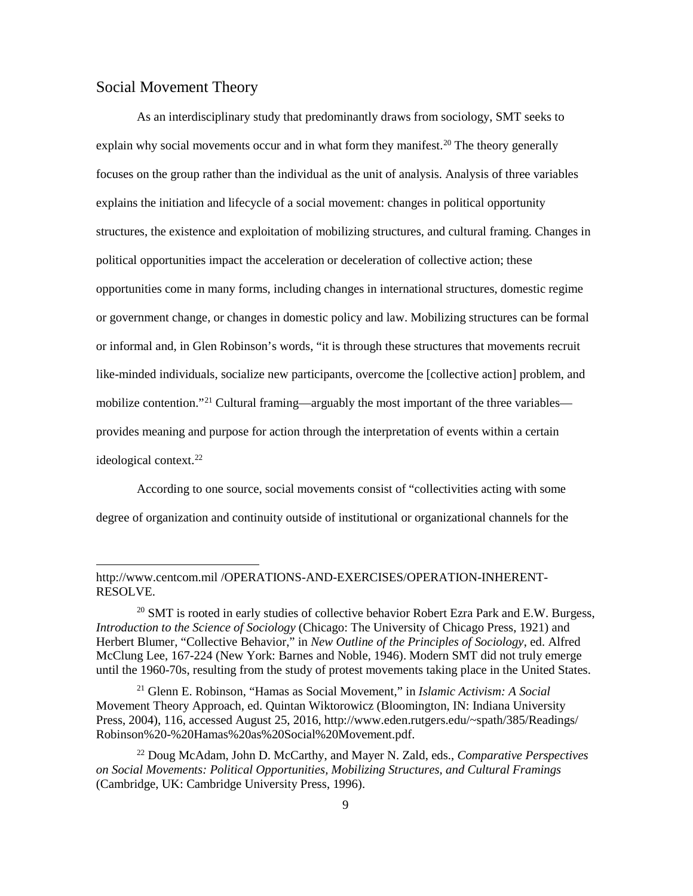## Social Movement Theory

As an interdisciplinary study that predominantly draws from sociology, SMT seeks to explain why social movements occur and in what form they manifest.[20] The theory generally focuses on the group rather than the individual as the unit of analysis. Analysis of three variables explains the initiation and lifecycle of a social movement: changes in political opportunity structures, the existence and exploitation of mobilizing structures, and cultural framing. Changes in political opportunities impact the acceleration or deceleration of collective action; these opportunities come in many forms, including changes in international structures, domestic regime or government change, or changes in domestic policy and law. Mobilizing structures can be formal or informal and, in Glen Robinson's words, "it is through these structures that movements recruit like-minded individuals, socialize new participants, overcome the [collective action] problem, and mobilize contention."[21] Cultural framing—arguably the most important of the three variables—provides meaning and purpose for action through the interpretation of events within a certain ideological context.[22]

According to one source, social movements consist of "collectivities acting with some degree of organization and continuity outside of institutional or organizational channels for the

---

http://www.centcom.mil /OPERATIONS-AND-EXERCISES/OPERATION-INHERENT-RESOLVE.

[20] SMT is rooted in early studies of collective behavior Robert Ezra Park and E.W. Burgess, *Introduction to the Science of Sociology* (Chicago: The University of Chicago Press, 1921) and Herbert Blumer, "Collective Behavior," in *New Outline of the Principles of Sociology*, ed. Alfred McClung Lee, 167-224 (New York: Barnes and Noble, 1946). Modern SMT did not truly emerge until the 1960-70s, resulting from the study of protest movements taking place in the United States.

[21] Glenn E. Robinson, "Hamas as Social Movement," in *Islamic Activism: A Social* Movement Theory Approach, ed. Quintan Wiktorowicz (Bloomington, IN: Indiana University Press, 2004), 116, accessed August 25, 2016, http://www.eden.rutgers.edu/~spath/385/Readings/Robinson%20-%20Hamas%20as%20Social%20Movement.pdf.

[22] Doug McAdam, John D. McCarthy, and Mayer N. Zald, eds., *Comparative Perspectives on Social Movements: Political Opportunities, Mobilizing Structures, and Cultural Framings* (Cambridge, UK: Cambridge University Press, 1996).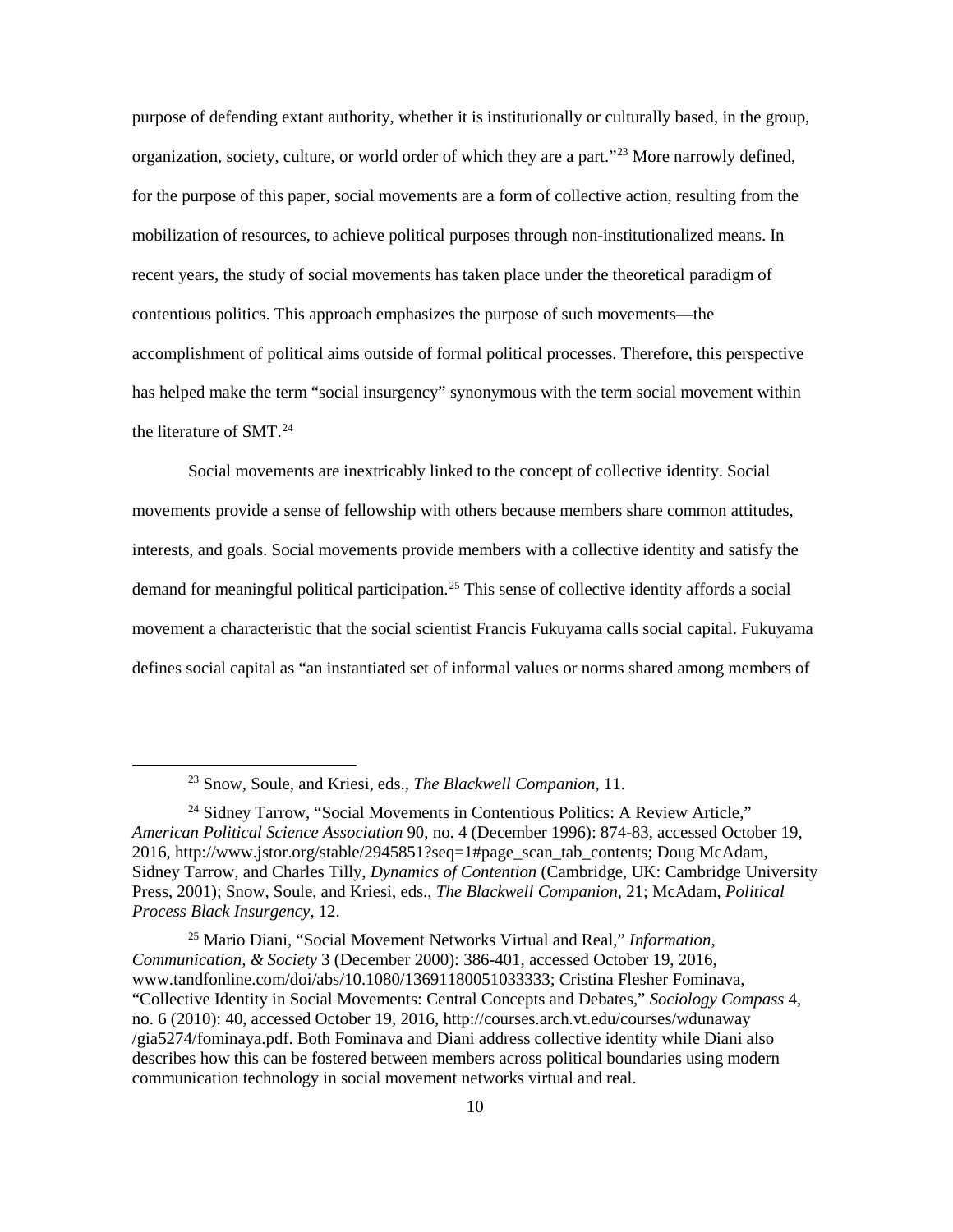purpose of defending extant authority, whether it is institutionally or culturally based, in the group, organization, society, culture, or world order of which they are a part."[23] More narrowly defined, for the purpose of this paper, social movements are a form of collective action, resulting from the mobilization of resources, to achieve political purposes through non-institutionalized means. In recent years, the study of social movements has taken place under the theoretical paradigm of contentious politics. This approach emphasizes the purpose of such movements—the accomplishment of political aims outside of formal political processes. Therefore, this perspective has helped make the term "social insurgency" synonymous with the term social movement within the literature of SMT.[24]

Social movements are inextricably linked to the concept of collective identity. Social movements provide a sense of fellowship with others because members share common attitudes, interests, and goals. Social movements provide members with a collective identity and satisfy the demand for meaningful political participation.[25] This sense of collective identity affords a social movement a characteristic that the social scientist Francis Fukuyama calls social capital. Fukuyama defines social capital as "an instantiated set of informal values or norms shared among members of

---

[23] Snow, Soule, and Kriesi, eds., *The Blackwell Companion*, 11.

[24] Sidney Tarrow, "Social Movements in Contentious Politics: A Review Article," *American Political Science Association* 90, no. 4 (December 1996): 874-83, accessed October 19, 2016, http://www.jstor.org/stable/2945851?seq=1#page_scan_tab_contents; Doug McAdam, Sidney Tarrow, and Charles Tilly, *Dynamics of Contention* (Cambridge, UK: Cambridge University Press, 2001); Snow, Soule, and Kriesi, eds., *The Blackwell Companion*, 21; McAdam, *Political Process Black Insurgency*, 12.

[25] Mario Diani, "Social Movement Networks Virtual and Real," *Information, Communication, & Society* 3 (December 2000): 386-401, accessed October 19, 2016, www.tandfonline.com/doi/abs/10.1080/13691180051033333; Cristina Flesher Fominava, "Collective Identity in Social Movements: Central Concepts and Debates," *Sociology Compass* 4, no. 6 (2010): 40, accessed October 19, 2016, http://courses.arch.vt.edu/courses/wdunaway/gia5274/fominaya.pdf. Both Fominava and Diani address collective identity while Diani also describes how this can be fostered between members across political boundaries using modern communication technology in social movement networks virtual and real.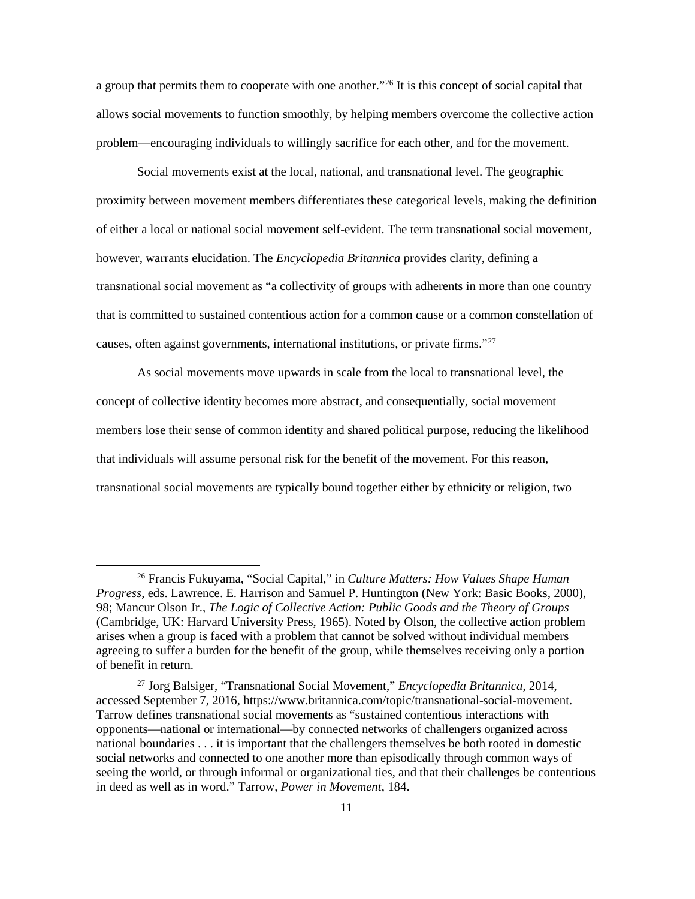a group that permits them to cooperate with one another."[26] It is this concept of social capital that allows social movements to function smoothly, by helping members overcome the collective action problem—encouraging individuals to willingly sacrifice for each other, and for the movement.

Social movements exist at the local, national, and transnational level. The geographic proximity between movement members differentiates these categorical levels, making the definition of either a local or national social movement self-evident. The term transnational social movement, however, warrants elucidation. The *Encyclopedia Britannica* provides clarity, defining a transnational social movement as "a collectivity of groups with adherents in more than one country that is committed to sustained contentious action for a common cause or a common constellation of causes, often against governments, international institutions, or private firms."[27]

As social movements move upwards in scale from the local to transnational level, the concept of collective identity becomes more abstract, and consequentially, social movement members lose their sense of common identity and shared political purpose, reducing the likelihood that individuals will assume personal risk for the benefit of the movement. For this reason, transnational social movements are typically bound together either by ethnicity or religion, two

---

[26] Francis Fukuyama, "Social Capital," in *Culture Matters: How Values Shape Human Progress*, eds. Lawrence. E. Harrison and Samuel P. Huntington (New York: Basic Books, 2000), 98; Mancur Olson Jr., *The Logic of Collective Action: Public Goods and the Theory of Groups* (Cambridge, UK: Harvard University Press, 1965). Noted by Olson, the collective action problem arises when a group is faced with a problem that cannot be solved without individual members agreeing to suffer a burden for the benefit of the group, while themselves receiving only a portion of benefit in return.

[27] Jorg Balsiger, "Transnational Social Movement," *Encyclopedia Britannica*, 2014, accessed September 7, 2016, https://www.britannica.com/topic/transnational-social-movement. Tarrow defines transnational social movements as "sustained contentious interactions with opponents—national or international—by connected networks of challengers organized across national boundaries . . . it is important that the challengers themselves be both rooted in domestic social networks and connected to one another more than episodically through common ways of seeing the world, or through informal or organizational ties, and that their challenges be contentious in deed as well as in word." Tarrow, *Power in Movement*, 184.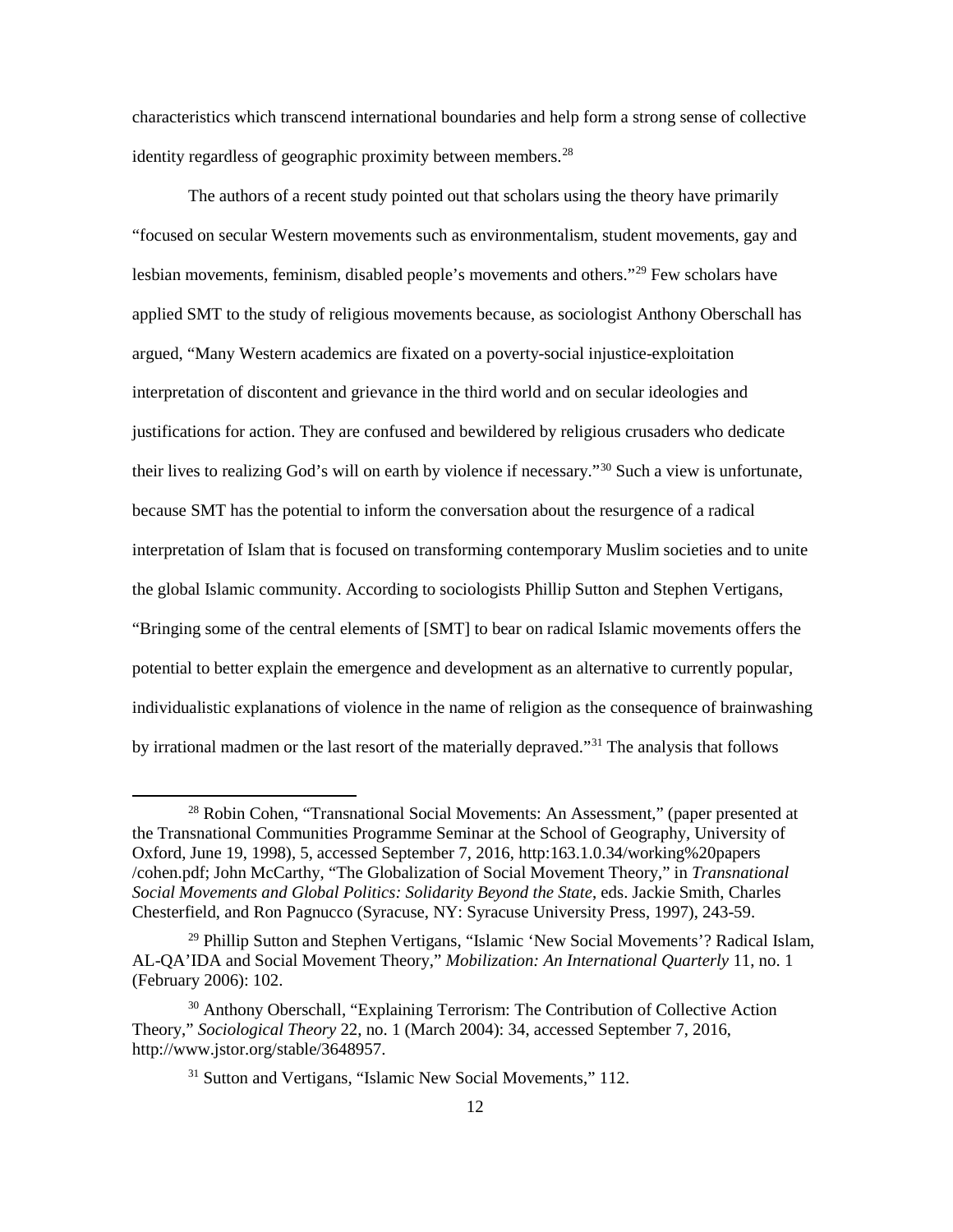characteristics which transcend international boundaries and help form a strong sense of collective identity regardless of geographic proximity between members.[28]

The authors of a recent study pointed out that scholars using the theory have primarily "focused on secular Western movements such as environmentalism, student movements, gay and lesbian movements, feminism, disabled people's movements and others."[29] Few scholars have applied SMT to the study of religious movements because, as sociologist Anthony Oberschall has argued, "Many Western academics are fixated on a poverty-social injustice-exploitation interpretation of discontent and grievance in the third world and on secular ideologies and justifications for action. They are confused and bewildered by religious crusaders who dedicate their lives to realizing God's will on earth by violence if necessary."[30] Such a view is unfortunate, because SMT has the potential to inform the conversation about the resurgence of a radical interpretation of Islam that is focused on transforming contemporary Muslim societies and to unite the global Islamic community. According to sociologists Phillip Sutton and Stephen Vertigans, "Bringing some of the central elements of [SMT] to bear on radical Islamic movements offers the potential to better explain the emergence and development as an alternative to currently popular, individualistic explanations of violence in the name of religion as the consequence of brainwashing by irrational madmen or the last resort of the materially depraved."[31] The analysis that follows

---

[28] Robin Cohen, "Transnational Social Movements: An Assessment," (paper presented at the Transnational Communities Programme Seminar at the School of Geography, University of Oxford, June 19, 1998), 5, accessed September 7, 2016, http:163.1.0.34/working%20papers /cohen.pdf; John McCarthy, "The Globalization of Social Movement Theory," in *Transnational Social Movements and Global Politics: Solidarity Beyond the State*, eds. Jackie Smith, Charles Chesterfield, and Ron Pagnucco (Syracuse, NY: Syracuse University Press, 1997), 243-59.

[29] Phillip Sutton and Stephen Vertigans, "Islamic 'New Social Movements'? Radical Islam, AL-QA'IDA and Social Movement Theory," *Mobilization: An International Quarterly* 11, no. 1 (February 2006): 102.

[30] Anthony Oberschall, "Explaining Terrorism: The Contribution of Collective Action Theory," *Sociological Theory* 22, no. 1 (March 2004): 34, accessed September 7, 2016, http://www.jstor.org/stable/3648957.

[31] Sutton and Vertigans, "Islamic New Social Movements," 112.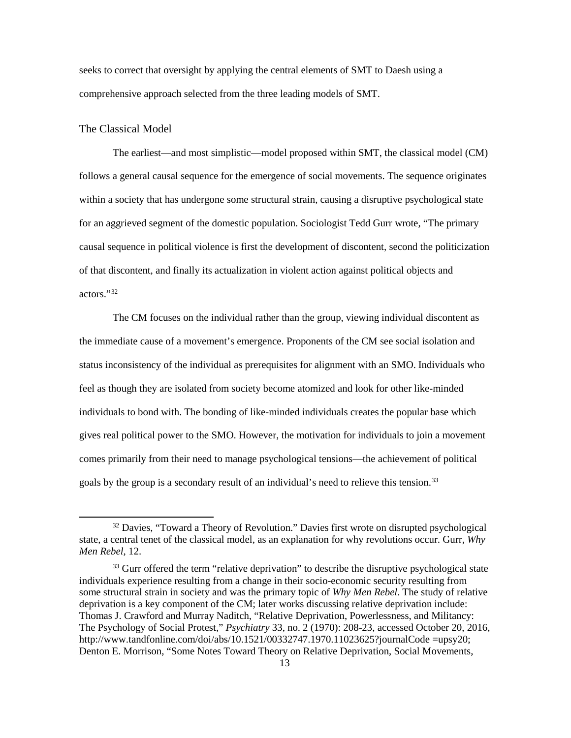seeks to correct that oversight by applying the central elements of SMT to Daesh using a comprehensive approach selected from the three leading models of SMT.

## The Classical Model

The earliest—and most simplistic—model proposed within SMT, the classical model (CM) follows a general causal sequence for the emergence of social movements. The sequence originates within a society that has undergone some structural strain, causing a disruptive psychological state for an aggrieved segment of the domestic population. Sociologist Tedd Gurr wrote, "The primary causal sequence in political violence is first the development of discontent, second the politicization of that discontent, and finally its actualization in violent action against political objects and actors."[32]

The CM focuses on the individual rather than the group, viewing individual discontent as the immediate cause of a movement's emergence. Proponents of the CM see social isolation and status inconsistency of the individual as prerequisites for alignment with an SMO. Individuals who feel as though they are isolated from society become atomized and look for other like-minded individuals to bond with. The bonding of like-minded individuals creates the popular base which gives real political power to the SMO. However, the motivation for individuals to join a movement comes primarily from their need to manage psychological tensions—the achievement of political goals by the group is a secondary result of an individual's need to relieve this tension.[33]

---

[32] Davies, "Toward a Theory of Revolution." Davies first wrote on disrupted psychological state, a central tenet of the classical model, as an explanation for why revolutions occur. Gurr, *Why Men Rebel*, 12.

[33] Gurr offered the term "relative deprivation" to describe the disruptive psychological state individuals experience resulting from a change in their socio-economic security resulting from some structural strain in society and was the primary topic of *Why Men Rebel*. The study of relative deprivation is a key component of the CM; later works discussing relative deprivation include: Thomas J. Crawford and Murray Naditch, "Relative Deprivation, Powerlessness, and Militancy: The Psychology of Social Protest," *Psychiatry* 33, no. 2 (1970): 208-23, accessed October 20, 2016, http://www.tandfonline.com/doi/abs/10.1521/00332747.1970.11023625?journalCode =upsy20; Denton E. Morrison, "Some Notes Toward Theory on Relative Deprivation, Social Movements,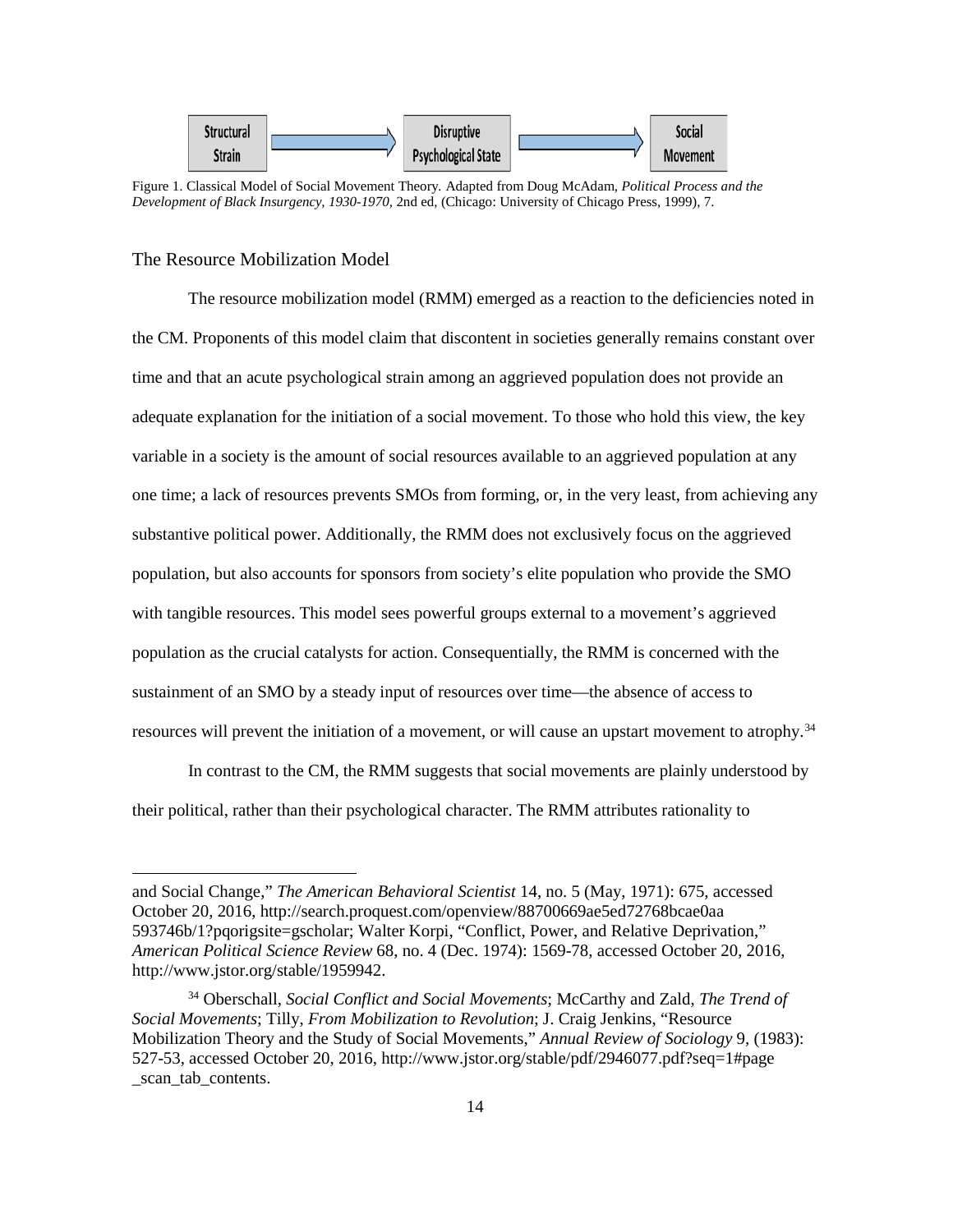Structural Strain → Disruptive Psychological State → Social Movement

Figure 1. Classical Model of Social Movement Theory. Adapted from Doug McAdam, *Political Process and the Development of Black Insurgency, 1930-1970,* 2nd ed, (Chicago: University of Chicago Press, 1999), 7.

## The Resource Mobilization Model

The resource mobilization model (RMM) emerged as a reaction to the deficiencies noted in the CM. Proponents of this model claim that discontent in societies generally remains constant over time and that an acute psychological strain among an aggrieved population does not provide an adequate explanation for the initiation of a social movement. To those who hold this view, the key variable in a society is the amount of social resources available to an aggrieved population at any one time; a lack of resources prevents SMOs from forming, or, in the very least, from achieving any substantive political power. Additionally, the RMM does not exclusively focus on the aggrieved population, but also accounts for sponsors from society's elite population who provide the SMO with tangible resources. This model sees powerful groups external to a movement's aggrieved population as the crucial catalysts for action. Consequentially, the RMM is concerned with the sustainment of an SMO by a steady input of resources over time—the absence of access to resources will prevent the initiation of a movement, or will cause an upstart movement to atrophy.[34]

In contrast to the CM, the RMM suggests that social movements are plainly understood by their political, rather than their psychological character. The RMM attributes rationality to

---

and Social Change," *The American Behavioral Scientist* 14, no. 5 (May, 1971): 675, accessed October 20, 2016, http://search.proquest.com/openview/88700669ae5ed72768bcae0aa593746b/1?pqorigsite=gscholar; Walter Korpi, "Conflict, Power, and Relative Deprivation," *American Political Science Review* 68, no. 4 (Dec. 1974): 1569-78, accessed October 20, 2016, http://www.jstor.org/stable/1959942.

[34] Oberschall, *Social Conflict and Social Movements*; McCarthy and Zald, *The Trend of Social Movements*; Tilly, *From Mobilization to Revolution*; J. Craig Jenkins, "Resource Mobilization Theory and the Study of Social Movements," *Annual Review of Sociology* 9, (1983): 527-53, accessed October 20, 2016, http://www.jstor.org/stable/pdf/2946077.pdf?seq=1#page_scan_tab_contents.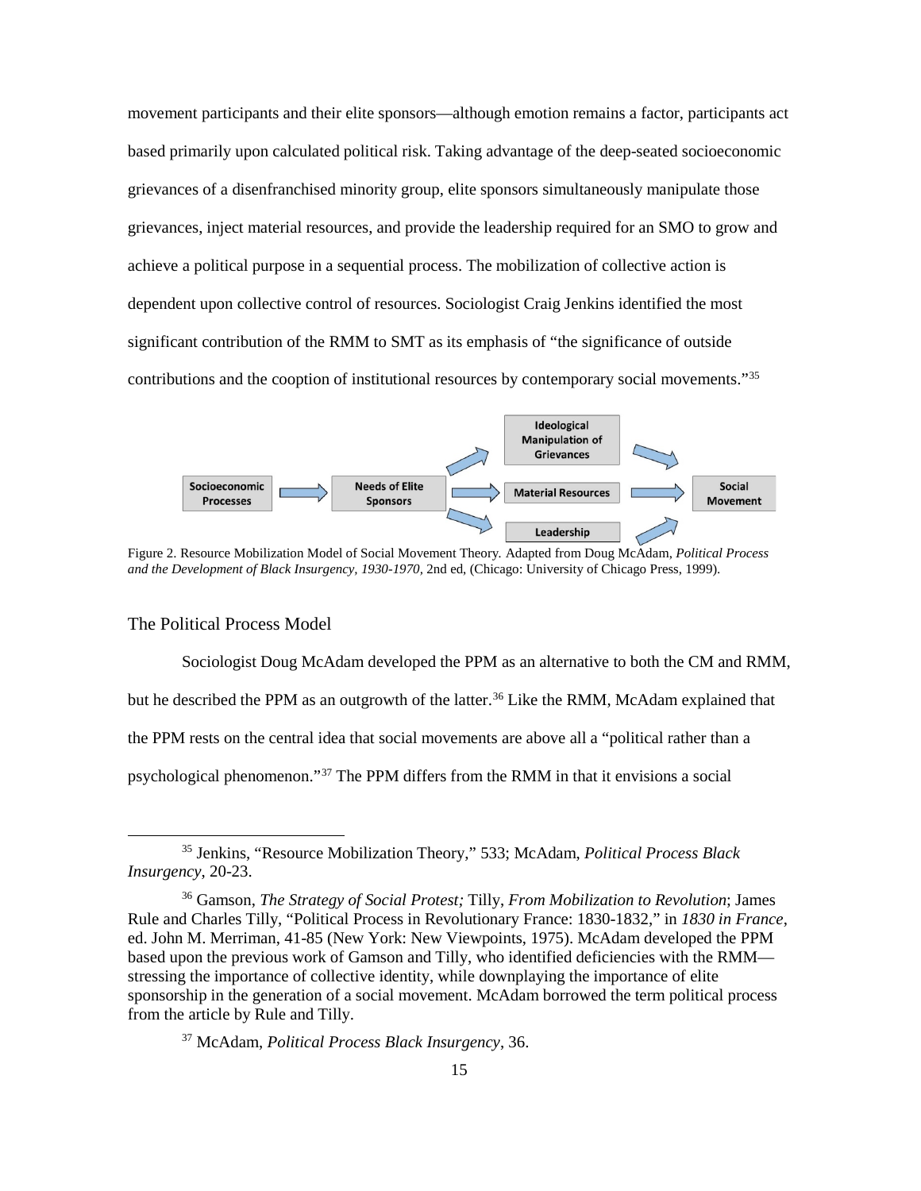movement participants and their elite sponsors—although emotion remains a factor, participants act based primarily upon calculated political risk. Taking advantage of the deep-seated socioeconomic grievances of a disenfranchised minority group, elite sponsors simultaneously manipulate those grievances, inject material resources, and provide the leadership required for an SMO to grow and achieve a political purpose in a sequential process. The mobilization of collective action is dependent upon collective control of resources. Sociologist Craig Jenkins identified the most significant contribution of the RMM to SMT as its emphasis of "the significance of outside contributions and the cooption of institutional resources by contemporary social movements."[35]

Socioeconomic Processes → Needs of Elite Sponsors → Ideological Manipulation of Grievances / Material Resources / Leadership → Social Movement

Figure 2. Resource Mobilization Model of Social Movement Theory. Adapted from Doug McAdam, *Political Process and the Development of Black Insurgency, 1930-1970*, 2nd ed, (Chicago: University of Chicago Press, 1999).

### The Political Process Model

Sociologist Doug McAdam developed the PPM as an alternative to both the CM and RMM, but he described the PPM as an outgrowth of the latter.[36] Like the RMM, McAdam explained that the PPM rests on the central idea that social movements are above all a "political rather than a psychological phenomenon."[37] The PPM differs from the RMM in that it envisions a social

---

[35] Jenkins, "Resource Mobilization Theory," 533; McAdam, *Political Process Black Insurgency*, 20-23.

[36] Gamson, *The Strategy of Social Protest;* Tilly, *From Mobilization to Revolution*; James Rule and Charles Tilly, "Political Process in Revolutionary France: 1830-1832," in *1830 in France*, ed. John M. Merriman, 41-85 (New York: New Viewpoints, 1975). McAdam developed the PPM based upon the previous work of Gamson and Tilly, who identified deficiencies with the RMM—stressing the importance of collective identity, while downplaying the importance of elite sponsorship in the generation of a social movement. McAdam borrowed the term political process from the article by Rule and Tilly.

[37] McAdam, *Political Process Black Insurgency*, 36.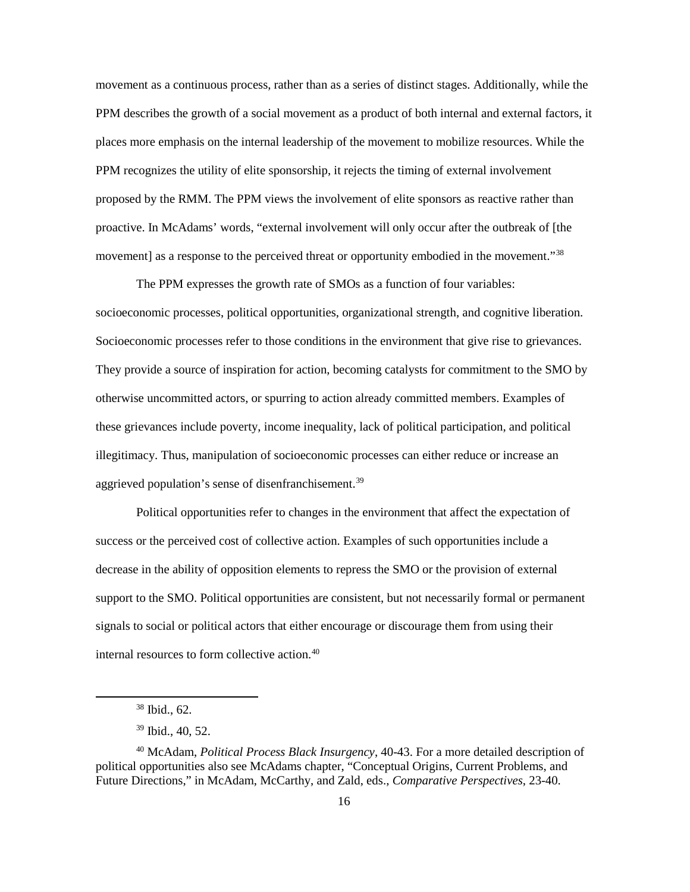movement as a continuous process, rather than as a series of distinct stages. Additionally, while the PPM describes the growth of a social movement as a product of both internal and external factors, it places more emphasis on the internal leadership of the movement to mobilize resources. While the PPM recognizes the utility of elite sponsorship, it rejects the timing of external involvement proposed by the RMM. The PPM views the involvement of elite sponsors as reactive rather than proactive. In McAdams' words, "external involvement will only occur after the outbreak of [the movement] as a response to the perceived threat or opportunity embodied in the movement."[38]

The PPM expresses the growth rate of SMOs as a function of four variables: socioeconomic processes, political opportunities, organizational strength, and cognitive liberation. Socioeconomic processes refer to those conditions in the environment that give rise to grievances. They provide a source of inspiration for action, becoming catalysts for commitment to the SMO by otherwise uncommitted actors, or spurring to action already committed members. Examples of these grievances include poverty, income inequality, lack of political participation, and political illegitimacy. Thus, manipulation of socioeconomic processes can either reduce or increase an aggrieved population's sense of disenfranchisement.[39]

Political opportunities refer to changes in the environment that affect the expectation of success or the perceived cost of collective action. Examples of such opportunities include a decrease in the ability of opposition elements to repress the SMO or the provision of external support to the SMO. Political opportunities are consistent, but not necessarily formal or permanent signals to social or political actors that either encourage or discourage them from using their internal resources to form collective action.[40]

---

[38] Ibid., 62.

[39] Ibid., 40, 52.

[40] McAdam, *Political Process Black Insurgency*, 40-43. For a more detailed description of political opportunities also see McAdams chapter, "Conceptual Origins, Current Problems, and Future Directions," in McAdam, McCarthy, and Zald, eds., *Comparative Perspectives*, 23-40.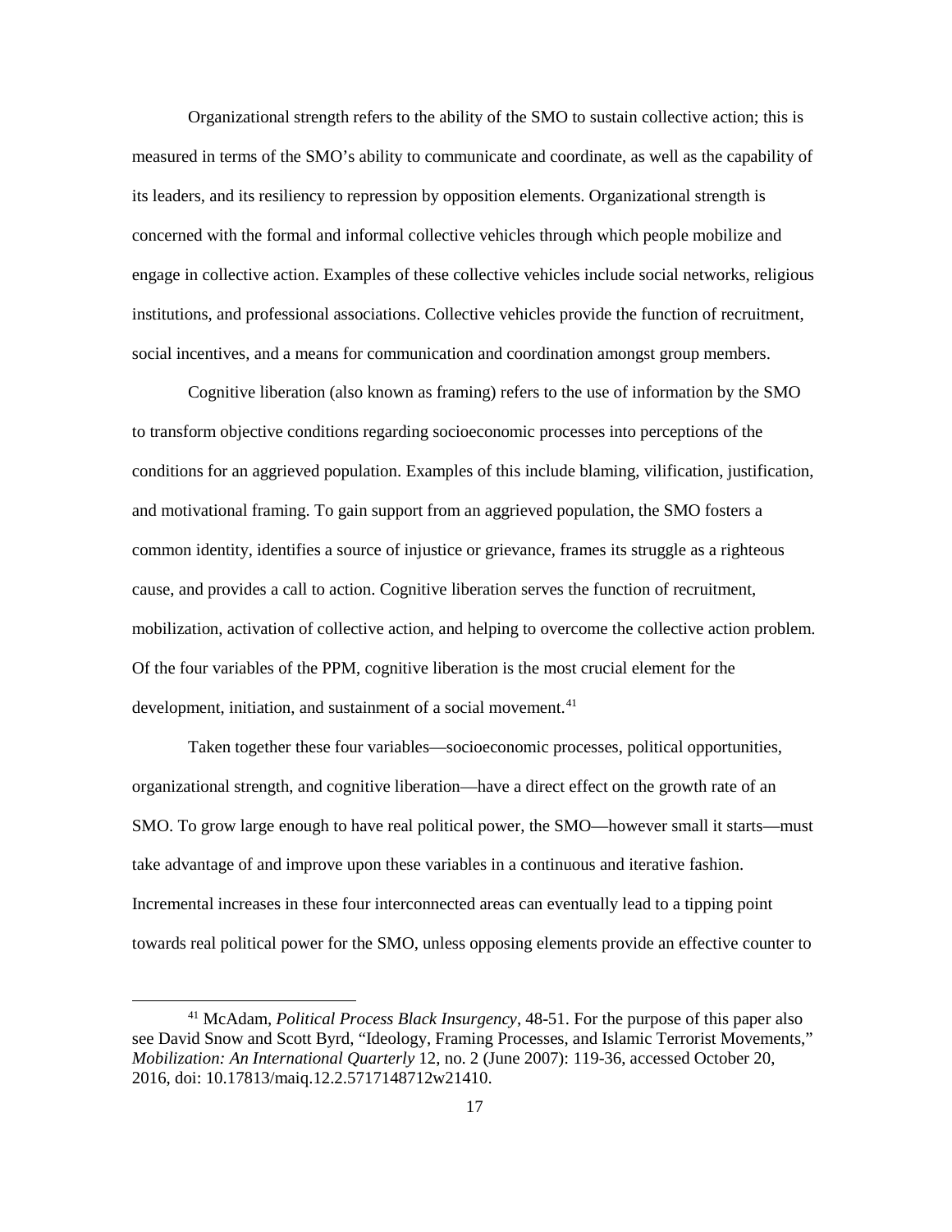Organizational strength refers to the ability of the SMO to sustain collective action; this is measured in terms of the SMO's ability to communicate and coordinate, as well as the capability of its leaders, and its resiliency to repression by opposition elements. Organizational strength is concerned with the formal and informal collective vehicles through which people mobilize and engage in collective action. Examples of these collective vehicles include social networks, religious institutions, and professional associations. Collective vehicles provide the function of recruitment, social incentives, and a means for communication and coordination amongst group members.

Cognitive liberation (also known as framing) refers to the use of information by the SMO to transform objective conditions regarding socioeconomic processes into perceptions of the conditions for an aggrieved population. Examples of this include blaming, vilification, justification, and motivational framing. To gain support from an aggrieved population, the SMO fosters a common identity, identifies a source of injustice or grievance, frames its struggle as a righteous cause, and provides a call to action. Cognitive liberation serves the function of recruitment, mobilization, activation of collective action, and helping to overcome the collective action problem. Of the four variables of the PPM, cognitive liberation is the most crucial element for the development, initiation, and sustainment of a social movement.[41]

Taken together these four variables—socioeconomic processes, political opportunities, organizational strength, and cognitive liberation—have a direct effect on the growth rate of an SMO. To grow large enough to have real political power, the SMO—however small it starts—must take advantage of and improve upon these variables in a continuous and iterative fashion. Incremental increases in these four interconnected areas can eventually lead to a tipping point towards real political power for the SMO, unless opposing elements provide an effective counter to

---

[41] McAdam, *Political Process Black Insurgency*, 48-51. For the purpose of this paper also see David Snow and Scott Byrd, "Ideology, Framing Processes, and Islamic Terrorist Movements," *Mobilization: An International Quarterly* 12, no. 2 (June 2007): 119-36, accessed October 20, 2016, doi: 10.17813/maiq.12.2.5717148712w21410.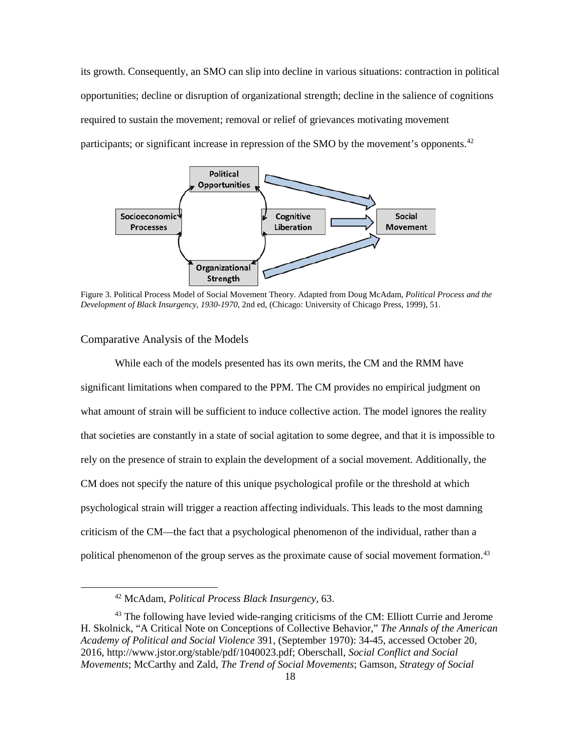its growth. Consequently, an SMO can slip into decline in various situations: contraction in political opportunities; decline or disruption of organizational strength; decline in the salience of cognitions required to sustain the movement; removal or relief of grievances motivating movement participants; or significant increase in repression of the SMO by the movement's opponents.[42]

Figure 3. Political Process Model of Social Movement Theory. Adapted from Doug McAdam, *Political Process and the Development of Black Insurgency, 1930-1970*, 2nd ed, (Chicago: University of Chicago Press, 1999), 51.

### Comparative Analysis of the Models

While each of the models presented has its own merits, the CM and the RMM have significant limitations when compared to the PPM. The CM provides no empirical judgment on what amount of strain will be sufficient to induce collective action. The model ignores the reality that societies are constantly in a state of social agitation to some degree, and that it is impossible to rely on the presence of strain to explain the development of a social movement. Additionally, the CM does not specify the nature of this unique psychological profile or the threshold at which psychological strain will trigger a reaction affecting individuals. This leads to the most damning criticism of the CM—the fact that a psychological phenomenon of the individual, rather than a political phenomenon of the group serves as the proximate cause of social movement formation.[43]

---

[42] McAdam, *Political Process Black Insurgency*, 63.

[43] The following have levied wide-ranging criticisms of the CM: Elliott Currie and Jerome H. Skolnick, "A Critical Note on Conceptions of Collective Behavior," *The Annals of the American Academy of Political and Social Violence* 391, (September 1970): 34-45, accessed October 20, 2016, http://www.jstor.org/stable/pdf/1040023.pdf; Oberschall, *Social Conflict and Social Movements*; McCarthy and Zald, *The Trend of Social Movements*; Gamson, *Strategy of Social*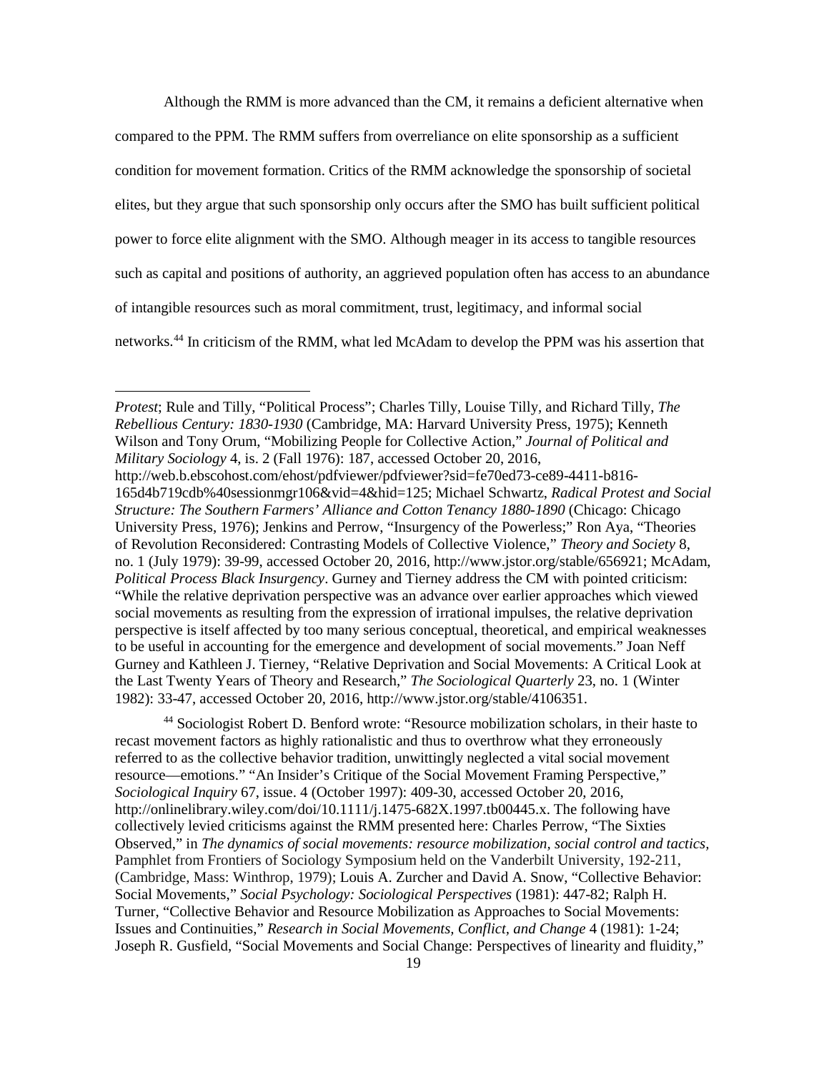Although the RMM is more advanced than the CM, it remains a deficient alternative when compared to the PPM. The RMM suffers from overreliance on elite sponsorship as a sufficient condition for movement formation. Critics of the RMM acknowledge the sponsorship of societal elites, but they argue that such sponsorship only occurs after the SMO has built sufficient political power to force elite alignment with the SMO. Although meager in its access to tangible resources such as capital and positions of authority, an aggrieved population often has access to an abundance of intangible resources such as moral commitment, trust, legitimacy, and informal social networks.[44] In criticism of the RMM, what led McAdam to develop the PPM was his assertion that

---

*Protest*; Rule and Tilly, "Political Process"; Charles Tilly, Louise Tilly, and Richard Tilly, *The Rebellious Century: 1830-1930* (Cambridge, MA: Harvard University Press, 1975); Kenneth Wilson and Tony Orum, "Mobilizing People for Collective Action," *Journal of Political and Military Sociology* 4, is. 2 (Fall 1976): 187, accessed October 20, 2016, http://web.b.ebscohost.com/ehost/pdfviewer/pdfviewer?sid=fe70ed73-ce89-4411-b816-165d4b719cdb%40sessionmgr106&vid=4&hid=125; Michael Schwartz, *Radical Protest and Social Structure: The Southern Farmers' Alliance and Cotton Tenancy 1880-1890* (Chicago: Chicago University Press, 1976); Jenkins and Perrow, "Insurgency of the Powerless;" Ron Aya, "Theories of Revolution Reconsidered: Contrasting Models of Collective Violence," *Theory and Society* 8, no. 1 (July 1979): 39-99, accessed October 20, 2016, http://www.jstor.org/stable/656921; McAdam, *Political Process Black Insurgency*. Gurney and Tierney address the CM with pointed criticism: "While the relative deprivation perspective was an advance over earlier approaches which viewed social movements as resulting from the expression of irrational impulses, the relative deprivation perspective is itself affected by too many serious conceptual, theoretical, and empirical weaknesses to be useful in accounting for the emergence and development of social movements." Joan Neff Gurney and Kathleen J. Tierney, "Relative Deprivation and Social Movements: A Critical Look at the Last Twenty Years of Theory and Research," *The Sociological Quarterly* 23, no. 1 (Winter 1982): 33-47, accessed October 20, 2016, http://www.jstor.org/stable/4106351.

[44] Sociologist Robert D. Benford wrote: "Resource mobilization scholars, in their haste to recast movement factors as highly rationalistic and thus to overthrow what they erroneously referred to as the collective behavior tradition, unwittingly neglected a vital social movement resource—emotions." "An Insider's Critique of the Social Movement Framing Perspective," *Sociological Inquiry* 67, issue. 4 (October 1997): 409-30, accessed October 20, 2016, http://onlinelibrary.wiley.com/doi/10.1111/j.1475-682X.1997.tb00445.x. The following have collectively levied criticisms against the RMM presented here: Charles Perrow, "The Sixties Observed," in *The dynamics of social movements: resource mobilization, social control and tactics*, Pamphlet from Frontiers of Sociology Symposium held on the Vanderbilt University, 192-211, (Cambridge, Mass: Winthrop, 1979); Louis A. Zurcher and David A. Snow, "Collective Behavior: Social Movements," *Social Psychology: Sociological Perspectives* (1981): 447-82; Ralph H. Turner, "Collective Behavior and Resource Mobilization as Approaches to Social Movements: Issues and Continuities," *Research in Social Movements, Conflict, and Change* 4 (1981): 1-24; Joseph R. Gusfield, "Social Movements and Social Change: Perspectives of linearity and fluidity,"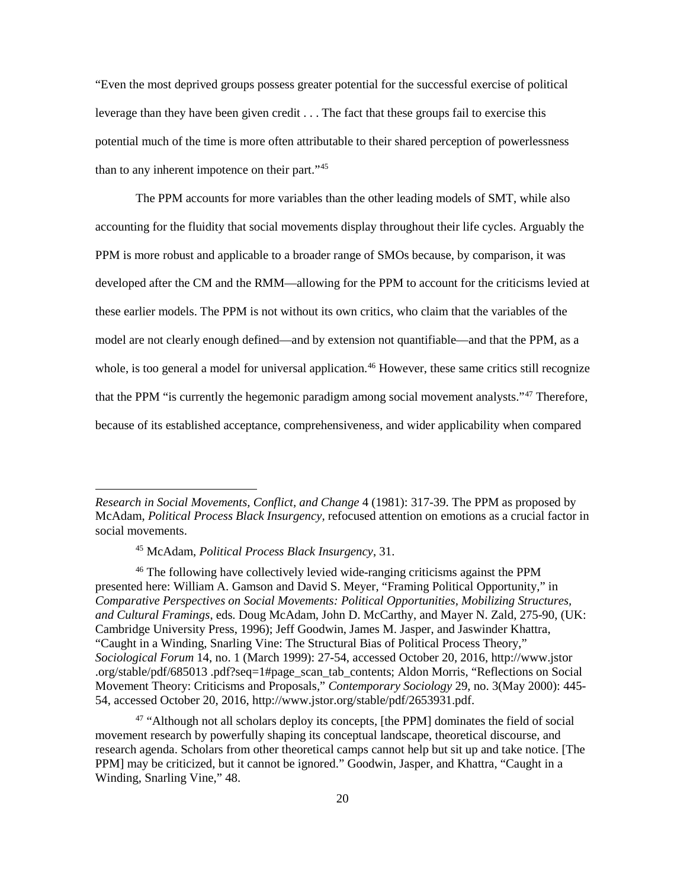"Even the most deprived groups possess greater potential for the successful exercise of political leverage than they have been given credit . . . The fact that these groups fail to exercise this potential much of the time is more often attributable to their shared perception of powerlessness than to any inherent impotence on their part."[45]

The PPM accounts for more variables than the other leading models of SMT, while also accounting for the fluidity that social movements display throughout their life cycles. Arguably the PPM is more robust and applicable to a broader range of SMOs because, by comparison, it was developed after the CM and the RMM—allowing for the PPM to account for the criticisms levied at these earlier models. The PPM is not without its own critics, who claim that the variables of the model are not clearly enough defined—and by extension not quantifiable—and that the PPM, as a whole, is too general a model for universal application.[46] However, these same critics still recognize that the PPM "is currently the hegemonic paradigm among social movement analysts."[47] Therefore, because of its established acceptance, comprehensiveness, and wider applicability when compared

---

*Research in Social Movements, Conflict, and Change* 4 (1981): 317-39. The PPM as proposed by McAdam, *Political Process Black Insurgency*, refocused attention on emotions as a crucial factor in social movements.

[45] McAdam, *Political Process Black Insurgency*, 31.

[46] The following have collectively levied wide-ranging criticisms against the PPM presented here: William A. Gamson and David S. Meyer, "Framing Political Opportunity," in *Comparative Perspectives on Social Movements: Political Opportunities, Mobilizing Structures, and Cultural Framings*, eds. Doug McAdam, John D. McCarthy, and Mayer N. Zald, 275-90, (UK: Cambridge University Press, 1996); Jeff Goodwin, James M. Jasper, and Jaswinder Khattra, "Caught in a Winding, Snarling Vine: The Structural Bias of Political Process Theory," *Sociological Forum* 14, no. 1 (March 1999): 27-54, accessed October 20, 2016, http://www.jstor .org/stable/pdf/685013 .pdf?seq=1#page_scan_tab_contents; Aldon Morris, "Reflections on Social Movement Theory: Criticisms and Proposals," *Contemporary Sociology* 29, no. 3(May 2000): 445-54, accessed October 20, 2016, http://www.jstor.org/stable/pdf/2653931.pdf.

[47] "Although not all scholars deploy its concepts, [the PPM] dominates the field of social movement research by powerfully shaping its conceptual landscape, theoretical discourse, and research agenda. Scholars from other theoretical camps cannot help but sit up and take notice. [The PPM] may be criticized, but it cannot be ignored." Goodwin, Jasper, and Khattra, "Caught in a Winding, Snarling Vine," 48.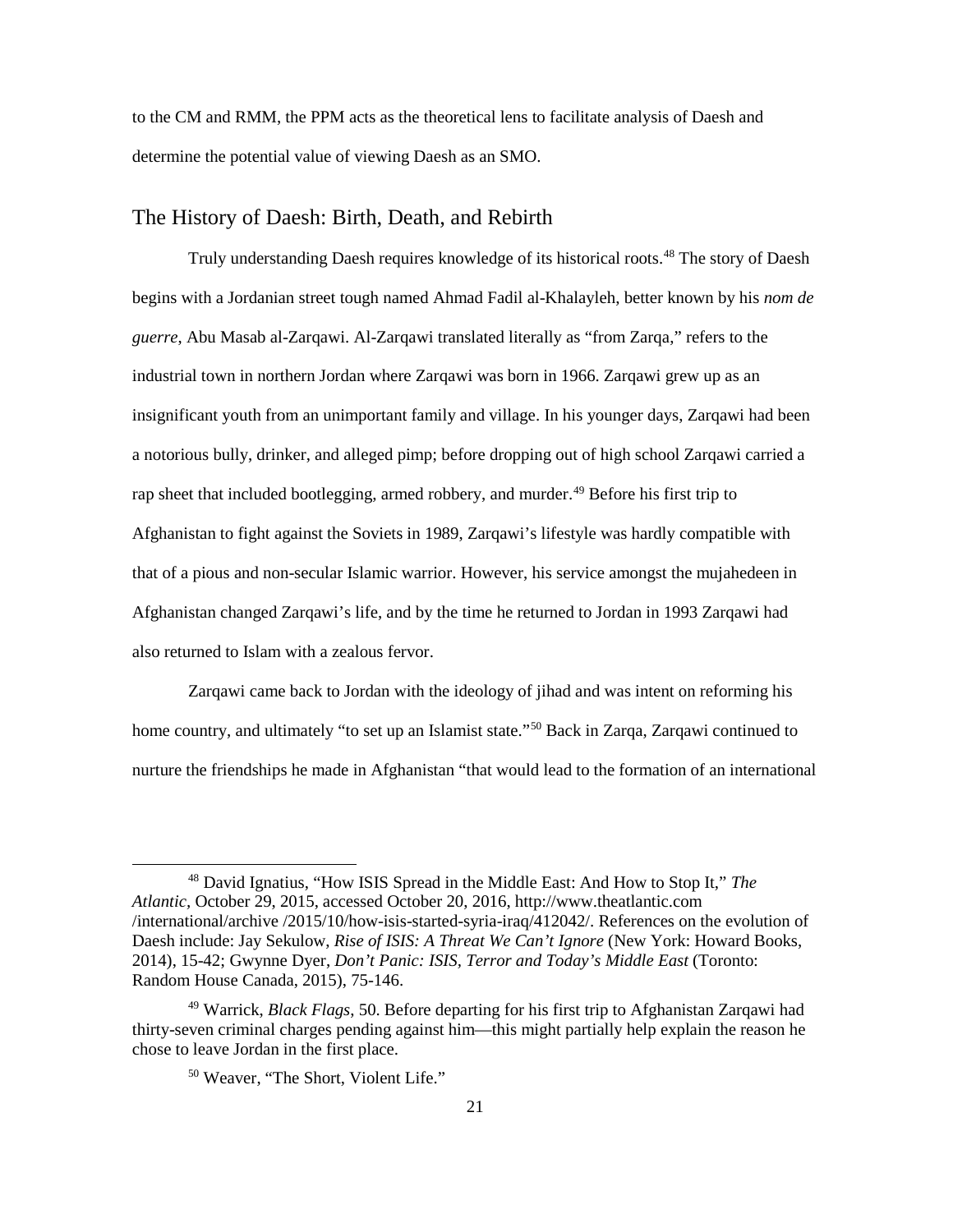to the CM and RMM, the PPM acts as the theoretical lens to facilitate analysis of Daesh and determine the potential value of viewing Daesh as an SMO.

## The History of Daesh: Birth, Death, and Rebirth

Truly understanding Daesh requires knowledge of its historical roots.[48] The story of Daesh begins with a Jordanian street tough named Ahmad Fadil al-Khalayleh, better known by his *nom de guerre*, Abu Masab al-Zarqawi. Al-Zarqawi translated literally as "from Zarqa," refers to the industrial town in northern Jordan where Zarqawi was born in 1966. Zarqawi grew up as an insignificant youth from an unimportant family and village. In his younger days, Zarqawi had been a notorious bully, drinker, and alleged pimp; before dropping out of high school Zarqawi carried a rap sheet that included bootlegging, armed robbery, and murder.[49] Before his first trip to Afghanistan to fight against the Soviets in 1989, Zarqawi's lifestyle was hardly compatible with that of a pious and non-secular Islamic warrior. However, his service amongst the mujahedeen in Afghanistan changed Zarqawi's life, and by the time he returned to Jordan in 1993 Zarqawi had also returned to Islam with a zealous fervor.

Zarqawi came back to Jordan with the ideology of jihad and was intent on reforming his home country, and ultimately "to set up an Islamist state."[50] Back in Zarqa, Zarqawi continued to nurture the friendships he made in Afghanistan "that would lead to the formation of an international

---

[48] David Ignatius, "How ISIS Spread in the Middle East: And How to Stop It," *The Atlantic*, October 29, 2015, accessed October 20, 2016, http://www.theatlantic.com /international/archive /2015/10/how-isis-started-syria-iraq/412042/. References on the evolution of Daesh include: Jay Sekulow, *Rise of ISIS: A Threat We Can't Ignore* (New York: Howard Books, 2014), 15-42; Gwynne Dyer, *Don't Panic: ISIS, Terror and Today's Middle East* (Toronto: Random House Canada, 2015), 75-146.

[49] Warrick, *Black Flags*, 50. Before departing for his first trip to Afghanistan Zarqawi had thirty-seven criminal charges pending against him—this might partially help explain the reason he chose to leave Jordan in the first place.

[50] Weaver, "The Short, Violent Life."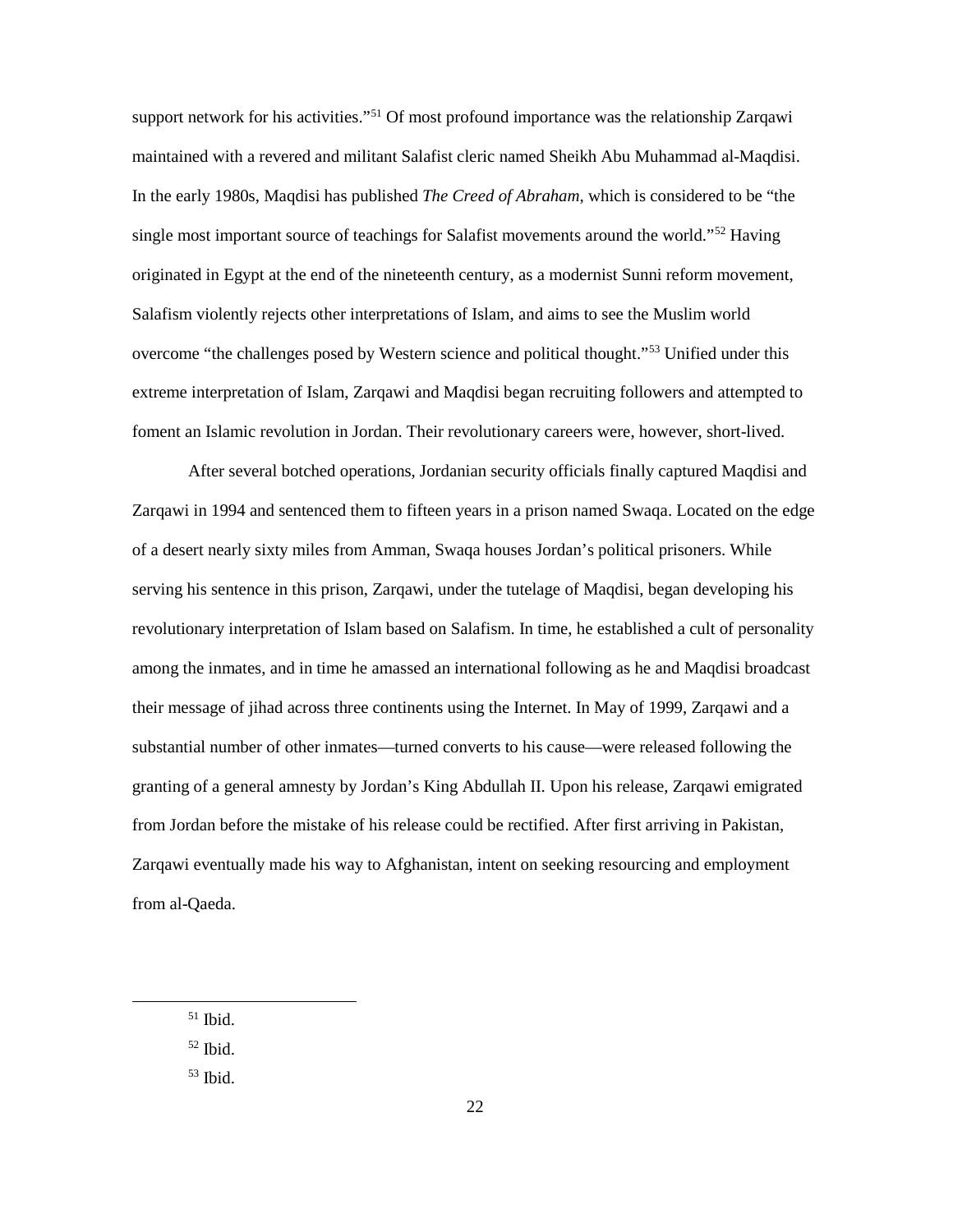support network for his activities."[51] Of most profound importance was the relationship Zarqawi maintained with a revered and militant Salafist cleric named Sheikh Abu Muhammad al-Maqdisi. In the early 1980s, Maqdisi has published *The Creed of Abraham*, which is considered to be "the single most important source of teachings for Salafist movements around the world."[52] Having originated in Egypt at the end of the nineteenth century, as a modernist Sunni reform movement, Salafism violently rejects other interpretations of Islam, and aims to see the Muslim world overcome "the challenges posed by Western science and political thought."[53] Unified under this extreme interpretation of Islam, Zarqawi and Maqdisi began recruiting followers and attempted to foment an Islamic revolution in Jordan. Their revolutionary careers were, however, short-lived.

After several botched operations, Jordanian security officials finally captured Maqdisi and Zarqawi in 1994 and sentenced them to fifteen years in a prison named Swaqa. Located on the edge of a desert nearly sixty miles from Amman, Swaqa houses Jordan's political prisoners. While serving his sentence in this prison, Zarqawi, under the tutelage of Maqdisi, began developing his revolutionary interpretation of Islam based on Salafism. In time, he established a cult of personality among the inmates, and in time he amassed an international following as he and Maqdisi broadcast their message of jihad across three continents using the Internet. In May of 1999, Zarqawi and a substantial number of other inmates—turned converts to his cause—were released following the granting of a general amnesty by Jordan's King Abdullah II. Upon his release, Zarqawi emigrated from Jordan before the mistake of his release could be rectified. After first arriving in Pakistan, Zarqawi eventually made his way to Afghanistan, intent on seeking resourcing and employment from al-Qaeda.

---

[51] Ibid.

[52] Ibid.

[53] Ibid.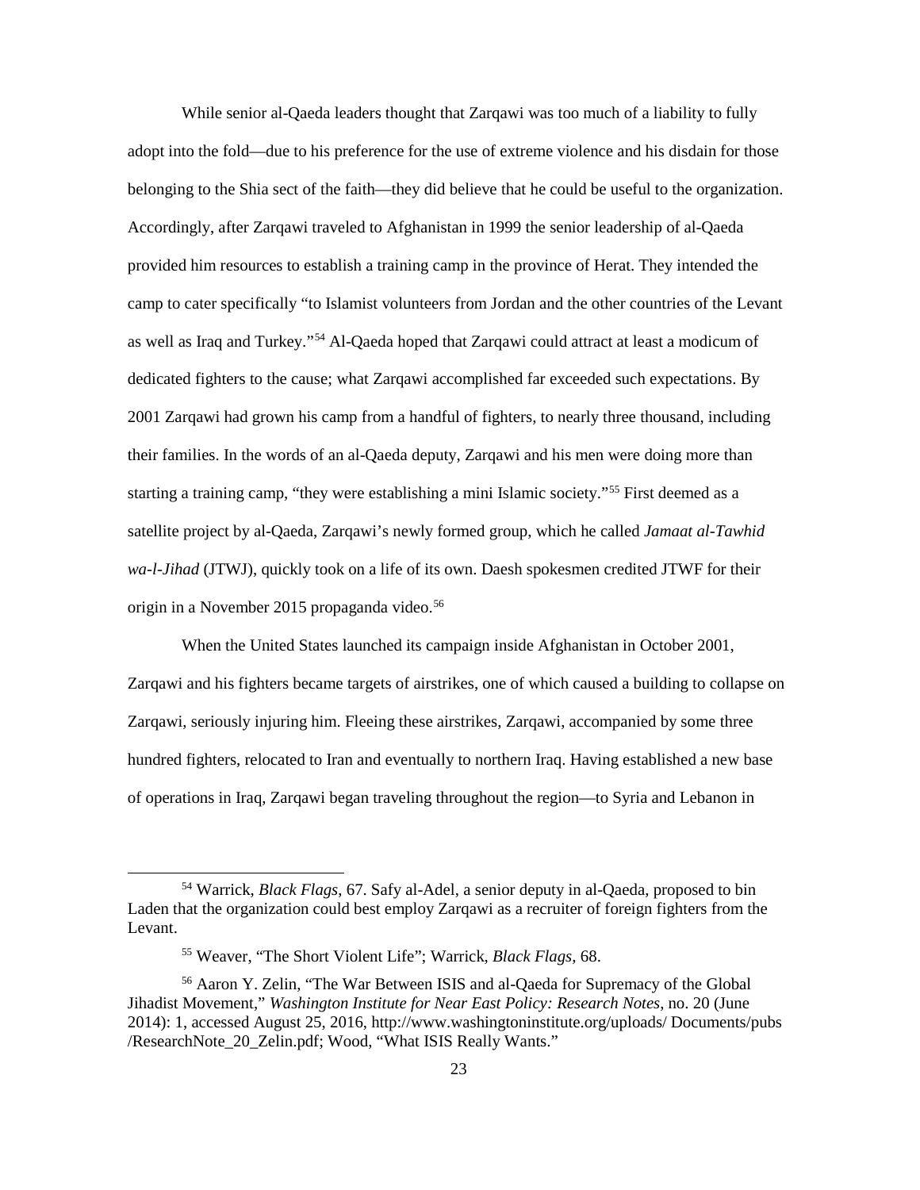While senior al-Qaeda leaders thought that Zarqawi was too much of a liability to fully adopt into the fold—due to his preference for the use of extreme violence and his disdain for those belonging to the Shia sect of the faith—they did believe that he could be useful to the organization. Accordingly, after Zarqawi traveled to Afghanistan in 1999 the senior leadership of al-Qaeda provided him resources to establish a training camp in the province of Herat. They intended the camp to cater specifically "to Islamist volunteers from Jordan and the other countries of the Levant as well as Iraq and Turkey."[54] Al-Qaeda hoped that Zarqawi could attract at least a modicum of dedicated fighters to the cause; what Zarqawi accomplished far exceeded such expectations. By 2001 Zarqawi had grown his camp from a handful of fighters, to nearly three thousand, including their families. In the words of an al-Qaeda deputy, Zarqawi and his men were doing more than starting a training camp, "they were establishing a mini Islamic society."[55] First deemed as a satellite project by al-Qaeda, Zarqawi's newly formed group, which he called *Jamaat al-Tawhid wa-l-Jihad* (JTWJ), quickly took on a life of its own. Daesh spokesmen credited JTWF for their origin in a November 2015 propaganda video.[56]

When the United States launched its campaign inside Afghanistan in October 2001, Zarqawi and his fighters became targets of airstrikes, one of which caused a building to collapse on Zarqawi, seriously injuring him. Fleeing these airstrikes, Zarqawi, accompanied by some three hundred fighters, relocated to Iran and eventually to northern Iraq. Having established a new base of operations in Iraq, Zarqawi began traveling throughout the region—to Syria and Lebanon in

---

[54] Warrick, *Black Flags*, 67. Safy al-Adel, a senior deputy in al-Qaeda, proposed to bin Laden that the organization could best employ Zarqawi as a recruiter of foreign fighters from the Levant.

[55] Weaver, "The Short Violent Life"; Warrick, *Black Flags*, 68.

[56] Aaron Y. Zelin, "The War Between ISIS and al-Qaeda for Supremacy of the Global Jihadist Movement," *Washington Institute for Near East Policy: Research Notes*, no. 20 (June 2014): 1, accessed August 25, 2016, http://www.washingtoninstitute.org/uploads/ Documents/pubs /ResearchNote_20_Zelin.pdf; Wood, "What ISIS Really Wants."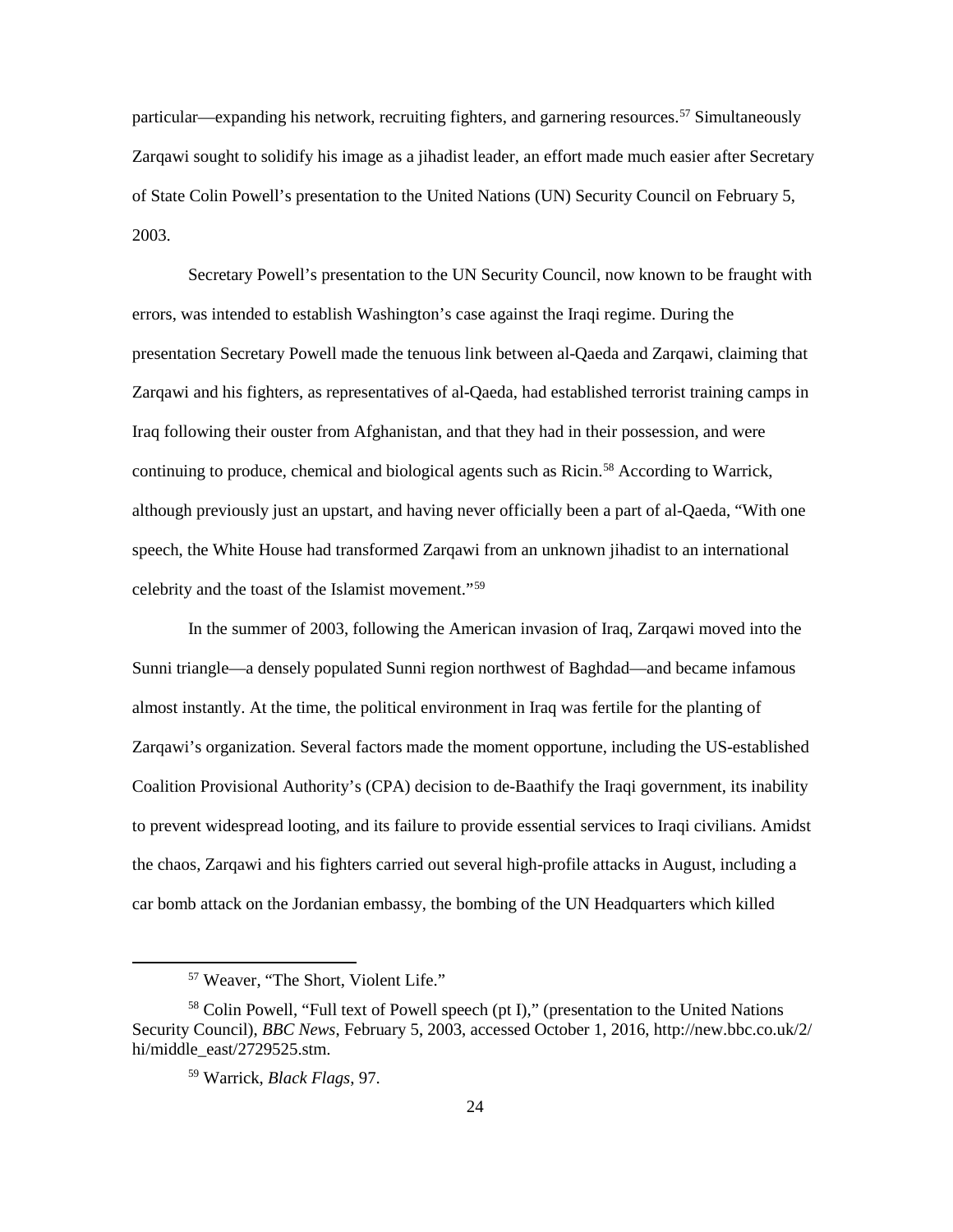particular—expanding his network, recruiting fighters, and garnering resources.[57] Simultaneously Zarqawi sought to solidify his image as a jihadist leader, an effort made much easier after Secretary of State Colin Powell's presentation to the United Nations (UN) Security Council on February 5, 2003.

Secretary Powell's presentation to the UN Security Council, now known to be fraught with errors, was intended to establish Washington's case against the Iraqi regime. During the presentation Secretary Powell made the tenuous link between al-Qaeda and Zarqawi, claiming that Zarqawi and his fighters, as representatives of al-Qaeda, had established terrorist training camps in Iraq following their ouster from Afghanistan, and that they had in their possession, and were continuing to produce, chemical and biological agents such as Ricin.[58] According to Warrick, although previously just an upstart, and having never officially been a part of al-Qaeda, "With one speech, the White House had transformed Zarqawi from an unknown jihadist to an international celebrity and the toast of the Islamist movement."[59]

In the summer of 2003, following the American invasion of Iraq, Zarqawi moved into the Sunni triangle—a densely populated Sunni region northwest of Baghdad—and became infamous almost instantly. At the time, the political environment in Iraq was fertile for the planting of Zarqawi's organization. Several factors made the moment opportune, including the US-established Coalition Provisional Authority's (CPA) decision to de-Baathify the Iraqi government, its inability to prevent widespread looting, and its failure to provide essential services to Iraqi civilians. Amidst the chaos, Zarqawi and his fighters carried out several high-profile attacks in August, including a car bomb attack on the Jordanian embassy, the bombing of the UN Headquarters which killed

---

[57] Weaver, "The Short, Violent Life."

[58] Colin Powell, "Full text of Powell speech (pt I)," (presentation to the United Nations Security Council), *BBC News*, February 5, 2003, accessed October 1, 2016, http://new.bbc.co.uk/2/hi/middle_east/2729525.stm.

[59] Warrick, *Black Flags*, 97.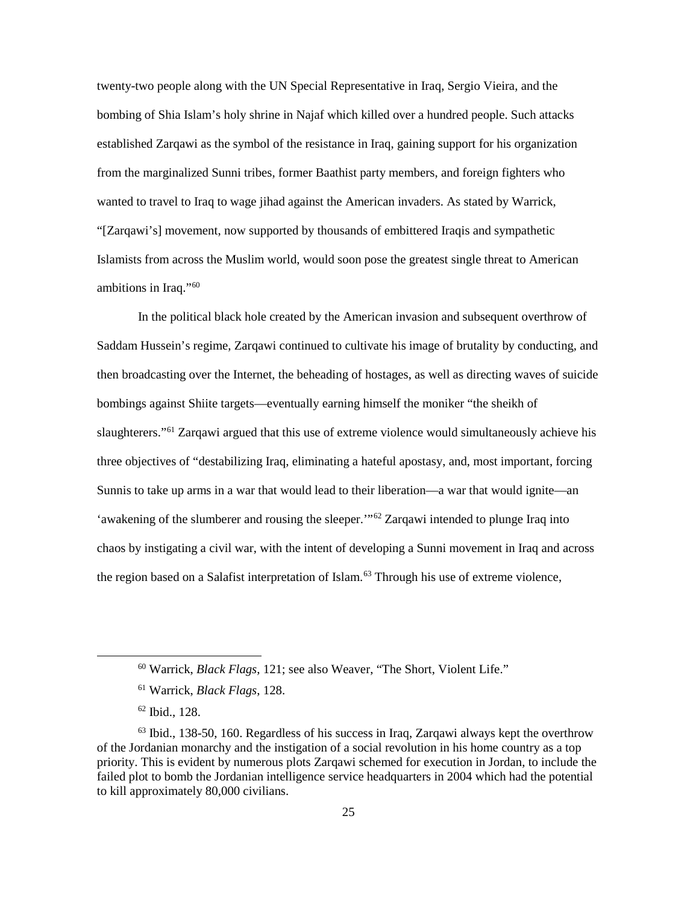twenty-two people along with the UN Special Representative in Iraq, Sergio Vieira, and the bombing of Shia Islam's holy shrine in Najaf which killed over a hundred people. Such attacks established Zarqawi as the symbol of the resistance in Iraq, gaining support for his organization from the marginalized Sunni tribes, former Baathist party members, and foreign fighters who wanted to travel to Iraq to wage jihad against the American invaders. As stated by Warrick, "[Zarqawi's] movement, now supported by thousands of embittered Iraqis and sympathetic Islamists from across the Muslim world, would soon pose the greatest single threat to American ambitions in Iraq."[60]

In the political black hole created by the American invasion and subsequent overthrow of Saddam Hussein's regime, Zarqawi continued to cultivate his image of brutality by conducting, and then broadcasting over the Internet, the beheading of hostages, as well as directing waves of suicide bombings against Shiite targets—eventually earning himself the moniker "the sheikh of slaughterers."[61] Zarqawi argued that this use of extreme violence would simultaneously achieve his three objectives of "destabilizing Iraq, eliminating a hateful apostasy, and, most important, forcing Sunnis to take up arms in a war that would lead to their liberation—a war that would ignite—an 'awakening of the slumberer and rousing the sleeper.'"[62] Zarqawi intended to plunge Iraq into chaos by instigating a civil war, with the intent of developing a Sunni movement in Iraq and across the region based on a Salafist interpretation of Islam.[63] Through his use of extreme violence,

---

[60] Warrick, *Black Flags*, 121; see also Weaver, "The Short, Violent Life."

[61] Warrick, *Black Flags*, 128.

[62] Ibid., 128.

[63] Ibid., 138-50, 160. Regardless of his success in Iraq, Zarqawi always kept the overthrow of the Jordanian monarchy and the instigation of a social revolution in his home country as a top priority. This is evident by numerous plots Zarqawi schemed for execution in Jordan, to include the failed plot to bomb the Jordanian intelligence service headquarters in 2004 which had the potential to kill approximately 80,000 civilians.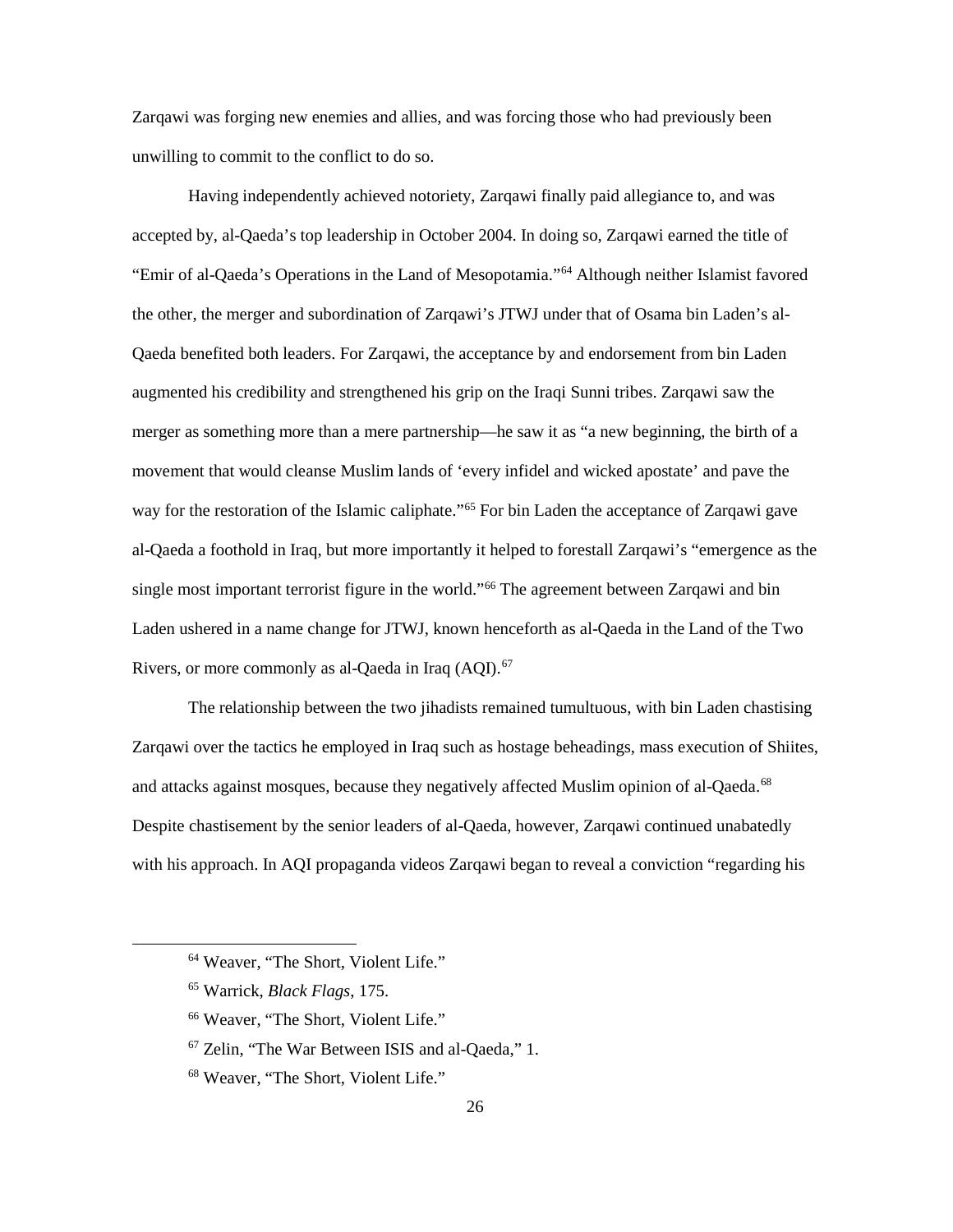Zarqawi was forging new enemies and allies, and was forcing those who had previously been unwilling to commit to the conflict to do so.

Having independently achieved notoriety, Zarqawi finally paid allegiance to, and was accepted by, al-Qaeda's top leadership in October 2004. In doing so, Zarqawi earned the title of "Emir of al-Qaeda's Operations in the Land of Mesopotamia."[64] Although neither Islamist favored the other, the merger and subordination of Zarqawi's JTWJ under that of Osama bin Laden's al-Qaeda benefited both leaders. For Zarqawi, the acceptance by and endorsement from bin Laden augmented his credibility and strengthened his grip on the Iraqi Sunni tribes. Zarqawi saw the merger as something more than a mere partnership—he saw it as "a new beginning, the birth of a movement that would cleanse Muslim lands of 'every infidel and wicked apostate' and pave the way for the restoration of the Islamic caliphate."[65] For bin Laden the acceptance of Zarqawi gave al-Qaeda a foothold in Iraq, but more importantly it helped to forestall Zarqawi's "emergence as the single most important terrorist figure in the world."[66] The agreement between Zarqawi and bin Laden ushered in a name change for JTWJ, known henceforth as al-Qaeda in the Land of the Two Rivers, or more commonly as al-Qaeda in Iraq (AQI).[67]

The relationship between the two jihadists remained tumultuous, with bin Laden chastising Zarqawi over the tactics he employed in Iraq such as hostage beheadings, mass execution of Shiites, and attacks against mosques, because they negatively affected Muslim opinion of al-Qaeda.[68] Despite chastisement by the senior leaders of al-Qaeda, however, Zarqawi continued unabatedly with his approach. In AQI propaganda videos Zarqawi began to reveal a conviction "regarding his

---

[64] Weaver, "The Short, Violent Life."

[65] Warrick, *Black Flags*, 175.

[66] Weaver, "The Short, Violent Life."

[67] Zelin, "The War Between ISIS and al-Qaeda," 1.

[68] Weaver, "The Short, Violent Life."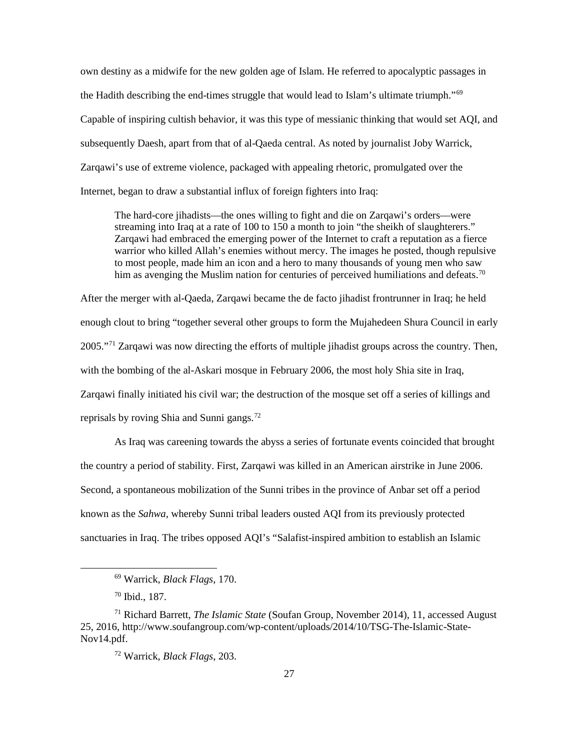own destiny as a midwife for the new golden age of Islam. He referred to apocalyptic passages in the Hadith describing the end-times struggle that would lead to Islam's ultimate triumph."[69] Capable of inspiring cultish behavior, it was this type of messianic thinking that would set AQI, and subsequently Daesh, apart from that of al-Qaeda central. As noted by journalist Joby Warrick, Zarqawi's use of extreme violence, packaged with appealing rhetoric, promulgated over the Internet, began to draw a substantial influx of foreign fighters into Iraq:

> The hard-core jihadists—the ones willing to fight and die on Zarqawi's orders—were streaming into Iraq at a rate of 100 to 150 a month to join "the sheikh of slaughterers." Zarqawi had embraced the emerging power of the Internet to craft a reputation as a fierce warrior who killed Allah's enemies without mercy. The images he posted, though repulsive to most people, made him an icon and a hero to many thousands of young men who saw him as avenging the Muslim nation for centuries of perceived humiliations and defeats.[70]

After the merger with al-Qaeda, Zarqawi became the de facto jihadist frontrunner in Iraq; he held enough clout to bring "together several other groups to form the Mujahedeen Shura Council in early 2005."[71] Zarqawi was now directing the efforts of multiple jihadist groups across the country. Then, with the bombing of the al-Askari mosque in February 2006, the most holy Shia site in Iraq, Zarqawi finally initiated his civil war; the destruction of the mosque set off a series of killings and reprisals by roving Shia and Sunni gangs.[72]

As Iraq was careening towards the abyss a series of fortunate events coincided that brought the country a period of stability. First, Zarqawi was killed in an American airstrike in June 2006. Second, a spontaneous mobilization of the Sunni tribes in the province of Anbar set off a period known as the *Sahwa*, whereby Sunni tribal leaders ousted AQI from its previously protected sanctuaries in Iraq. The tribes opposed AQI's "Salafist-inspired ambition to establish an Islamic

---

[69] Warrick, *Black Flags*, 170.

[70] Ibid., 187.

[71] Richard Barrett, *The Islamic State* (Soufan Group, November 2014), 11, accessed August 25, 2016, http://www.soufangroup.com/wp-content/uploads/2014/10/TSG-The-Islamic-State-Nov14.pdf.

[72] Warrick, *Black Flags*, 203.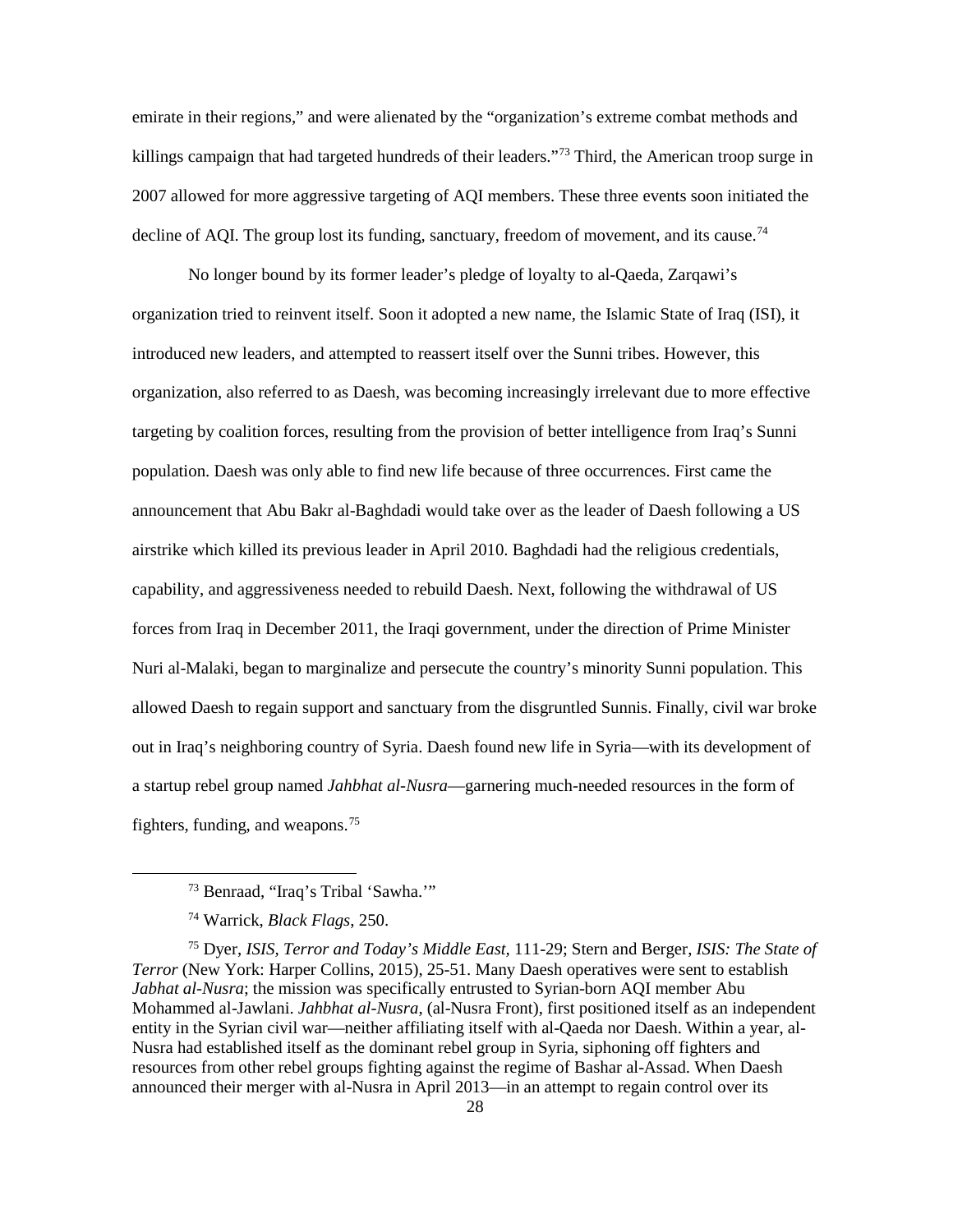emirate in their regions," and were alienated by the "organization's extreme combat methods and killings campaign that had targeted hundreds of their leaders."[73] Third, the American troop surge in 2007 allowed for more aggressive targeting of AQI members. These three events soon initiated the decline of AQI. The group lost its funding, sanctuary, freedom of movement, and its cause.[74]

No longer bound by its former leader's pledge of loyalty to al-Qaeda, Zarqawi's organization tried to reinvent itself. Soon it adopted a new name, the Islamic State of Iraq (ISI), it introduced new leaders, and attempted to reassert itself over the Sunni tribes. However, this organization, also referred to as Daesh, was becoming increasingly irrelevant due to more effective targeting by coalition forces, resulting from the provision of better intelligence from Iraq's Sunni population. Daesh was only able to find new life because of three occurrences. First came the announcement that Abu Bakr al-Baghdadi would take over as the leader of Daesh following a US airstrike which killed its previous leader in April 2010. Baghdadi had the religious credentials, capability, and aggressiveness needed to rebuild Daesh. Next, following the withdrawal of US forces from Iraq in December 2011, the Iraqi government, under the direction of Prime Minister Nuri al-Malaki, began to marginalize and persecute the country's minority Sunni population. This allowed Daesh to regain support and sanctuary from the disgruntled Sunnis. Finally, civil war broke out in Iraq's neighboring country of Syria. Daesh found new life in Syria—with its development of a startup rebel group named *Jahbhat al-Nusra*—garnering much-needed resources in the form of fighters, funding, and weapons.[75]

---

[73] Benraad, "Iraq's Tribal 'Sawha.'"

[74] Warrick, *Black Flags*, 250.

[75] Dyer, *ISIS, Terror and Today's Middle East*, 111-29; Stern and Berger, *ISIS: The State of Terror* (New York: Harper Collins, 2015), 25-51. Many Daesh operatives were sent to establish *Jabhat al-Nusra*; the mission was specifically entrusted to Syrian-born AQI member Abu Mohammed al-Jawlani. *Jahbhat al-Nusra*, (al-Nusra Front), first positioned itself as an independent entity in the Syrian civil war—neither affiliating itself with al-Qaeda nor Daesh. Within a year, al-Nusra had established itself as the dominant rebel group in Syria, siphoning off fighters and resources from other rebel groups fighting against the regime of Bashar al-Assad. When Daesh announced their merger with al-Nusra in April 2013—in an attempt to regain control over its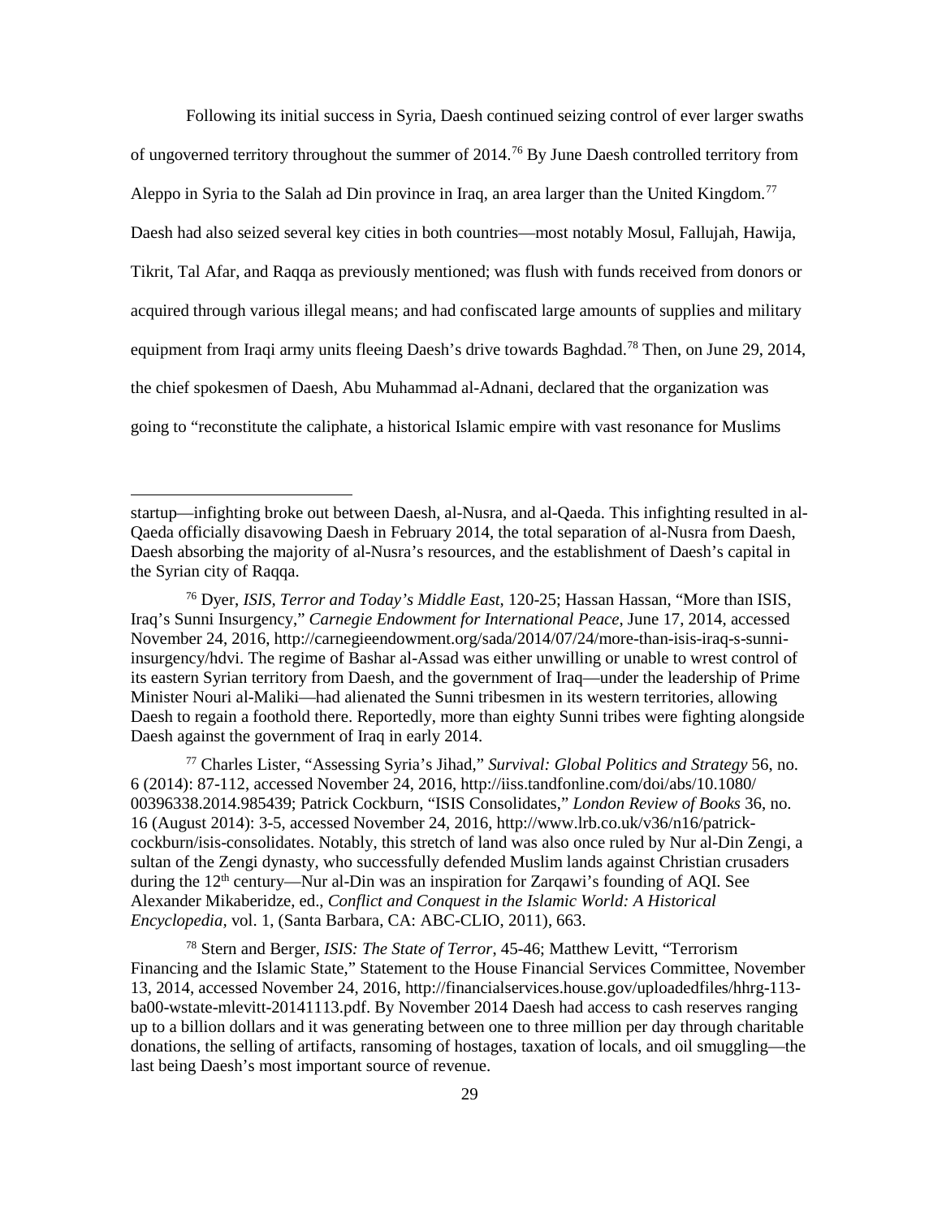Following its initial success in Syria, Daesh continued seizing control of ever larger swaths of ungoverned territory throughout the summer of 2014.[76] By June Daesh controlled territory from Aleppo in Syria to the Salah ad Din province in Iraq, an area larger than the United Kingdom.[77] Daesh had also seized several key cities in both countries—most notably Mosul, Fallujah, Hawija, Tikrit, Tal Afar, and Raqqa as previously mentioned; was flush with funds received from donors or acquired through various illegal means; and had confiscated large amounts of supplies and military equipment from Iraqi army units fleeing Daesh's drive towards Baghdad.[78] Then, on June 29, 2014, the chief spokesmen of Daesh, Abu Muhammad al-Adnani, declared that the organization was going to "reconstitute the caliphate, a historical Islamic empire with vast resonance for Muslims

---

startup—infighting broke out between Daesh, al-Nusra, and al-Qaeda. This infighting resulted in al-Qaeda officially disavowing Daesh in February 2014, the total separation of al-Nusra from Daesh, Daesh absorbing the majority of al-Nusra's resources, and the establishment of Daesh's capital in the Syrian city of Raqqa.

[76] Dyer, *ISIS, Terror and Today's Middle East*, 120-25; Hassan Hassan, "More than ISIS, Iraq's Sunni Insurgency," *Carnegie Endowment for International Peace*, June 17, 2014, accessed November 24, 2016, http://carnegieendowment.org/sada/2014/07/24/more-than-isis-iraq-s-sunni-insurgency/hdvi. The regime of Bashar al-Assad was either unwilling or unable to wrest control of its eastern Syrian territory from Daesh, and the government of Iraq—under the leadership of Prime Minister Nouri al-Maliki—had alienated the Sunni tribesmen in its western territories, allowing Daesh to regain a foothold there. Reportedly, more than eighty Sunni tribes were fighting alongside Daesh against the government of Iraq in early 2014.

[77] Charles Lister, "Assessing Syria's Jihad," *Survival: Global Politics and Strategy* 56, no. 6 (2014): 87-112, accessed November 24, 2016, http://iiss.tandfonline.com/doi/abs/10.1080/00396338.2014.985439; Patrick Cockburn, "ISIS Consolidates," *London Review of Books* 36, no. 16 (August 2014): 3-5, accessed November 24, 2016, http://www.lrb.co.uk/v36/n16/patrick-cockburn/isis-consolidates. Notably, this stretch of land was also once ruled by Nur al-Din Zengi, a sultan of the Zengi dynasty, who successfully defended Muslim lands against Christian crusaders during the 12th century—Nur al-Din was an inspiration for Zarqawi's founding of AQI. See Alexander Mikaberidze, ed., *Conflict and Conquest in the Islamic World: A Historical Encyclopedia*, vol. 1, (Santa Barbara, CA: ABC-CLIO, 2011), 663.

[78] Stern and Berger, *ISIS: The State of Terror*, 45-46; Matthew Levitt, "Terrorism Financing and the Islamic State," Statement to the House Financial Services Committee, November 13, 2014, accessed November 24, 2016, http://financialservices.house.gov/uploadedfiles/hhrg-113-ba00-wstate-mlevitt-20141113.pdf. By November 2014 Daesh had access to cash reserves ranging up to a billion dollars and it was generating between one to three million per day through charitable donations, the selling of artifacts, ransoming of hostages, taxation of locals, and oil smuggling—the last being Daesh's most important source of revenue.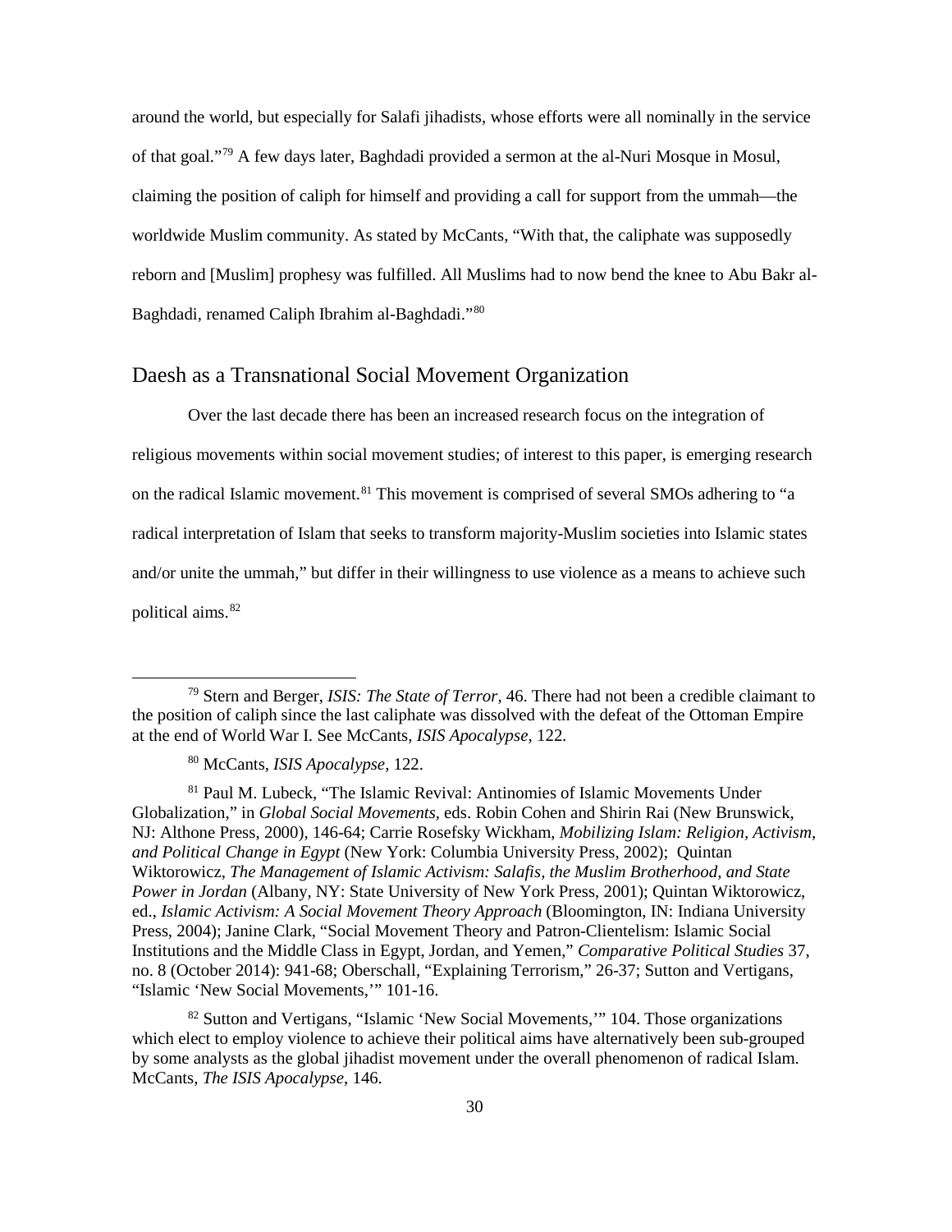around the world, but especially for Salafi jihadists, whose efforts were all nominally in the service of that goal."[79] A few days later, Baghdadi provided a sermon at the al-Nuri Mosque in Mosul, claiming the position of caliph for himself and providing a call for support from the ummah—the worldwide Muslim community. As stated by McCants, "With that, the caliphate was supposedly reborn and [Muslim] prophesy was fulfilled. All Muslims had to now bend the knee to Abu Bakr al-Baghdadi, renamed Caliph Ibrahim al-Baghdadi."[80]

## Daesh as a Transnational Social Movement Organization

Over the last decade there has been an increased research focus on the integration of religious movements within social movement studies; of interest to this paper, is emerging research on the radical Islamic movement.[81] This movement is comprised of several SMOs adhering to "a radical interpretation of Islam that seeks to transform majority-Muslim societies into Islamic states and/or unite the ummah," but differ in their willingness to use violence as a means to achieve such political aims.[82]

---

[79] Stern and Berger, *ISIS: The State of Terror*, 46. There had not been a credible claimant to the position of caliph since the last caliphate was dissolved with the defeat of the Ottoman Empire at the end of World War I. See McCants, *ISIS Apocalypse*, 122.

[80] McCants, *ISIS Apocalypse*, 122.

[81] Paul M. Lubeck, "The Islamic Revival: Antinomies of Islamic Movements Under Globalization," in *Global Social Movements*, eds. Robin Cohen and Shirin Rai (New Brunswick, NJ: Althone Press, 2000), 146-64; Carrie Rosefsky Wickham, *Mobilizing Islam: Religion, Activism, and Political Change in Egypt* (New York: Columbia University Press, 2002); Quintan Wiktorowicz, *The Management of Islamic Activism: Salafis, the Muslim Brotherhood, and State Power in Jordan* (Albany, NY: State University of New York Press, 2001); Quintan Wiktorowicz, ed., *Islamic Activism: A Social Movement Theory Approach* (Bloomington, IN: Indiana University Press, 2004); Janine Clark, "Social Movement Theory and Patron-Clientelism: Islamic Social Institutions and the Middle Class in Egypt, Jordan, and Yemen," *Comparative Political Studies* 37, no. 8 (October 2014): 941-68; Oberschall, "Explaining Terrorism," 26-37; Sutton and Vertigans, "Islamic 'New Social Movements,'" 101-16.

[82] Sutton and Vertigans, "Islamic 'New Social Movements,'" 104. Those organizations which elect to employ violence to achieve their political aims have alternatively been sub-grouped by some analysts as the global jihadist movement under the overall phenomenon of radical Islam. McCants, *The ISIS Apocalypse*, 146.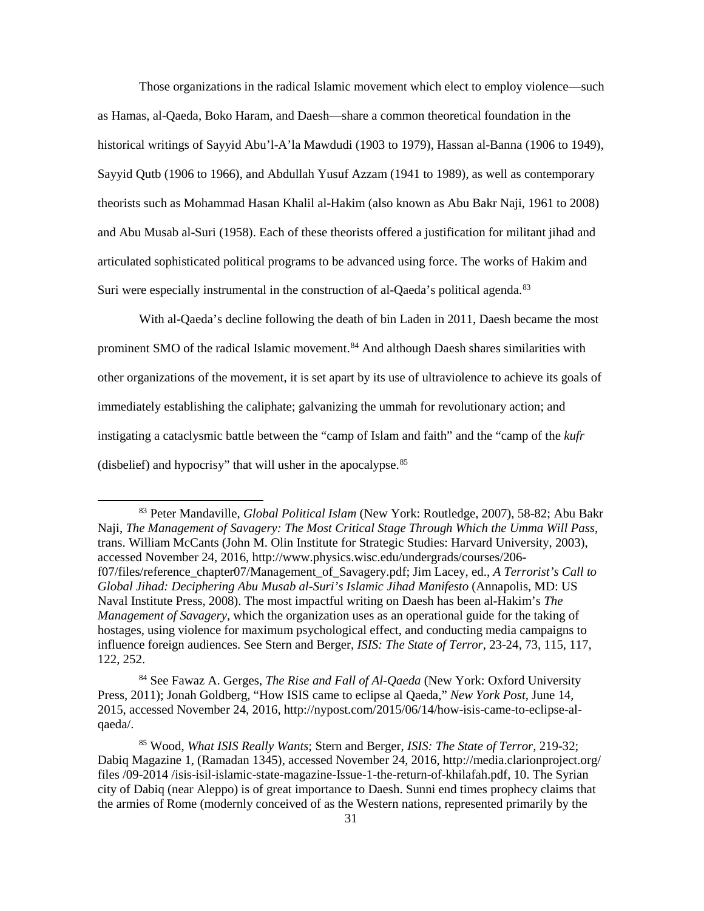Those organizations in the radical Islamic movement which elect to employ violence—such as Hamas, al-Qaeda, Boko Haram, and Daesh—share a common theoretical foundation in the historical writings of Sayyid Abu'l-A'la Mawdudi (1903 to 1979), Hassan al-Banna (1906 to 1949), Sayyid Qutb (1906 to 1966), and Abdullah Yusuf Azzam (1941 to 1989), as well as contemporary theorists such as Mohammad Hasan Khalil al-Hakim (also known as Abu Bakr Naji, 1961 to 2008) and Abu Musab al-Suri (1958). Each of these theorists offered a justification for militant jihad and articulated sophisticated political programs to be advanced using force. The works of Hakim and Suri were especially instrumental in the construction of al-Qaeda's political agenda.[83]

With al-Qaeda's decline following the death of bin Laden in 2011, Daesh became the most prominent SMO of the radical Islamic movement.[84] And although Daesh shares similarities with other organizations of the movement, it is set apart by its use of ultraviolence to achieve its goals of immediately establishing the caliphate; galvanizing the ummah for revolutionary action; and instigating a cataclysmic battle between the "camp of Islam and faith" and the "camp of the *kufr* (disbelief) and hypocrisy" that will usher in the apocalypse.[85]

---

[83] Peter Mandaville, *Global Political Islam* (New York: Routledge, 2007), 58-82; Abu Bakr Naji, *The Management of Savagery: The Most Critical Stage Through Which the Umma Will Pass*, trans. William McCants (John M. Olin Institute for Strategic Studies: Harvard University, 2003), accessed November 24, 2016, http://www.physics.wisc.edu/undergrads/courses/206-f07/files/reference_chapter07/Management_of_Savagery.pdf; Jim Lacey, ed., *A Terrorist's Call to Global Jihad: Deciphering Abu Musab al-Suri's Islamic Jihad Manifesto* (Annapolis, MD: US Naval Institute Press, 2008). The most impactful writing on Daesh has been al-Hakim's *The Management of Savagery*, which the organization uses as an operational guide for the taking of hostages, using violence for maximum psychological effect, and conducting media campaigns to influence foreign audiences. See Stern and Berger, *ISIS: The State of Terror*, 23-24, 73, 115, 117, 122, 252.

[84] See Fawaz A. Gerges, *The Rise and Fall of Al-Qaeda* (New York: Oxford University Press, 2011); Jonah Goldberg, "How ISIS came to eclipse al Qaeda," *New York Post*, June 14, 2015, accessed November 24, 2016, http://nypost.com/2015/06/14/how-isis-came-to-eclipse-al-qaeda/.

[85] Wood, *What ISIS Really Wants*; Stern and Berger, *ISIS: The State of Terror*, 219-32; Dabiq Magazine 1, (Ramadan 1345), accessed November 24, 2016, http://media.clarionproject.org/ files /09-2014 /isis-isil-islamic-state-magazine-Issue-1-the-return-of-khilafah.pdf, 10. The Syrian city of Dabiq (near Aleppo) is of great importance to Daesh. Sunni end times prophecy claims that the armies of Rome (modernly conceived of as the Western nations, represented primarily by the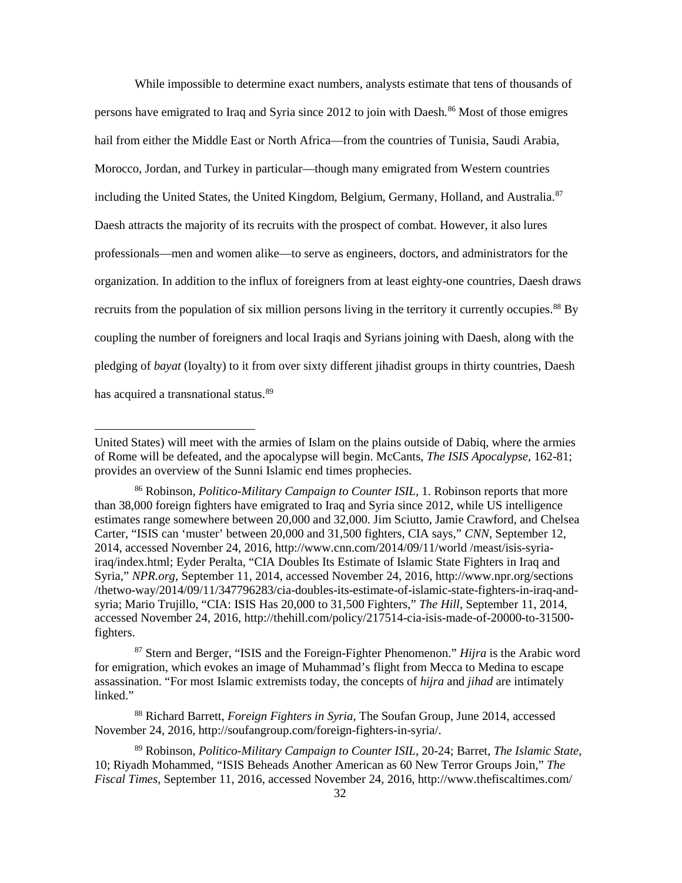While impossible to determine exact numbers, analysts estimate that tens of thousands of persons have emigrated to Iraq and Syria since 2012 to join with Daesh.[86] Most of those emigres hail from either the Middle East or North Africa—from the countries of Tunisia, Saudi Arabia, Morocco, Jordan, and Turkey in particular—though many emigrated from Western countries including the United States, the United Kingdom, Belgium, Germany, Holland, and Australia.[87] Daesh attracts the majority of its recruits with the prospect of combat. However, it also lures professionals—men and women alike—to serve as engineers, doctors, and administrators for the organization. In addition to the influx of foreigners from at least eighty-one countries, Daesh draws recruits from the population of six million persons living in the territory it currently occupies.[88] By coupling the number of foreigners and local Iraqis and Syrians joining with Daesh, along with the pledging of *bayat* (loyalty) to it from over sixty different jihadist groups in thirty countries, Daesh has acquired a transnational status.[89]

---

United States) will meet with the armies of Islam on the plains outside of Dabiq, where the armies of Rome will be defeated, and the apocalypse will begin. McCants, *The ISIS Apocalypse*, 162-81; provides an overview of the Sunni Islamic end times prophecies.

[86] Robinson, *Politico-Military Campaign to Counter ISIL*, 1. Robinson reports that more than 38,000 foreign fighters have emigrated to Iraq and Syria since 2012, while US intelligence estimates range somewhere between 20,000 and 32,000. Jim Sciutto, Jamie Crawford, and Chelsea Carter, "ISIS can 'muster' between 20,000 and 31,500 fighters, CIA says," *CNN*, September 12, 2014, accessed November 24, 2016, http://www.cnn.com/2014/09/11/world /meast/isis-syria-iraq/index.html; Eyder Peralta, "CIA Doubles Its Estimate of Islamic State Fighters in Iraq and Syria," *NPR.org*, September 11, 2014, accessed November 24, 2016, http://www.npr.org/sections /thetwo-way/2014/09/11/347796283/cia-doubles-its-estimate-of-islamic-state-fighters-in-iraq-and-syria; Mario Trujillo, "CIA: ISIS Has 20,000 to 31,500 Fighters," *The Hill*, September 11, 2014, accessed November 24, 2016, http://thehill.com/policy/217514-cia-isis-made-of-20000-to-31500-fighters.

[87] Stern and Berger, "ISIS and the Foreign-Fighter Phenomenon." *Hijra* is the Arabic word for emigration, which evokes an image of Muhammad's flight from Mecca to Medina to escape assassination. "For most Islamic extremists today, the concepts of *hijra* and *jihad* are intimately linked."

[88] Richard Barrett, *Foreign Fighters in Syria*, The Soufan Group, June 2014, accessed November 24, 2016, http://soufangroup.com/foreign-fighters-in-syria/.

[89] Robinson, *Politico-Military Campaign to Counter ISIL*, 20-24; Barret, *The Islamic State*, 10; Riyadh Mohammed, "ISIS Beheads Another American as 60 New Terror Groups Join," *The Fiscal Times*, September 11, 2016, accessed November 24, 2016, http://www.thefiscaltimes.com/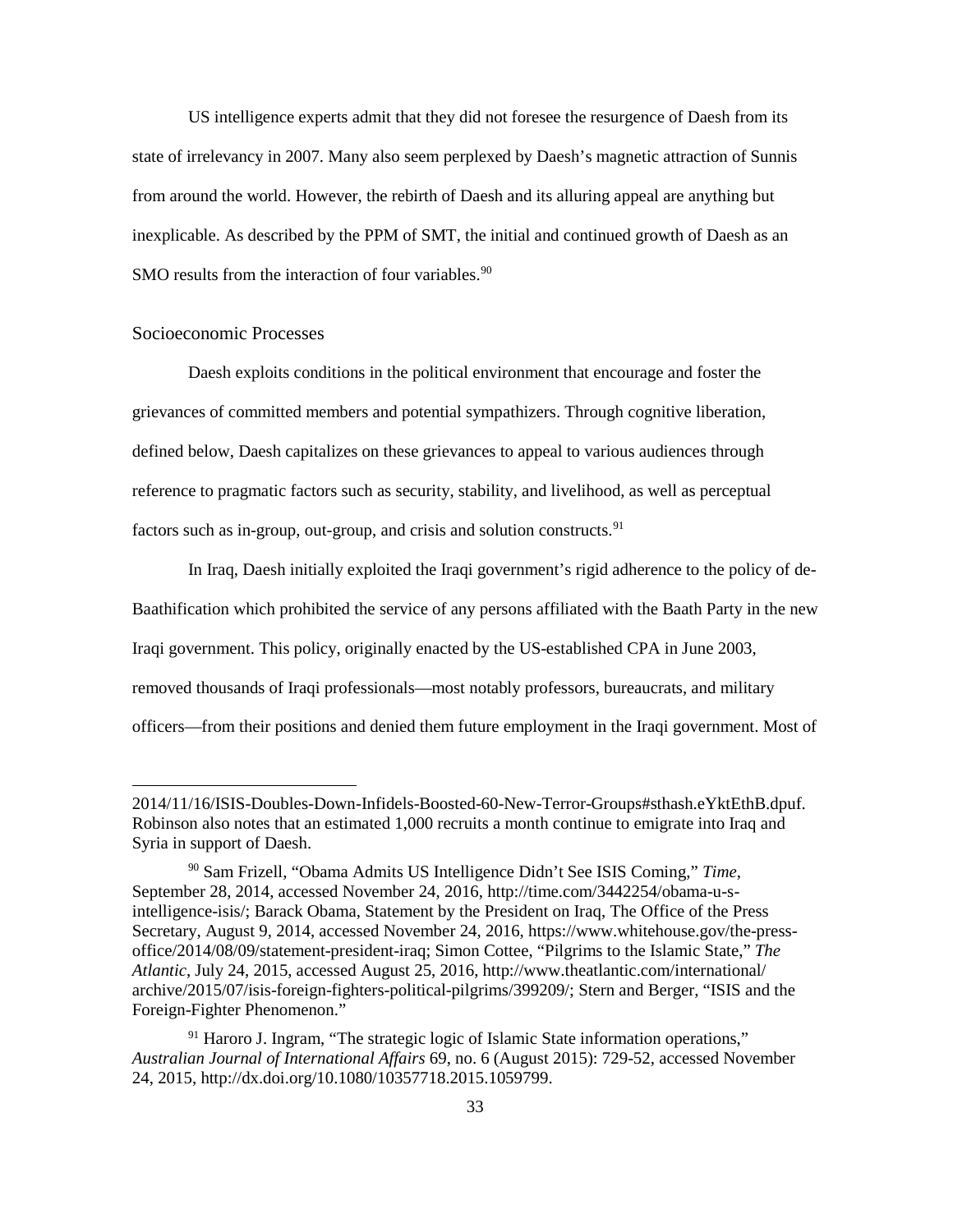US intelligence experts admit that they did not foresee the resurgence of Daesh from its state of irrelevancy in 2007. Many also seem perplexed by Daesh's magnetic attraction of Sunnis from around the world. However, the rebirth of Daesh and its alluring appeal are anything but inexplicable. As described by the PPM of SMT, the initial and continued growth of Daesh as an SMO results from the interaction of four variables.[90]

## Socioeconomic Processes

Daesh exploits conditions in the political environment that encourage and foster the grievances of committed members and potential sympathizers. Through cognitive liberation, defined below, Daesh capitalizes on these grievances to appeal to various audiences through reference to pragmatic factors such as security, stability, and livelihood, as well as perceptual factors such as in-group, out-group, and crisis and solution constructs.[91]

In Iraq, Daesh initially exploited the Iraqi government's rigid adherence to the policy of de-Baathification which prohibited the service of any persons affiliated with the Baath Party in the new Iraqi government. This policy, originally enacted by the US-established CPA in June 2003, removed thousands of Iraqi professionals—most notably professors, bureaucrats, and military officers—from their positions and denied them future employment in the Iraqi government. Most of

---

2014/11/16/ISIS-Doubles-Down-Infidels-Boosted-60-New-Terror-Groups#sthash.eYktEthB.dpuf. Robinson also notes that an estimated 1,000 recruits a month continue to emigrate into Iraq and Syria in support of Daesh.

[90] Sam Frizell, "Obama Admits US Intelligence Didn't See ISIS Coming," *Time*, September 28, 2014, accessed November 24, 2016, http://time.com/3442254/obama-u-s-intelligence-isis/; Barack Obama, Statement by the President on Iraq, The Office of the Press Secretary, August 9, 2014, accessed November 24, 2016, https://www.whitehouse.gov/the-press-office/2014/08/09/statement-president-iraq; Simon Cottee, "Pilgrims to the Islamic State," *The Atlantic*, July 24, 2015, accessed August 25, 2016, http://www.theatlantic.com/international/archive/2015/07/isis-foreign-fighters-political-pilgrims/399209/; Stern and Berger, "ISIS and the Foreign-Fighter Phenomenon."

[91] Haroro J. Ingram, "The strategic logic of Islamic State information operations," *Australian Journal of International Affairs* 69, no. 6 (August 2015): 729-52, accessed November 24, 2015, http://dx.doi.org/10.1080/10357718.2015.1059799.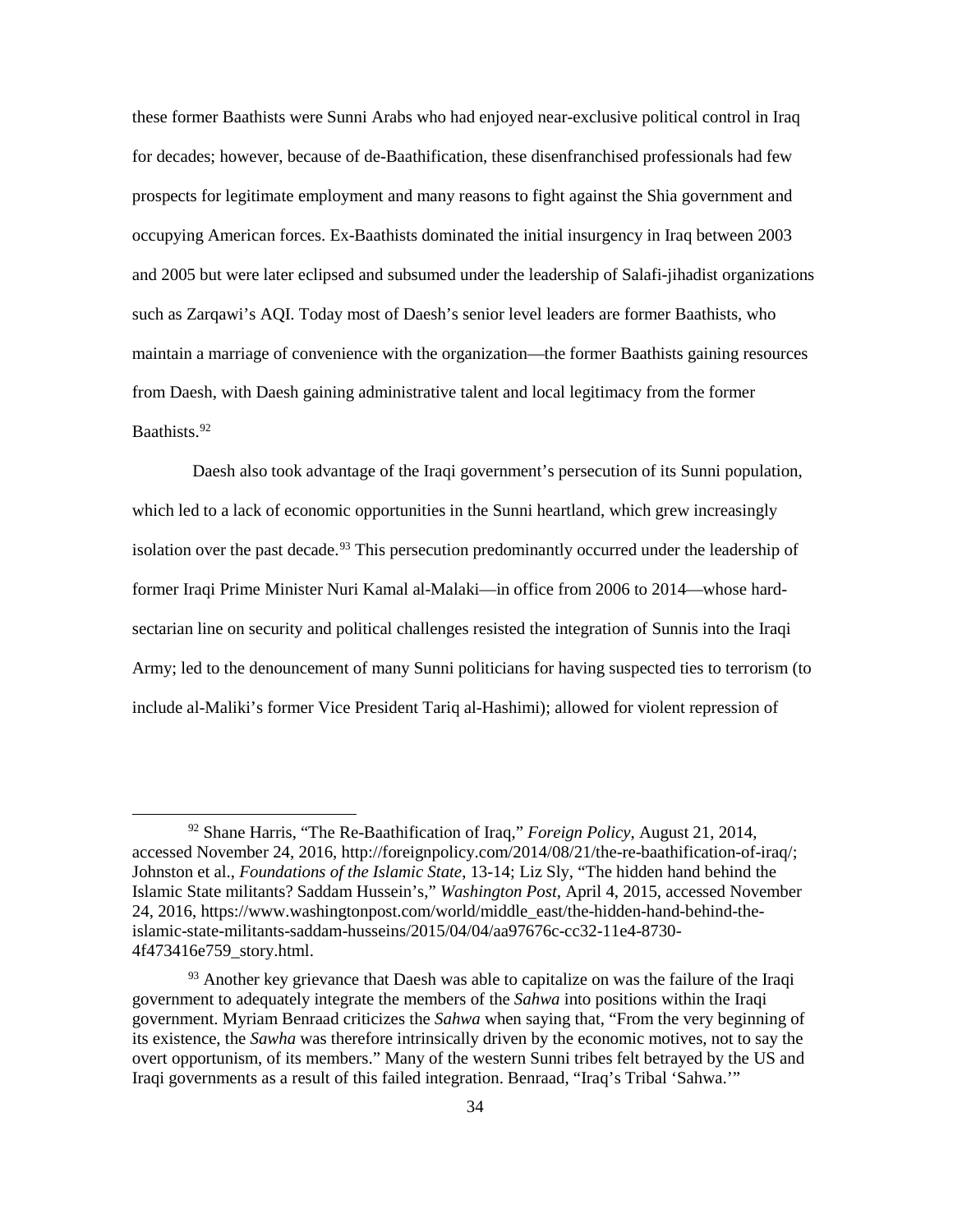these former Baathists were Sunni Arabs who had enjoyed near-exclusive political control in Iraq for decades; however, because of de-Baathification, these disenfranchised professionals had few prospects for legitimate employment and many reasons to fight against the Shia government and occupying American forces. Ex-Baathists dominated the initial insurgency in Iraq between 2003 and 2005 but were later eclipsed and subsumed under the leadership of Salafi-jihadist organizations such as Zarqawi's AQI. Today most of Daesh's senior level leaders are former Baathists, who maintain a marriage of convenience with the organization—the former Baathists gaining resources from Daesh, with Daesh gaining administrative talent and local legitimacy from the former Baathists.[92]

Daesh also took advantage of the Iraqi government's persecution of its Sunni population, which led to a lack of economic opportunities in the Sunni heartland, which grew increasingly isolation over the past decade.[93] This persecution predominantly occurred under the leadership of former Iraqi Prime Minister Nuri Kamal al-Malaki—in office from 2006 to 2014—whose hard-sectarian line on security and political challenges resisted the integration of Sunnis into the Iraqi Army; led to the denouncement of many Sunni politicians for having suspected ties to terrorism (to include al-Maliki's former Vice President Tariq al-Hashimi); allowed for violent repression of

[92] Shane Harris, "The Re-Baathification of Iraq," *Foreign Policy*, August 21, 2014, accessed November 24, 2016, http://foreignpolicy.com/2014/08/21/the-re-baathification-of-iraq/; Johnston et al., *Foundations of the Islamic State*, 13-14; Liz Sly, "The hidden hand behind the Islamic State militants? Saddam Hussein's," *Washington Post*, April 4, 2015, accessed November 24, 2016, https://www.washingtonpost.com/world/middle_east/the-hidden-hand-behind-the-islamic-state-militants-saddam-husseins/2015/04/04/aa97676c-cc32-11e4-8730-4f473416e759_story.html.

[93] Another key grievance that Daesh was able to capitalize on was the failure of the Iraqi government to adequately integrate the members of the *Sahwa* into positions within the Iraqi government. Myriam Benraad criticizes the *Sahwa* when saying that, "From the very beginning of its existence, the *Sawha* was therefore intrinsically driven by the economic motives, not to say the overt opportunism, of its members." Many of the western Sunni tribes felt betrayed by the US and Iraqi governments as a result of this failed integration. Benraad, "Iraq's Tribal 'Sahwa.'"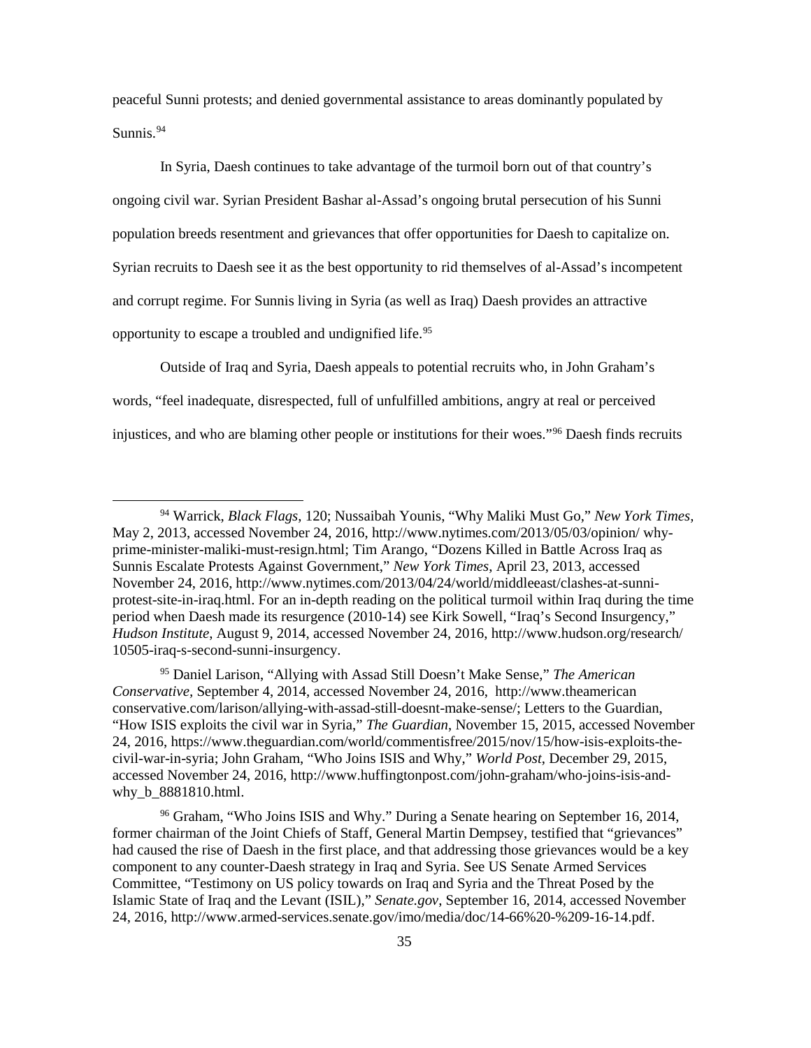peaceful Sunni protests; and denied governmental assistance to areas dominantly populated by Sunnis.[94]

In Syria, Daesh continues to take advantage of the turmoil born out of that country's ongoing civil war. Syrian President Bashar al-Assad's ongoing brutal persecution of his Sunni population breeds resentment and grievances that offer opportunities for Daesh to capitalize on. Syrian recruits to Daesh see it as the best opportunity to rid themselves of al-Assad's incompetent and corrupt regime. For Sunnis living in Syria (as well as Iraq) Daesh provides an attractive opportunity to escape a troubled and undignified life.[95]

Outside of Iraq and Syria, Daesh appeals to potential recruits who, in John Graham's words, "feel inadequate, disrespected, full of unfulfilled ambitions, angry at real or perceived injustices, and who are blaming other people or institutions for their woes."[96] Daesh finds recruits

---

[94] Warrick, *Black Flags*, 120; Nussaibah Younis, "Why Maliki Must Go," *New York Times*, May 2, 2013, accessed November 24, 2016, http://www.nytimes.com/2013/05/03/opinion/ why-prime-minister-maliki-must-resign.html; Tim Arango, "Dozens Killed in Battle Across Iraq as Sunnis Escalate Protests Against Government," *New York Times*, April 23, 2013, accessed November 24, 2016, http://www.nytimes.com/2013/04/24/world/middleeast/clashes-at-sunni-protest-site-in-iraq.html. For an in-depth reading on the political turmoil within Iraq during the time period when Daesh made its resurgence (2010-14) see Kirk Sowell, "Iraq's Second Insurgency," *Hudson Institute*, August 9, 2014, accessed November 24, 2016, http://www.hudson.org/research/ 10505-iraq-s-second-sunni-insurgency.

[95] Daniel Larison, "Allying with Assad Still Doesn't Make Sense," *The American Conservative*, September 4, 2014, accessed November 24, 2016, http://www.theamerican conservative.com/larison/allying-with-assad-still-doesnt-make-sense/; Letters to the Guardian, "How ISIS exploits the civil war in Syria," *The Guardian*, November 15, 2015, accessed November 24, 2016, https://www.theguardian.com/world/commentisfree/2015/nov/15/how-isis-exploits-the-civil-war-in-syria; John Graham, "Who Joins ISIS and Why," *World Post*, December 29, 2015, accessed November 24, 2016, http://www.huffingtonpost.com/john-graham/who-joins-isis-and-why_b_8881810.html.

[96] Graham, "Who Joins ISIS and Why." During a Senate hearing on September 16, 2014, former chairman of the Joint Chiefs of Staff, General Martin Dempsey, testified that "grievances" had caused the rise of Daesh in the first place, and that addressing those grievances would be a key component to any counter-Daesh strategy in Iraq and Syria. See US Senate Armed Services Committee, "Testimony on US policy towards on Iraq and Syria and the Threat Posed by the Islamic State of Iraq and the Levant (ISIL)," *Senate.gov*, September 16, 2014, accessed November 24, 2016, http://www.armed-services.senate.gov/imo/media/doc/14-66%20-%209-16-14.pdf.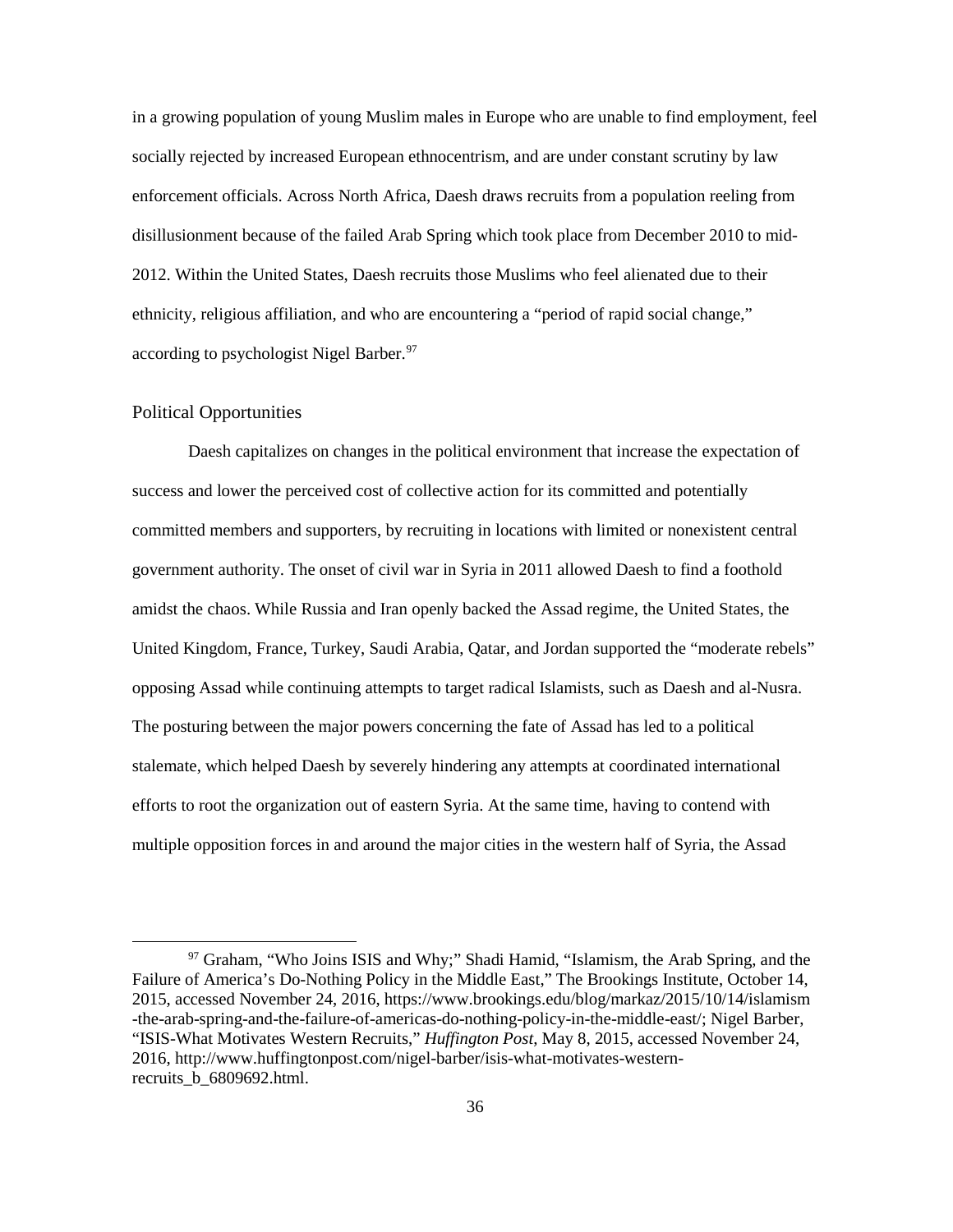in a growing population of young Muslim males in Europe who are unable to find employment, feel socially rejected by increased European ethnocentrism, and are under constant scrutiny by law enforcement officials. Across North Africa, Daesh draws recruits from a population reeling from disillusionment because of the failed Arab Spring which took place from December 2010 to mid-2012. Within the United States, Daesh recruits those Muslims who feel alienated due to their ethnicity, religious affiliation, and who are encountering a "period of rapid social change," according to psychologist Nigel Barber.[97]

## Political Opportunities

Daesh capitalizes on changes in the political environment that increase the expectation of success and lower the perceived cost of collective action for its committed and potentially committed members and supporters, by recruiting in locations with limited or nonexistent central government authority. The onset of civil war in Syria in 2011 allowed Daesh to find a foothold amidst the chaos. While Russia and Iran openly backed the Assad regime, the United States, the United Kingdom, France, Turkey, Saudi Arabia, Qatar, and Jordan supported the "moderate rebels" opposing Assad while continuing attempts to target radical Islamists, such as Daesh and al-Nusra. The posturing between the major powers concerning the fate of Assad has led to a political stalemate, which helped Daesh by severely hindering any attempts at coordinated international efforts to root the organization out of eastern Syria. At the same time, having to contend with multiple opposition forces in and around the major cities in the western half of Syria, the Assad

---

[97] Graham, "Who Joins ISIS and Why;" Shadi Hamid, "Islamism, the Arab Spring, and the Failure of America's Do-Nothing Policy in the Middle East," The Brookings Institute, October 14, 2015, accessed November 24, 2016, https://www.brookings.edu/blog/markaz/2015/10/14/islamism-the-arab-spring-and-the-failure-of-americas-do-nothing-policy-in-the-middle-east/; Nigel Barber, "ISIS-What Motivates Western Recruits," *Huffington Post*, May 8, 2015, accessed November 24, 2016, http://www.huffingtonpost.com/nigel-barber/isis-what-motivates-western-recruits_b_6809692.html.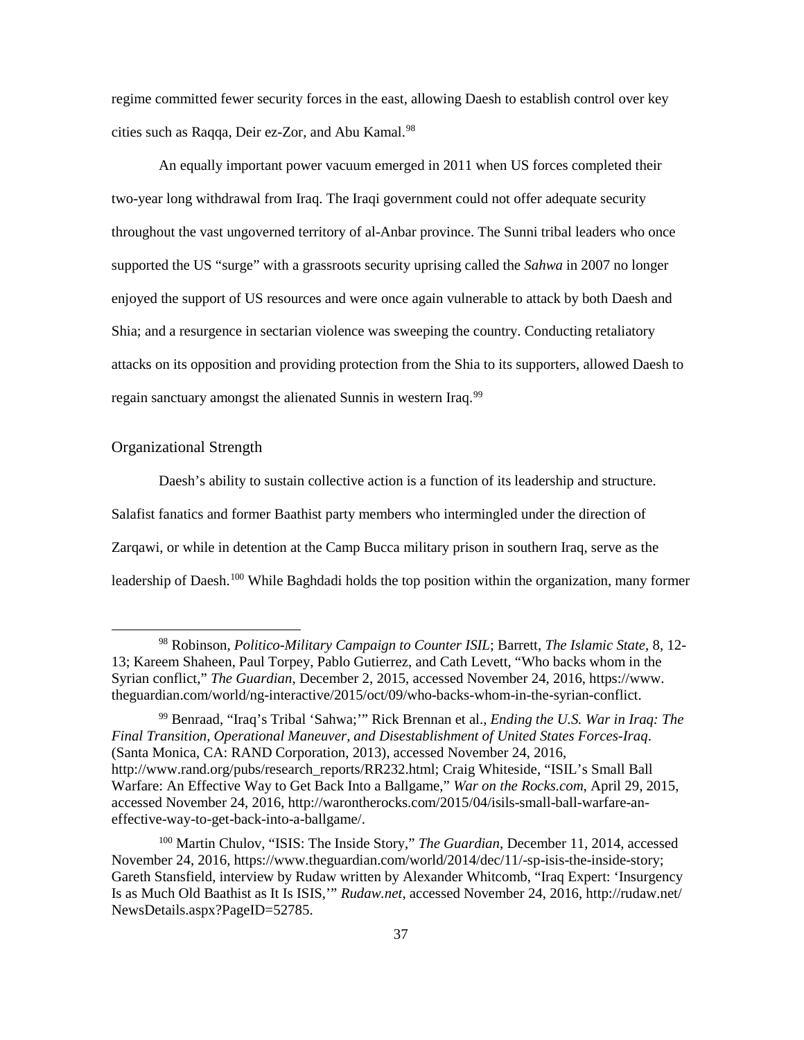regime committed fewer security forces in the east, allowing Daesh to establish control over key cities such as Raqqa, Deir ez-Zor, and Abu Kamal.[98]

An equally important power vacuum emerged in 2011 when US forces completed their two-year long withdrawal from Iraq. The Iraqi government could not offer adequate security throughout the vast ungoverned territory of al-Anbar province. The Sunni tribal leaders who once supported the US "surge" with a grassroots security uprising called the *Sahwa* in 2007 no longer enjoyed the support of US resources and were once again vulnerable to attack by both Daesh and Shia; and a resurgence in sectarian violence was sweeping the country. Conducting retaliatory attacks on its opposition and providing protection from the Shia to its supporters, allowed Daesh to regain sanctuary amongst the alienated Sunnis in western Iraq.[99]

## Organizational Strength

Daesh's ability to sustain collective action is a function of its leadership and structure. Salafist fanatics and former Baathist party members who intermingled under the direction of Zarqawi, or while in detention at the Camp Bucca military prison in southern Iraq, serve as the leadership of Daesh.[100] While Baghdadi holds the top position within the organization, many former

---

[98] Robinson, *Politico-Military Campaign to Counter ISIL*; Barrett, *The Islamic State*, 8, 12-13; Kareem Shaheen, Paul Torpey, Pablo Gutierrez, and Cath Levett, "Who backs whom in the Syrian conflict," *The Guardian*, December 2, 2015, accessed November 24, 2016, https://www.theguardian.com/world/ng-interactive/2015/oct/09/who-backs-whom-in-the-syrian-conflict.

[99] Benraad, "Iraq's Tribal 'Sahwa;'" Rick Brennan et al., *Ending the U.S. War in Iraq: The Final Transition, Operational Maneuver, and Disestablishment of United States Forces-Iraq*. (Santa Monica, CA: RAND Corporation, 2013), accessed November 24, 2016, http://www.rand.org/pubs/research_reports/RR232.html; Craig Whiteside, "ISIL's Small Ball Warfare: An Effective Way to Get Back Into a Ballgame," *War on the Rocks.com*, April 29, 2015, accessed November 24, 2016, http://warontherocks.com/2015/04/isils-small-ball-warfare-an-effective-way-to-get-back-into-a-ballgame/.

[100] Martin Chulov, "ISIS: The Inside Story," *The Guardian*, December 11, 2014, accessed November 24, 2016, https://www.theguardian.com/world/2014/dec/11/-sp-isis-the-inside-story; Gareth Stansfield, interview by Rudaw written by Alexander Whitcomb, "Iraq Expert: 'Insurgency Is as Much Old Baathist as It Is ISIS,'" *Rudaw.net*, accessed November 24, 2016, http://rudaw.net/NewsDetails.aspx?PageID=52785.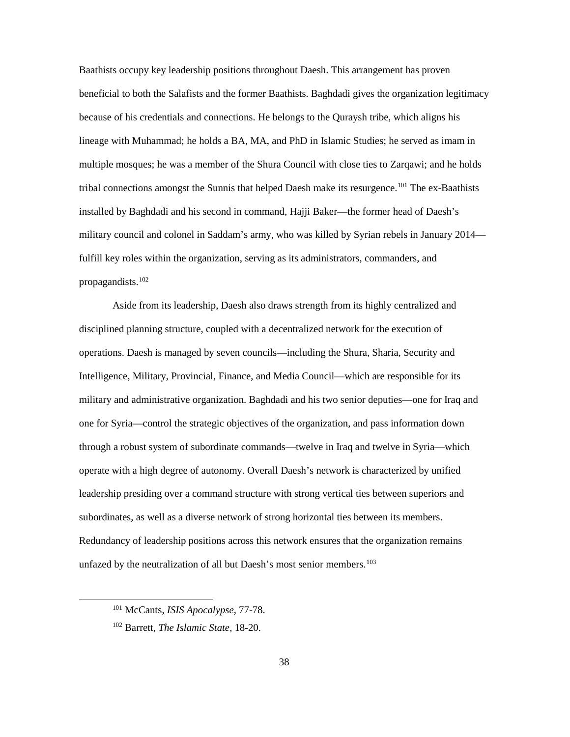Baathists occupy key leadership positions throughout Daesh. This arrangement has proven beneficial to both the Salafists and the former Baathists. Baghdadi gives the organization legitimacy because of his credentials and connections. He belongs to the Quraysh tribe, which aligns his lineage with Muhammad; he holds a BA, MA, and PhD in Islamic Studies; he served as imam in multiple mosques; he was a member of the Shura Council with close ties to Zarqawi; and he holds tribal connections amongst the Sunnis that helped Daesh make its resurgence.[101] The ex-Baathists installed by Baghdadi and his second in command, Hajji Baker—the former head of Daesh's military council and colonel in Saddam's army, who was killed by Syrian rebels in January 2014—fulfill key roles within the organization, serving as its administrators, commanders, and propagandists.[102]

Aside from its leadership, Daesh also draws strength from its highly centralized and disciplined planning structure, coupled with a decentralized network for the execution of operations. Daesh is managed by seven councils—including the Shura, Sharia, Security and Intelligence, Military, Provincial, Finance, and Media Council—which are responsible for its military and administrative organization. Baghdadi and his two senior deputies—one for Iraq and one for Syria—control the strategic objectives of the organization, and pass information down through a robust system of subordinate commands—twelve in Iraq and twelve in Syria—which operate with a high degree of autonomy. Overall Daesh's network is characterized by unified leadership presiding over a command structure with strong vertical ties between superiors and subordinates, as well as a diverse network of strong horizontal ties between its members. Redundancy of leadership positions across this network ensures that the organization remains unfazed by the neutralization of all but Daesh's most senior members.[103]

---

[101] McCants, *ISIS Apocalypse*, 77-78.

[102] Barrett, *The Islamic State*, 18-20.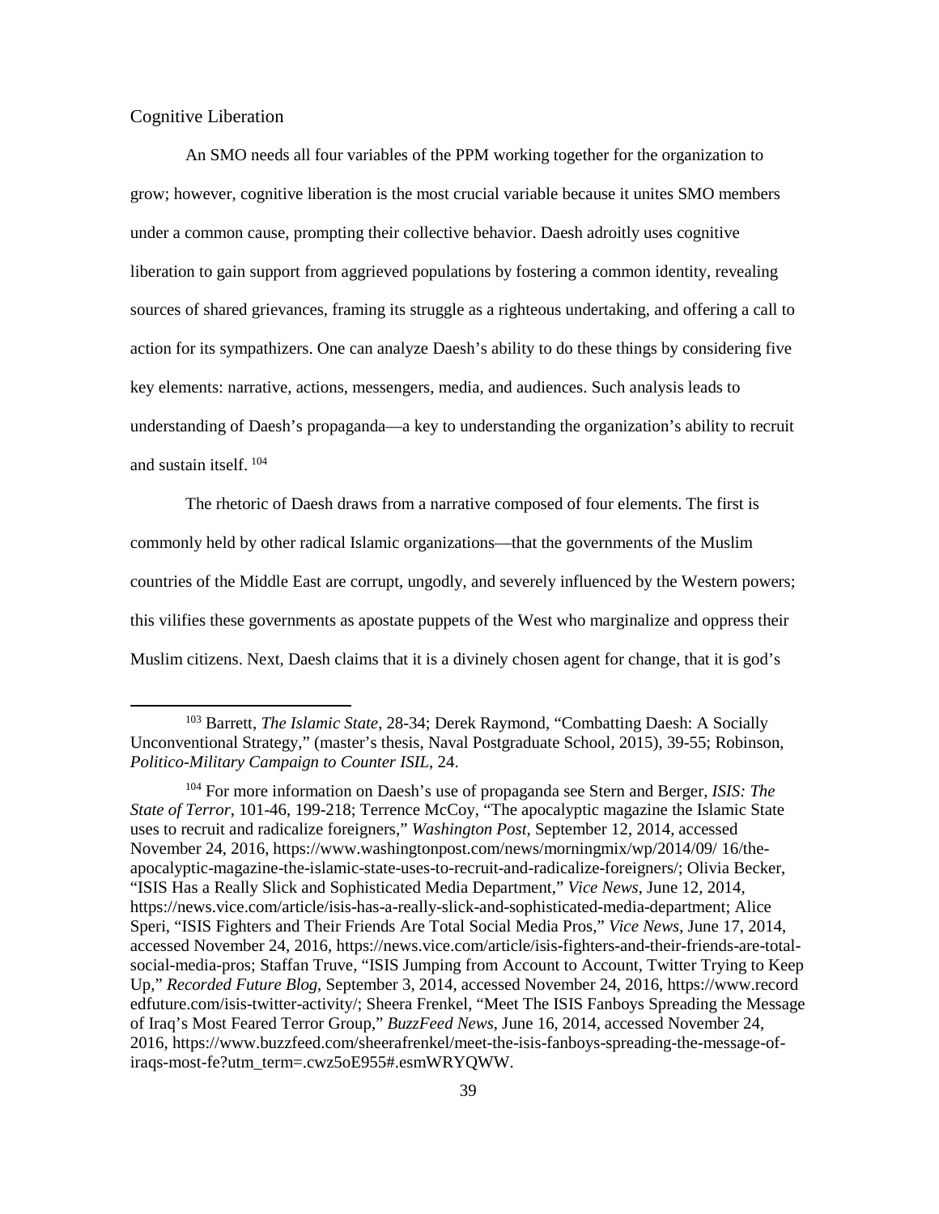## Cognitive Liberation

An SMO needs all four variables of the PPM working together for the organization to grow; however, cognitive liberation is the most crucial variable because it unites SMO members under a common cause, prompting their collective behavior. Daesh adroitly uses cognitive liberation to gain support from aggrieved populations by fostering a common identity, revealing sources of shared grievances, framing its struggle as a righteous undertaking, and offering a call to action for its sympathizers. One can analyze Daesh's ability to do these things by considering five key elements: narrative, actions, messengers, media, and audiences. Such analysis leads to understanding of Daesh's propaganda—a key to understanding the organization's ability to recruit and sustain itself. [104]

The rhetoric of Daesh draws from a narrative composed of four elements. The first is commonly held by other radical Islamic organizations—that the governments of the Muslim countries of the Middle East are corrupt, ungodly, and severely influenced by the Western powers; this vilifies these governments as apostate puppets of the West who marginalize and oppress their Muslim citizens. Next, Daesh claims that it is a divinely chosen agent for change, that it is god's

---

[103] Barrett, *The Islamic State*, 28-34; Derek Raymond, "Combatting Daesh: A Socially Unconventional Strategy," (master's thesis, Naval Postgraduate School, 2015), 39-55; Robinson, *Politico-Military Campaign to Counter ISIL*, 24.

[104] For more information on Daesh's use of propaganda see Stern and Berger, *ISIS: The State of Terror*, 101-46, 199-218; Terrence McCoy, "The apocalyptic magazine the Islamic State uses to recruit and radicalize foreigners," *Washington Post*, September 12, 2014, accessed November 24, 2016, https://www.washingtonpost.com/news/morningmix/wp/2014/09/ 16/the-apocalyptic-magazine-the-islamic-state-uses-to-recruit-and-radicalize-foreigners/; Olivia Becker, "ISIS Has a Really Slick and Sophisticated Media Department," *Vice News*, June 12, 2014, https://news.vice.com/article/isis-has-a-really-slick-and-sophisticated-media-department; Alice Speri, "ISIS Fighters and Their Friends Are Total Social Media Pros," *Vice News*, June 17, 2014, accessed November 24, 2016, https://news.vice.com/article/isis-fighters-and-their-friends-are-total-social-media-pros; Staffan Truve, "ISIS Jumping from Account to Account, Twitter Trying to Keep Up," *Recorded Future Blog*, September 3, 2014, accessed November 24, 2016, https://www.recordedfuture.com/isis-twitter-activity/; Sheera Frenkel, "Meet The ISIS Fanboys Spreading the Message of Iraq's Most Feared Terror Group," *BuzzFeed News*, June 16, 2014, accessed November 24, 2016, https://www.buzzfeed.com/sheerafrenkel/meet-the-isis-fanboys-spreading-the-message-of-iraqs-most-fe?utm_term=.cwz5oE955#.esmWRYQWW.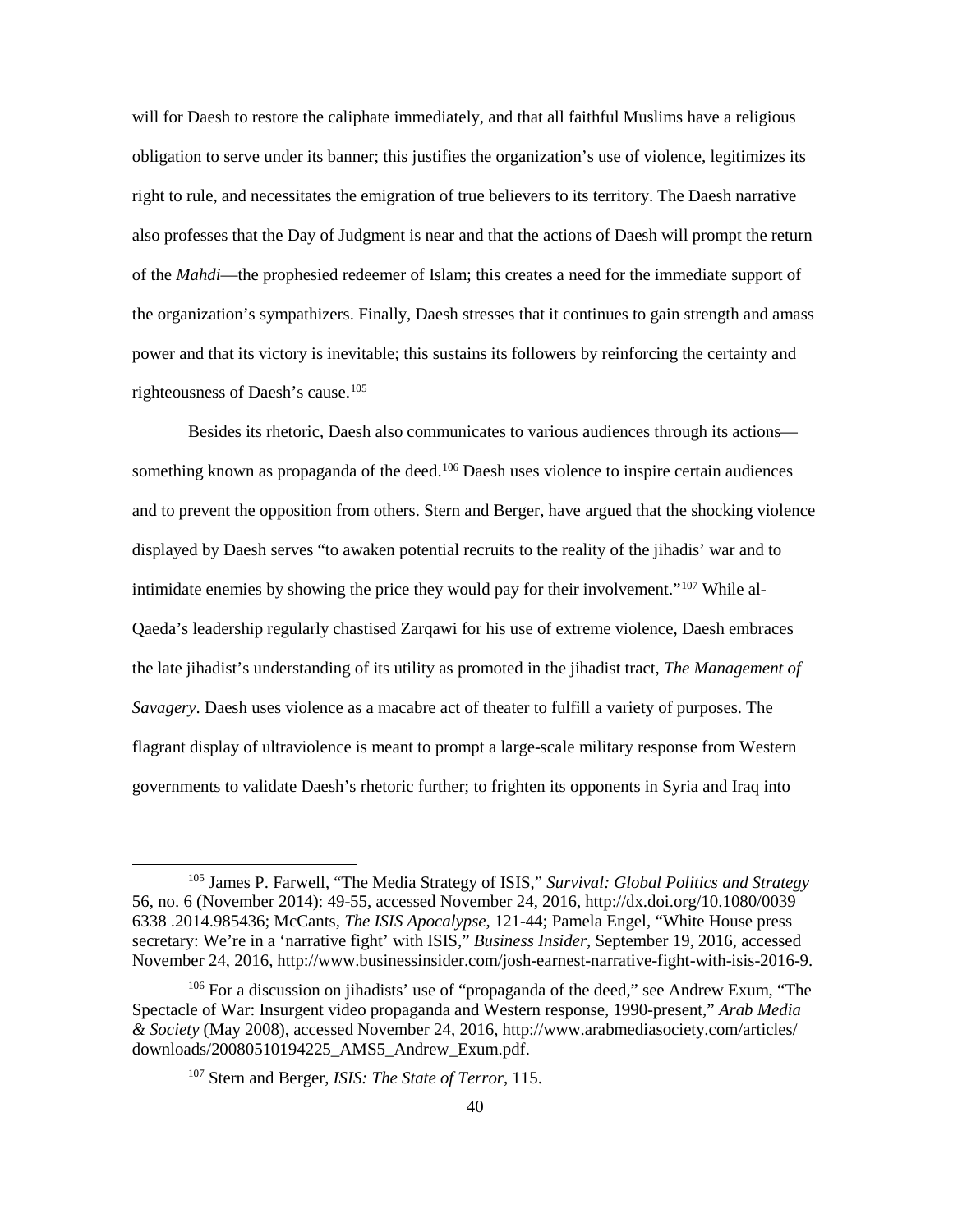will for Daesh to restore the caliphate immediately, and that all faithful Muslims have a religious obligation to serve under its banner; this justifies the organization's use of violence, legitimizes its right to rule, and necessitates the emigration of true believers to its territory. The Daesh narrative also professes that the Day of Judgment is near and that the actions of Daesh will prompt the return of the *Mahdi*—the prophesied redeemer of Islam; this creates a need for the immediate support of the organization's sympathizers. Finally, Daesh stresses that it continues to gain strength and amass power and that its victory is inevitable; this sustains its followers by reinforcing the certainty and righteousness of Daesh's cause.[105]

Besides its rhetoric, Daesh also communicates to various audiences through its actions—something known as propaganda of the deed.[106] Daesh uses violence to inspire certain audiences and to prevent the opposition from others. Stern and Berger, have argued that the shocking violence displayed by Daesh serves "to awaken potential recruits to the reality of the jihadis' war and to intimidate enemies by showing the price they would pay for their involvement."[107] While al-Qaeda's leadership regularly chastised Zarqawi for his use of extreme violence, Daesh embraces the late jihadist's understanding of its utility as promoted in the jihadist tract, *The Management of Savagery*. Daesh uses violence as a macabre act of theater to fulfill a variety of purposes. The flagrant display of ultraviolence is meant to prompt a large-scale military response from Western governments to validate Daesh's rhetoric further; to frighten its opponents in Syria and Iraq into

---

[105] James P. Farwell, "The Media Strategy of ISIS," *Survival: Global Politics and Strategy* 56, no. 6 (November 2014): 49-55, accessed November 24, 2016, http://dx.doi.org/10.1080/0039 6338 .2014.985436; McCants, *The ISIS Apocalypse*, 121-44; Pamela Engel, "White House press secretary: We're in a 'narrative fight' with ISIS," *Business Insider*, September 19, 2016, accessed November 24, 2016, http://www.businessinsider.com/josh-earnest-narrative-fight-with-isis-2016-9.

[106] For a discussion on jihadists' use of "propaganda of the deed," see Andrew Exum, "The Spectacle of War: Insurgent video propaganda and Western response, 1990-present," *Arab Media & Society* (May 2008), accessed November 24, 2016, http://www.arabmediasociety.com/articles/downloads/20080510194225_AMS5_Andrew_Exum.pdf.

[107] Stern and Berger, *ISIS: The State of Terror*, 115.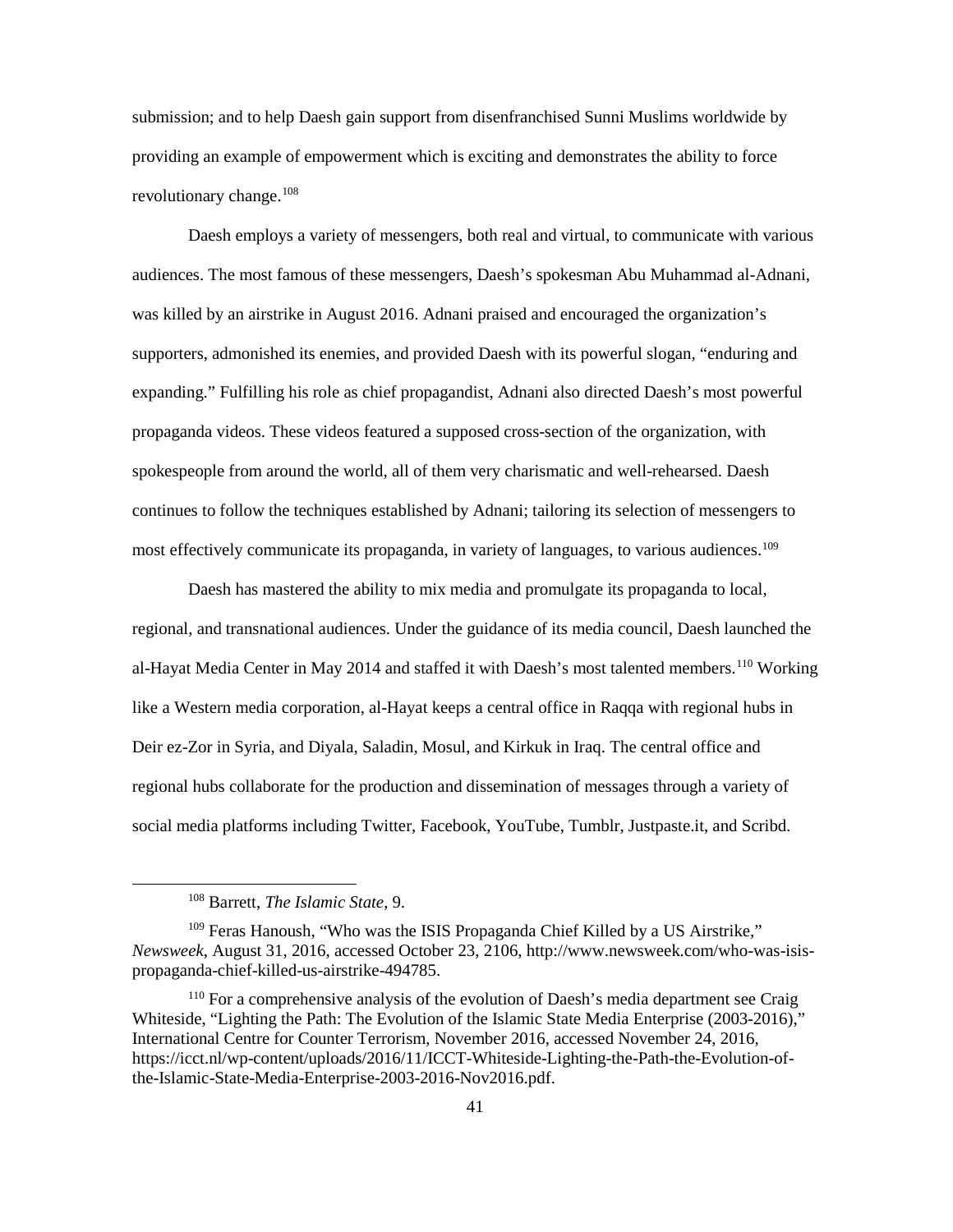submission; and to help Daesh gain support from disenfranchised Sunni Muslims worldwide by providing an example of empowerment which is exciting and demonstrates the ability to force revolutionary change.[108]

Daesh employs a variety of messengers, both real and virtual, to communicate with various audiences. The most famous of these messengers, Daesh's spokesman Abu Muhammad al-Adnani, was killed by an airstrike in August 2016. Adnani praised and encouraged the organization's supporters, admonished its enemies, and provided Daesh with its powerful slogan, "enduring and expanding." Fulfilling his role as chief propagandist, Adnani also directed Daesh's most powerful propaganda videos. These videos featured a supposed cross-section of the organization, with spokespeople from around the world, all of them very charismatic and well-rehearsed. Daesh continues to follow the techniques established by Adnani; tailoring its selection of messengers to most effectively communicate its propaganda, in variety of languages, to various audiences.[109]

Daesh has mastered the ability to mix media and promulgate its propaganda to local, regional, and transnational audiences. Under the guidance of its media council, Daesh launched the al-Hayat Media Center in May 2014 and staffed it with Daesh's most talented members.[110] Working like a Western media corporation, al-Hayat keeps a central office in Raqqa with regional hubs in Deir ez-Zor in Syria, and Diyala, Saladin, Mosul, and Kirkuk in Iraq. The central office and regional hubs collaborate for the production and dissemination of messages through a variety of social media platforms including Twitter, Facebook, YouTube, Tumblr, Justpaste.it, and Scribd.

---

[108] Barrett, *The Islamic State*, 9.

[109] Feras Hanoush, "Who was the ISIS Propaganda Chief Killed by a US Airstrike," *Newsweek*, August 31, 2016, accessed October 23, 2106, http://www.newsweek.com/who-was-isis-propaganda-chief-killed-us-airstrike-494785.

[110] For a comprehensive analysis of the evolution of Daesh's media department see Craig Whiteside, "Lighting the Path: The Evolution of the Islamic State Media Enterprise (2003-2016)," International Centre for Counter Terrorism, November 2016, accessed November 24, 2016, https://icct.nl/wp-content/uploads/2016/11/ICCT-Whiteside-Lighting-the-Path-the-Evolution-of-the-Islamic-State-Media-Enterprise-2003-2016-Nov2016.pdf.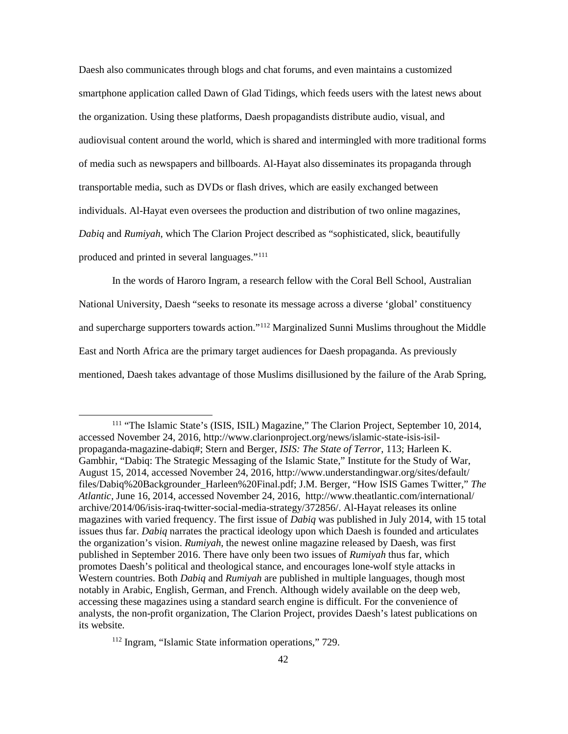Daesh also communicates through blogs and chat forums, and even maintains a customized smartphone application called Dawn of Glad Tidings, which feeds users with the latest news about the organization. Using these platforms, Daesh propagandists distribute audio, visual, and audiovisual content around the world, which is shared and intermingled with more traditional forms of media such as newspapers and billboards. Al-Hayat also disseminates its propaganda through transportable media, such as DVDs or flash drives, which are easily exchanged between individuals. Al-Hayat even oversees the production and distribution of two online magazines, *Dabiq* and *Rumiyah*, which The Clarion Project described as "sophisticated, slick, beautifully produced and printed in several languages."[111]

In the words of Haroro Ingram, a research fellow with the Coral Bell School, Australian National University, Daesh "seeks to resonate its message across a diverse 'global' constituency and supercharge supporters towards action."[112] Marginalized Sunni Muslims throughout the Middle East and North Africa are the primary target audiences for Daesh propaganda. As previously mentioned, Daesh takes advantage of those Muslims disillusioned by the failure of the Arab Spring,

---

[111] "The Islamic State's (ISIS, ISIL) Magazine," The Clarion Project, September 10, 2014, accessed November 24, 2016, http://www.clarionproject.org/news/islamic-state-isis-isil-propaganda-magazine-dabiq#; Stern and Berger, *ISIS: The State of Terror*, 113; Harleen K. Gambhir, "Dabiq: The Strategic Messaging of the Islamic State," Institute for the Study of War, August 15, 2014, accessed November 24, 2016, http://www.understandingwar.org/sites/default/files/Dabiq%20Backgrounder_Harleen%20Final.pdf; J.M. Berger, "How ISIS Games Twitter," *The Atlantic*, June 16, 2014, accessed November 24, 2016, http://www.theatlantic.com/international/archive/2014/06/isis-iraq-twitter-social-media-strategy/372856/. Al-Hayat releases its online magazines with varied frequency. The first issue of *Dabiq* was published in July 2014, with 15 total issues thus far. *Dabiq* narrates the practical ideology upon which Daesh is founded and articulates the organization's vision. *Rumiyah*, the newest online magazine released by Daesh, was first published in September 2016. There have only been two issues of *Rumiyah* thus far, which promotes Daesh's political and theological stance, and encourages lone-wolf style attacks in Western countries. Both *Dabiq* and *Rumiyah* are published in multiple languages, though most notably in Arabic, English, German, and French. Although widely available on the deep web, accessing these magazines using a standard search engine is difficult. For the convenience of analysts, the non-profit organization, The Clarion Project, provides Daesh's latest publications on its website.

[112] Ingram, "Islamic State information operations," 729.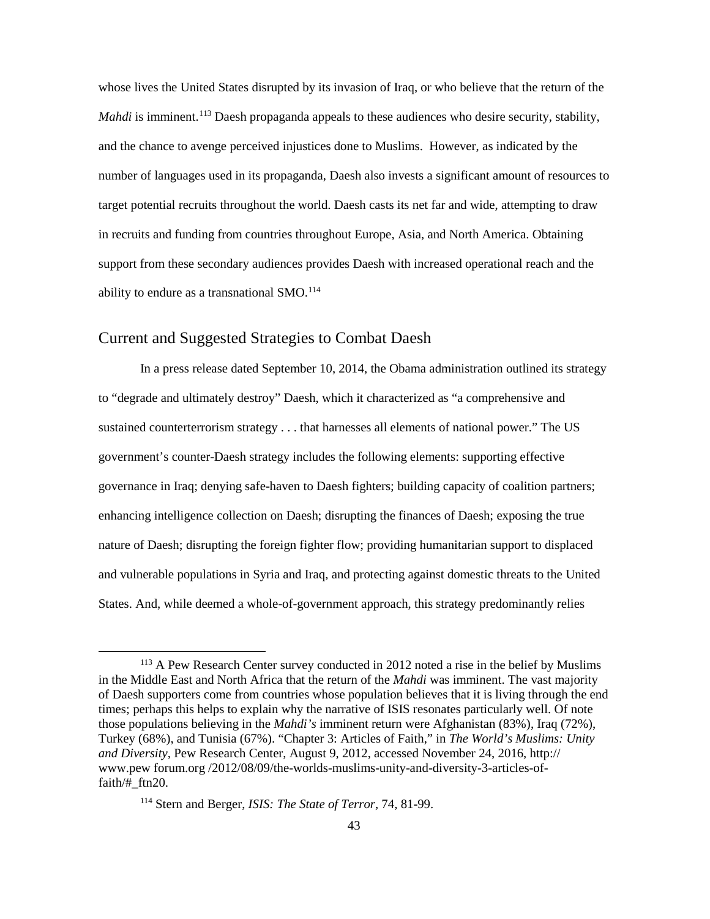whose lives the United States disrupted by its invasion of Iraq, or who believe that the return of the *Mahdi* is imminent.[113] Daesh propaganda appeals to these audiences who desire security, stability, and the chance to avenge perceived injustices done to Muslims. However, as indicated by the number of languages used in its propaganda, Daesh also invests a significant amount of resources to target potential recruits throughout the world. Daesh casts its net far and wide, attempting to draw in recruits and funding from countries throughout Europe, Asia, and North America. Obtaining support from these secondary audiences provides Daesh with increased operational reach and the ability to endure as a transnational SMO.[114]

## Current and Suggested Strategies to Combat Daesh

In a press release dated September 10, 2014, the Obama administration outlined its strategy to "degrade and ultimately destroy" Daesh, which it characterized as "a comprehensive and sustained counterterrorism strategy . . . that harnesses all elements of national power." The US government's counter-Daesh strategy includes the following elements: supporting effective governance in Iraq; denying safe-haven to Daesh fighters; building capacity of coalition partners; enhancing intelligence collection on Daesh; disrupting the finances of Daesh; exposing the true nature of Daesh; disrupting the foreign fighter flow; providing humanitarian support to displaced and vulnerable populations in Syria and Iraq, and protecting against domestic threats to the United States. And, while deemed a whole-of-government approach, this strategy predominantly relies

---

[113] A Pew Research Center survey conducted in 2012 noted a rise in the belief by Muslims in the Middle East and North Africa that the return of the *Mahdi* was imminent. The vast majority of Daesh supporters come from countries whose population believes that it is living through the end times; perhaps this helps to explain why the narrative of ISIS resonates particularly well. Of note those populations believing in the *Mahdi's* imminent return were Afghanistan (83%), Iraq (72%), Turkey (68%), and Tunisia (67%). "Chapter 3: Articles of Faith," in *The World's Muslims: Unity and Diversity*, Pew Research Center, August 9, 2012, accessed November 24, 2016, http://www.pew forum.org /2012/08/09/the-worlds-muslims-unity-and-diversity-3-articles-of-faith/#_ftn20.

[114] Stern and Berger, *ISIS: The State of Terror*, 74, 81-99.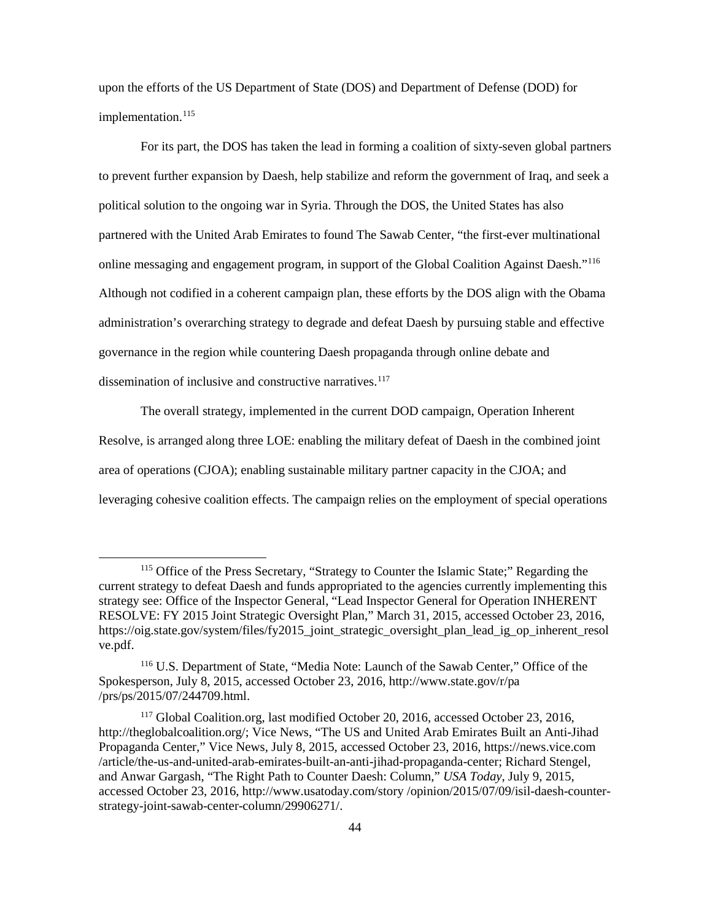upon the efforts of the US Department of State (DOS) and Department of Defense (DOD) for implementation.[115]

For its part, the DOS has taken the lead in forming a coalition of sixty-seven global partners to prevent further expansion by Daesh, help stabilize and reform the government of Iraq, and seek a political solution to the ongoing war in Syria. Through the DOS, the United States has also partnered with the United Arab Emirates to found The Sawab Center, "the first-ever multinational online messaging and engagement program, in support of the Global Coalition Against Daesh."[116] Although not codified in a coherent campaign plan, these efforts by the DOS align with the Obama administration's overarching strategy to degrade and defeat Daesh by pursuing stable and effective governance in the region while countering Daesh propaganda through online debate and dissemination of inclusive and constructive narratives.[117]

The overall strategy, implemented in the current DOD campaign, Operation Inherent Resolve, is arranged along three LOE: enabling the military defeat of Daesh in the combined joint area of operations (CJOA); enabling sustainable military partner capacity in the CJOA; and leveraging cohesive coalition effects. The campaign relies on the employment of special operations

---

[115] Office of the Press Secretary, "Strategy to Counter the Islamic State;" Regarding the current strategy to defeat Daesh and funds appropriated to the agencies currently implementing this strategy see: Office of the Inspector General, "Lead Inspector General for Operation INHERENT RESOLVE: FY 2015 Joint Strategic Oversight Plan," March 31, 2015, accessed October 23, 2016, https://oig.state.gov/system/files/fy2015_joint_strategic_oversight_plan_lead_ig_op_inherent_resolve.pdf.

[116] U.S. Department of State, "Media Note: Launch of the Sawab Center," Office of the Spokesperson, July 8, 2015, accessed October 23, 2016, http://www.state.gov/r/pa/prs/ps/2015/07/244709.html.

[117] Global Coalition.org, last modified October 20, 2016, accessed October 23, 2016, http://theglobalcoalition.org/; Vice News, "The US and United Arab Emirates Built an Anti-Jihad Propaganda Center," Vice News, July 8, 2015, accessed October 23, 2016, https://news.vice.com/article/the-us-and-united-arab-emirates-built-an-anti-jihad-propaganda-center; Richard Stengel, and Anwar Gargash, "The Right Path to Counter Daesh: Column," *USA Today*, July 9, 2015, accessed October 23, 2016, http://www.usatoday.com/story/opinion/2015/07/09/isil-daesh-counter-strategy-joint-sawab-center-column/29906271/.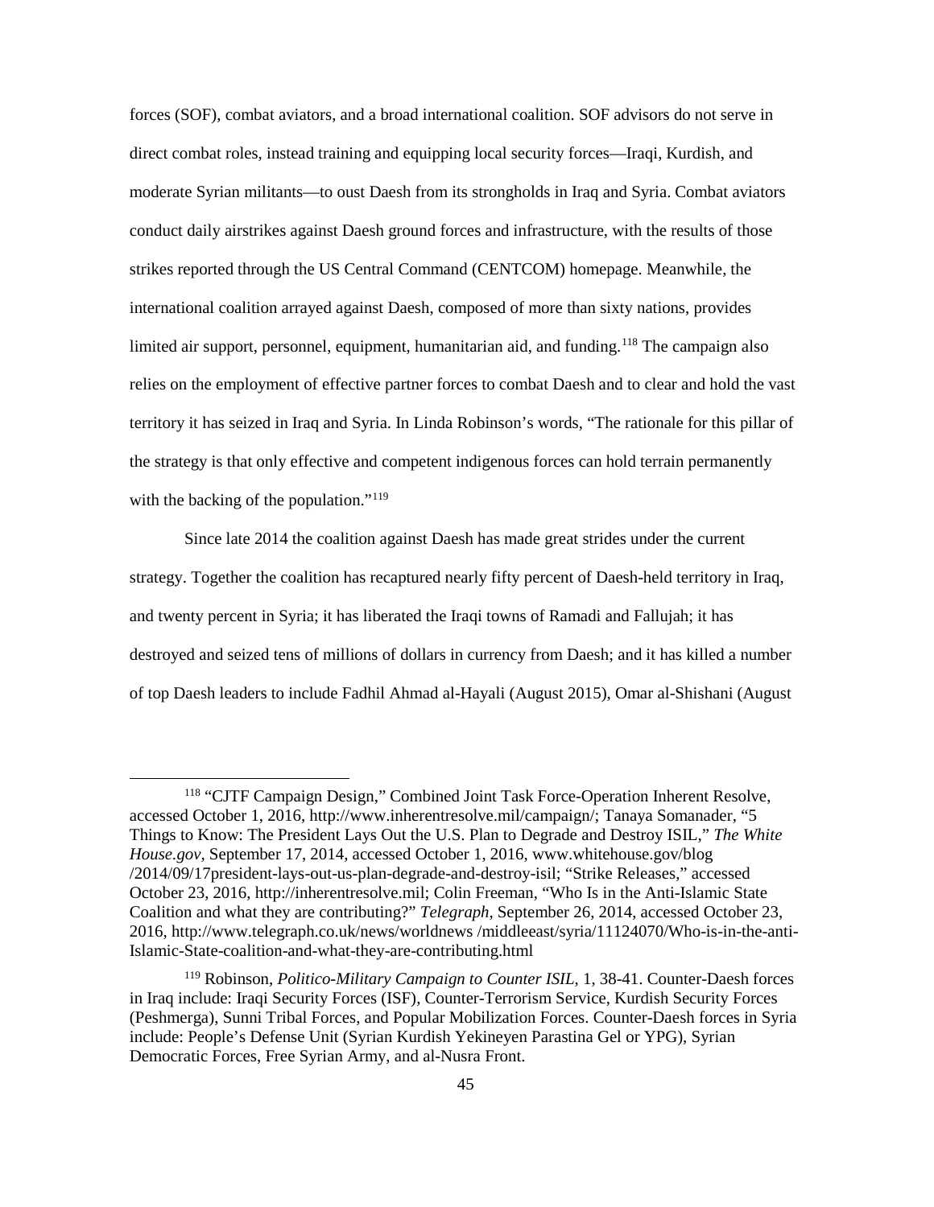forces (SOF), combat aviators, and a broad international coalition. SOF advisors do not serve in direct combat roles, instead training and equipping local security forces—Iraqi, Kurdish, and moderate Syrian militants—to oust Daesh from its strongholds in Iraq and Syria. Combat aviators conduct daily airstrikes against Daesh ground forces and infrastructure, with the results of those strikes reported through the US Central Command (CENTCOM) homepage. Meanwhile, the international coalition arrayed against Daesh, composed of more than sixty nations, provides limited air support, personnel, equipment, humanitarian aid, and funding.[118] The campaign also relies on the employment of effective partner forces to combat Daesh and to clear and hold the vast territory it has seized in Iraq and Syria. In Linda Robinson's words, "The rationale for this pillar of the strategy is that only effective and competent indigenous forces can hold terrain permanently with the backing of the population."[119]

Since late 2014 the coalition against Daesh has made great strides under the current strategy. Together the coalition has recaptured nearly fifty percent of Daesh-held territory in Iraq, and twenty percent in Syria; it has liberated the Iraqi towns of Ramadi and Fallujah; it has destroyed and seized tens of millions of dollars in currency from Daesh; and it has killed a number of top Daesh leaders to include Fadhil Ahmad al-Hayali (August 2015), Omar al-Shishani (August

---

[118] "CJTF Campaign Design," Combined Joint Task Force-Operation Inherent Resolve, accessed October 1, 2016, http://www.inherentresolve.mil/campaign/; Tanaya Somanader, "5 Things to Know: The President Lays Out the U.S. Plan to Degrade and Destroy ISIL," *The White House.gov*, September 17, 2014, accessed October 1, 2016, www.whitehouse.gov/blog /2014/09/17president-lays-out-us-plan-degrade-and-destroy-isil; "Strike Releases," accessed October 23, 2016, http://inherentresolve.mil; Colin Freeman, "Who Is in the Anti-Islamic State Coalition and what they are contributing?" *Telegraph*, September 26, 2014, accessed October 23, 2016, http://www.telegraph.co.uk/news/worldnews /middleeast/syria/11124070/Who-is-in-the-anti-Islamic-State-coalition-and-what-they-are-contributing.html

[119] Robinson, *Politico-Military Campaign to Counter ISIL*, 1, 38-41. Counter-Daesh forces in Iraq include: Iraqi Security Forces (ISF), Counter-Terrorism Service, Kurdish Security Forces (Peshmerga), Sunni Tribal Forces, and Popular Mobilization Forces. Counter-Daesh forces in Syria include: People's Defense Unit (Syrian Kurdish Yekineyen Parastina Gel or YPG), Syrian Democratic Forces, Free Syrian Army, and al-Nusra Front.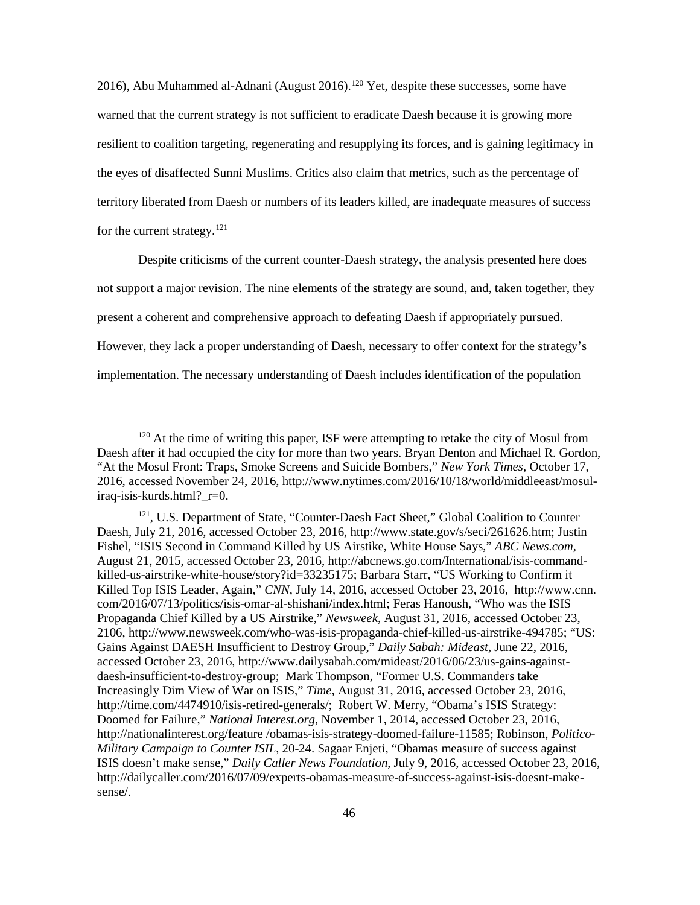2016), Abu Muhammed al-Adnani (August 2016).[120] Yet, despite these successes, some have warned that the current strategy is not sufficient to eradicate Daesh because it is growing more resilient to coalition targeting, regenerating and resupplying its forces, and is gaining legitimacy in the eyes of disaffected Sunni Muslims. Critics also claim that metrics, such as the percentage of territory liberated from Daesh or numbers of its leaders killed, are inadequate measures of success for the current strategy.[121]

Despite criticisms of the current counter-Daesh strategy, the analysis presented here does not support a major revision. The nine elements of the strategy are sound, and, taken together, they present a coherent and comprehensive approach to defeating Daesh if appropriately pursued. However, they lack a proper understanding of Daesh, necessary to offer context for the strategy's implementation. The necessary understanding of Daesh includes identification of the population

---

[120] At the time of writing this paper, ISF were attempting to retake the city of Mosul from Daesh after it had occupied the city for more than two years. Bryan Denton and Michael R. Gordon, "At the Mosul Front: Traps, Smoke Screens and Suicide Bombers," *New York Times*, October 17, 2016, accessed November 24, 2016, http://www.nytimes.com/2016/10/18/world/middleeast/mosul-iraq-isis-kurds.html?_r=0.

[121], U.S. Department of State, "Counter-Daesh Fact Sheet," Global Coalition to Counter Daesh, July 21, 2016, accessed October 23, 2016, http://www.state.gov/s/seci/261626.htm; Justin Fishel, "ISIS Second in Command Killed by US Airstike, White House Says," *ABC News.com*, August 21, 2015, accessed October 23, 2016, http://abcnews.go.com/International/isis-command-killed-us-airstrike-white-house/story?id=33235175; Barbara Starr, "US Working to Confirm it Killed Top ISIS Leader, Again," *CNN*, July 14, 2016, accessed October 23, 2016, http://www.cnn.com/2016/07/13/politics/isis-omar-al-shishani/index.html; Feras Hanoush, "Who was the ISIS Propaganda Chief Killed by a US Airstrike," *Newsweek*, August 31, 2016, accessed October 23, 2106, http://www.newsweek.com/who-was-isis-propaganda-chief-killed-us-airstrike-494785; "US: Gains Against DAESH Insufficient to Destroy Group," *Daily Sabah: Mideast*, June 22, 2016, accessed October 23, 2016, http://www.dailysabah.com/mideast/2016/06/23/us-gains-against-daesh-insufficient-to-destroy-group; Mark Thompson, "Former U.S. Commanders take Increasingly Dim View of War on ISIS," *Time*, August 31, 2016, accessed October 23, 2016, http://time.com/4474910/isis-retired-generals/; Robert W. Merry, "Obama's ISIS Strategy: Doomed for Failure," *National Interest.org*, November 1, 2014, accessed October 23, 2016, http://nationalinterest.org/feature /obamas-isis-strategy-doomed-failure-11585; Robinson, *Politico-Military Campaign to Counter ISIL*, 20-24. Sagaar Enjeti, "Obamas measure of success against ISIS doesn't make sense," *Daily Caller News Foundation*, July 9, 2016, accessed October 23, 2016, http://dailycaller.com/2016/07/09/experts-obamas-measure-of-success-against-isis-doesnt-make-sense/.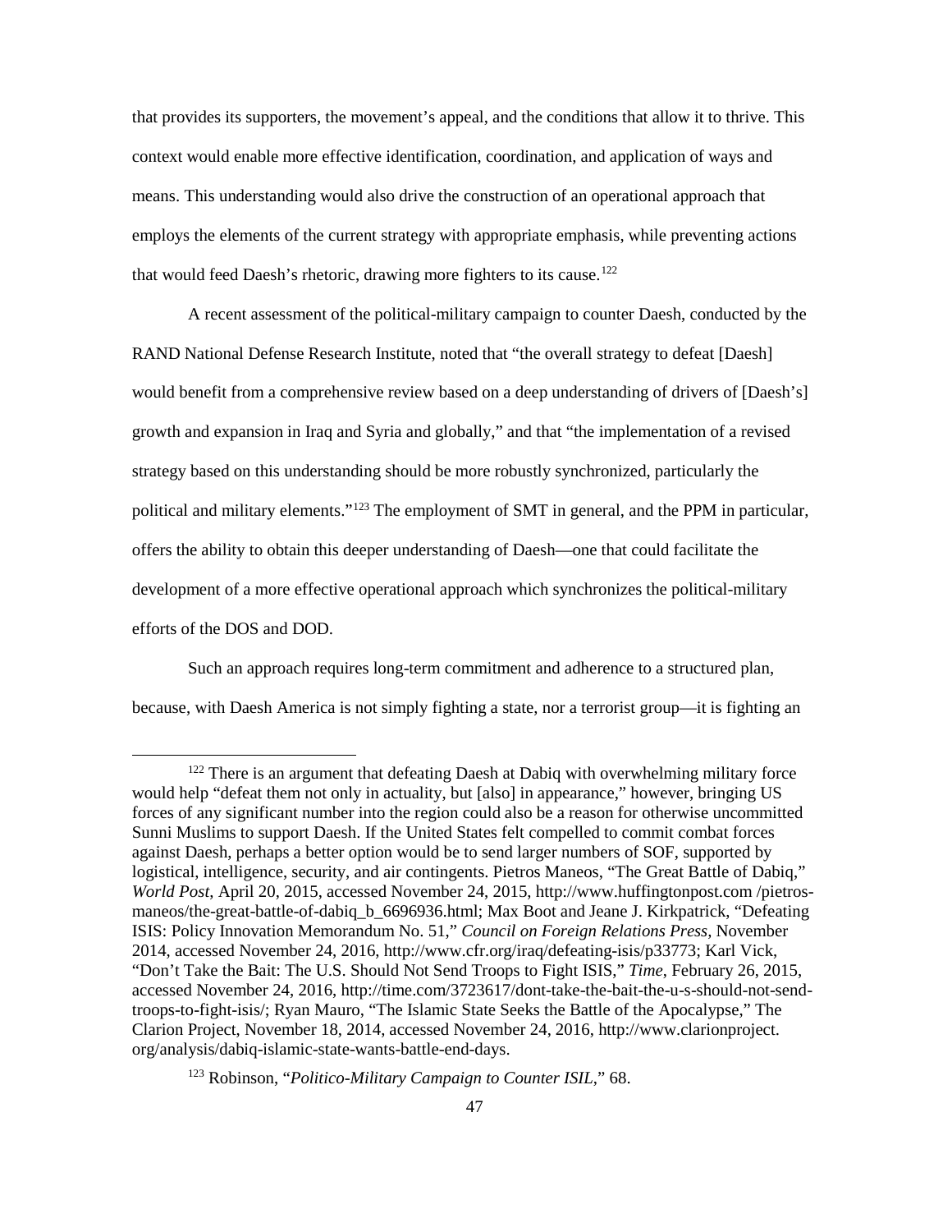that provides its supporters, the movement's appeal, and the conditions that allow it to thrive. This context would enable more effective identification, coordination, and application of ways and means. This understanding would also drive the construction of an operational approach that employs the elements of the current strategy with appropriate emphasis, while preventing actions that would feed Daesh's rhetoric, drawing more fighters to its cause.[122]

A recent assessment of the political-military campaign to counter Daesh, conducted by the RAND National Defense Research Institute, noted that "the overall strategy to defeat [Daesh] would benefit from a comprehensive review based on a deep understanding of drivers of [Daesh's] growth and expansion in Iraq and Syria and globally," and that "the implementation of a revised strategy based on this understanding should be more robustly synchronized, particularly the political and military elements."[123] The employment of SMT in general, and the PPM in particular, offers the ability to obtain this deeper understanding of Daesh—one that could facilitate the development of a more effective operational approach which synchronizes the political-military efforts of the DOS and DOD.

Such an approach requires long-term commitment and adherence to a structured plan, because, with Daesh America is not simply fighting a state, nor a terrorist group—it is fighting an

---

[122] There is an argument that defeating Daesh at Dabiq with overwhelming military force would help "defeat them not only in actuality, but [also] in appearance," however, bringing US forces of any significant number into the region could also be a reason for otherwise uncommitted Sunni Muslims to support Daesh. If the United States felt compelled to commit combat forces against Daesh, perhaps a better option would be to send larger numbers of SOF, supported by logistical, intelligence, security, and air contingents. Pietros Maneos, "The Great Battle of Dabiq," *World Post*, April 20, 2015, accessed November 24, 2015, http://www.huffingtonpost.com /pietros-maneos/the-great-battle-of-dabiq_b_6696936.html; Max Boot and Jeane J. Kirkpatrick, "Defeating ISIS: Policy Innovation Memorandum No. 51," *Council on Foreign Relations Press,* November 2014, accessed November 24, 2016, http://www.cfr.org/iraq/defeating-isis/p33773; Karl Vick, "Don't Take the Bait: The U.S. Should Not Send Troops to Fight ISIS," *Time*, February 26, 2015, accessed November 24, 2016, http://time.com/3723617/dont-take-the-bait-the-u-s-should-not-send-troops-to-fight-isis/; Ryan Mauro, "The Islamic State Seeks the Battle of the Apocalypse," The Clarion Project, November 18, 2014, accessed November 24, 2016, http://www.clarionproject. org/analysis/dabiq-islamic-state-wants-battle-end-days.

[123] Robinson, "*Politico-Military Campaign to Counter ISIL*," 68.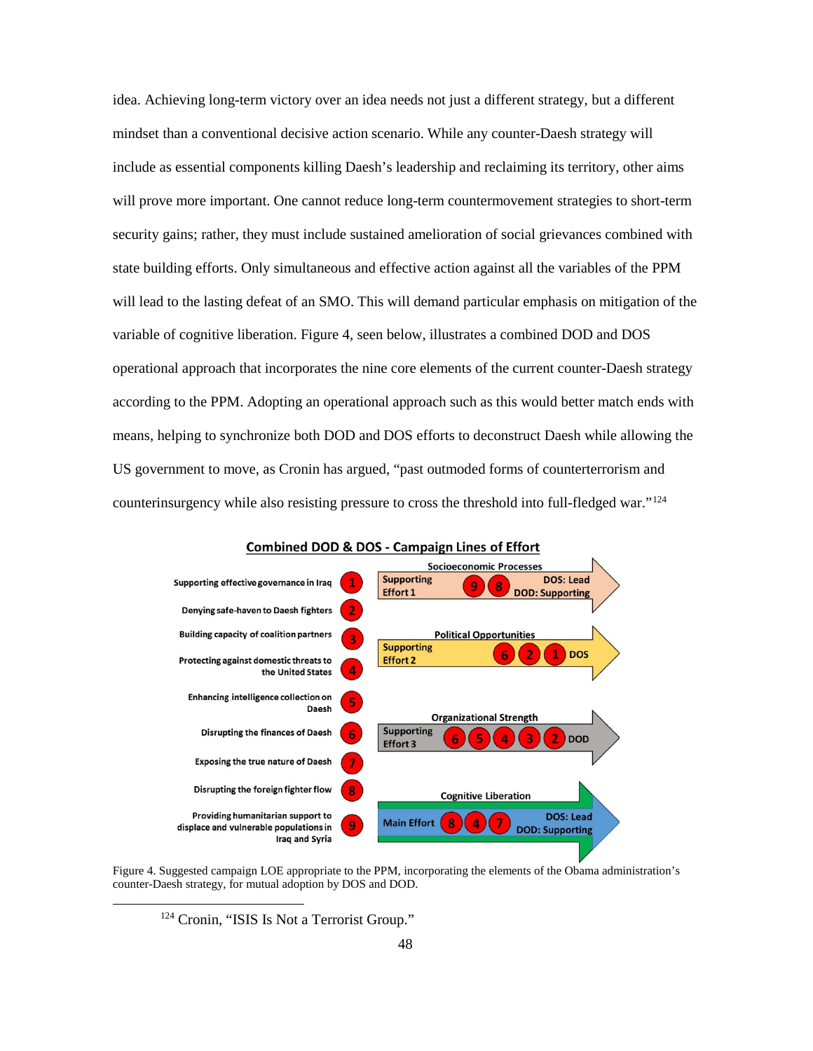idea. Achieving long-term victory over an idea needs not just a different strategy, but a different mindset than a conventional decisive action scenario. While any counter-Daesh strategy will include as essential components killing Daesh's leadership and reclaiming its territory, other aims will prove more important. One cannot reduce long-term countermovement strategies to short-term security gains; rather, they must include sustained amelioration of social grievances combined with state building efforts. Only simultaneous and effective action against all the variables of the PPM will lead to the lasting defeat of an SMO. This will demand particular emphasis on mitigation of the variable of cognitive liberation. Figure 4, seen below, illustrates a combined DOD and DOS operational approach that incorporates the nine core elements of the current counter-Daesh strategy according to the PPM. Adopting an operational approach such as this would better match ends with means, helping to synchronize both DOD and DOS efforts to deconstruct Daesh while allowing the US government to move, as Cronin has argued, "past outmoded forms of counterterrorism and counterinsurgency while also resisting pressure to cross the threshold into full-fledged war."[124]

**Combined DOD & DOS - Campaign Lines of Effort**

1. Supporting effective governance in Iraq
2. Denying safe-haven to Daesh fighters
3. Building capacity of coalition partners
4. Protecting against domestic threats to the United States
5. Enhancing intelligence collection on Daesh
6. Disrupting the finances of Daesh
7. Exposing the true nature of Daesh
8. Disrupting the foreign fighter flow
9. Providing humanitarian support to displace and vulnerable populations in Iraq and Syria

| Line of Effort | Effort | Elements | Lead |
|---|---|---|---|
| Socioeconomic Processes | Supporting Effort 1 | 9, 8 | DOS: Lead; DOD: Supporting |
| Political Opportunities | Supporting Effort 2 | 6, 2, 1 | DOS |
| Organizational Strength | Supporting Effort 3 | 6, 5, 4, 3, 2 | DOD |
| Cognitive Liberation | Main Effort | 8, 4, 7 | DOS: Lead; DOD: Supporting |

Figure 4. Suggested campaign LOE appropriate to the PPM, incorporating the elements of the Obama administration's counter-Daesh strategy, for mutual adoption by DOS and DOD.

[124] Cronin, "ISIS Is Not a Terrorist Group."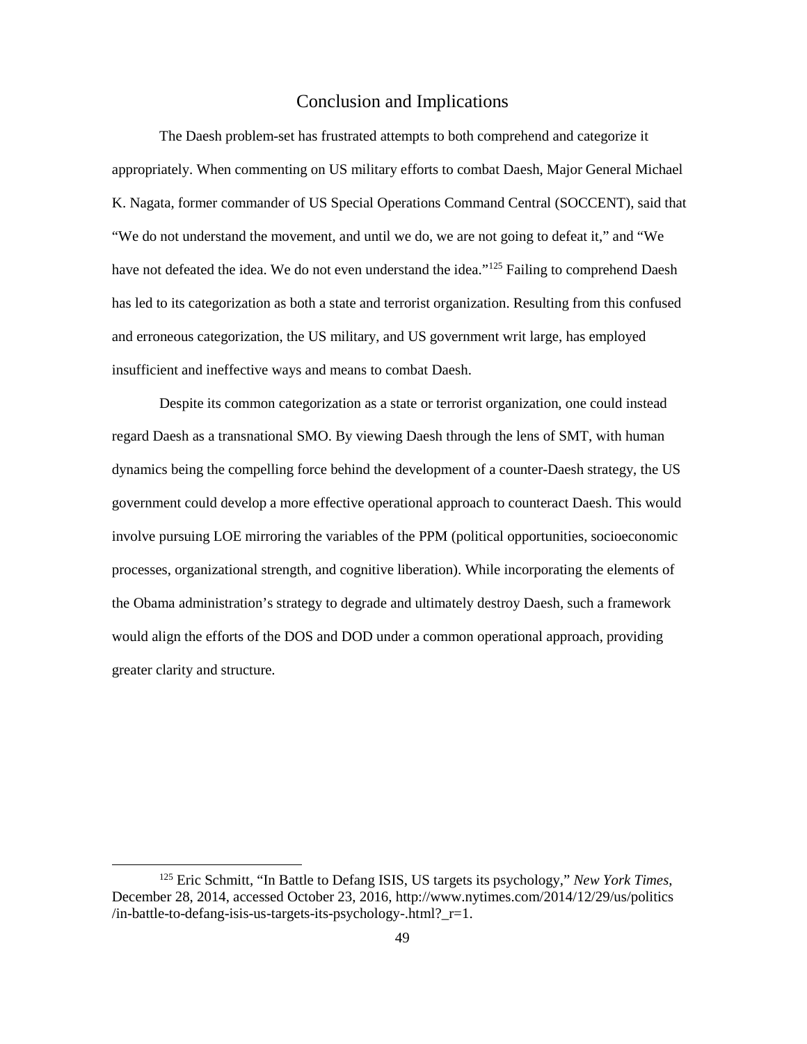## Conclusion and Implications

The Daesh problem-set has frustrated attempts to both comprehend and categorize it appropriately. When commenting on US military efforts to combat Daesh, Major General Michael K. Nagata, former commander of US Special Operations Command Central (SOCCENT), said that "We do not understand the movement, and until we do, we are not going to defeat it," and "We have not defeated the idea. We do not even understand the idea."[125] Failing to comprehend Daesh has led to its categorization as both a state and terrorist organization. Resulting from this confused and erroneous categorization, the US military, and US government writ large, has employed insufficient and ineffective ways and means to combat Daesh.

Despite its common categorization as a state or terrorist organization, one could instead regard Daesh as a transnational SMO. By viewing Daesh through the lens of SMT, with human dynamics being the compelling force behind the development of a counter-Daesh strategy, the US government could develop a more effective operational approach to counteract Daesh. This would involve pursuing LOE mirroring the variables of the PPM (political opportunities, socioeconomic processes, organizational strength, and cognitive liberation). While incorporating the elements of the Obama administration's strategy to degrade and ultimately destroy Daesh, such a framework would align the efforts of the DOS and DOD under a common operational approach, providing greater clarity and structure.

---

[125] Eric Schmitt, "In Battle to Defang ISIS, US targets its psychology," *New York Times*, December 28, 2014, accessed October 23, 2016, http://www.nytimes.com/2014/12/29/us/politics/in-battle-to-defang-isis-us-targets-its-psychology-.html?_r=1.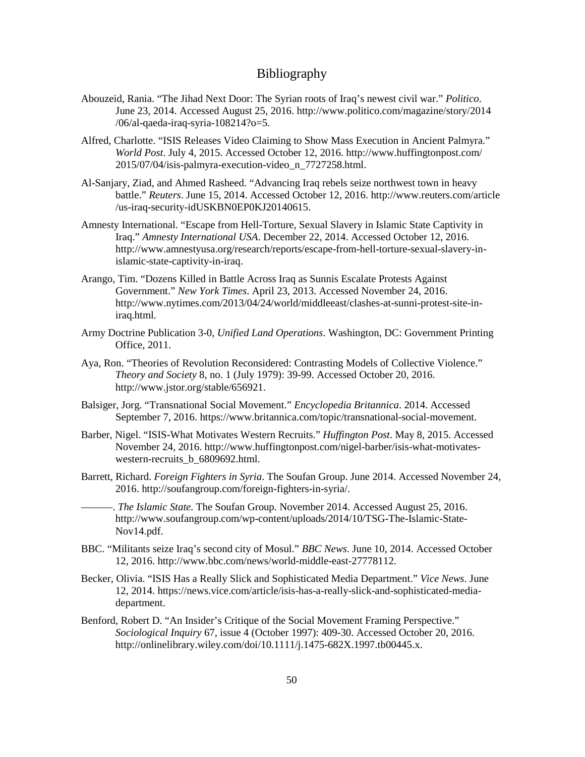# Bibliography

Abouzeid, Rania. "The Jihad Next Door: The Syrian roots of Iraq's newest civil war." *Politico*. June 23, 2014. Accessed August 25, 2016. http://www.politico.com/magazine/story/2014/06/al-qaeda-iraq-syria-108214?o=5.

Alfred, Charlotte. "ISIS Releases Video Claiming to Show Mass Execution in Ancient Palmyra." *World Post*. July 4, 2015. Accessed October 12, 2016. http://www.huffingtonpost.com/2015/07/04/isis-palmyra-execution-video_n_7727258.html.

Al-Sanjary, Ziad, and Ahmed Rasheed. "Advancing Iraq rebels seize northwest town in heavy battle." *Reuters*. June 15, 2014. Accessed October 12, 2016. http://www.reuters.com/article/us-iraq-security-idUSKBN0EP0KJ20140615.

Amnesty International. "Escape from Hell-Torture, Sexual Slavery in Islamic State Captivity in Iraq." *Amnesty International USA*. December 22, 2014. Accessed October 12, 2016. http://www.amnestyusa.org/research/reports/escape-from-hell-torture-sexual-slavery-in-islamic-state-captivity-in-iraq.

Arango, Tim. "Dozens Killed in Battle Across Iraq as Sunnis Escalate Protests Against Government." *New York Times*. April 23, 2013. Accessed November 24, 2016. http://www.nytimes.com/2013/04/24/world/middleeast/clashes-at-sunni-protest-site-in-iraq.html.

Army Doctrine Publication 3-0, *Unified Land Operations*. Washington, DC: Government Printing Office, 2011.

Aya, Ron. "Theories of Revolution Reconsidered: Contrasting Models of Collective Violence." *Theory and Society* 8, no. 1 (July 1979): 39-99. Accessed October 20, 2016. http://www.jstor.org/stable/656921.

Balsiger, Jorg. "Transnational Social Movement." *Encyclopedia Britannica*. 2014. Accessed September 7, 2016. https://www.britannica.com/topic/transnational-social-movement.

Barber, Nigel. "ISIS-What Motivates Western Recruits." *Huffington Post*. May 8, 2015. Accessed November 24, 2016. http://www.huffingtonpost.com/nigel-barber/isis-what-motivates-western-recruits_b_6809692.html.

Barrett, Richard. *Foreign Fighters in Syria*. The Soufan Group. June 2014. Accessed November 24, 2016. http://soufangroup.com/foreign-fighters-in-syria/.

———. *The Islamic State*. The Soufan Group. November 2014. Accessed August 25, 2016. http://www.soufangroup.com/wp-content/uploads/2014/10/TSG-The-Islamic-State-Nov14.pdf.

BBC. "Militants seize Iraq's second city of Mosul." *BBC News*. June 10, 2014. Accessed October 12, 2016. http://www.bbc.com/news/world-middle-east-27778112.

Becker, Olivia. "ISIS Has a Really Slick and Sophisticated Media Department." *Vice News*. June 12, 2014. https://news.vice.com/article/isis-has-a-really-slick-and-sophisticated-media-department.

Benford, Robert D. "An Insider's Critique of the Social Movement Framing Perspective." *Sociological Inquiry* 67, issue 4 (October 1997): 409-30. Accessed October 20, 2016. http://onlinelibrary.wiley.com/doi/10.1111/j.1475-682X.1997.tb00445.x.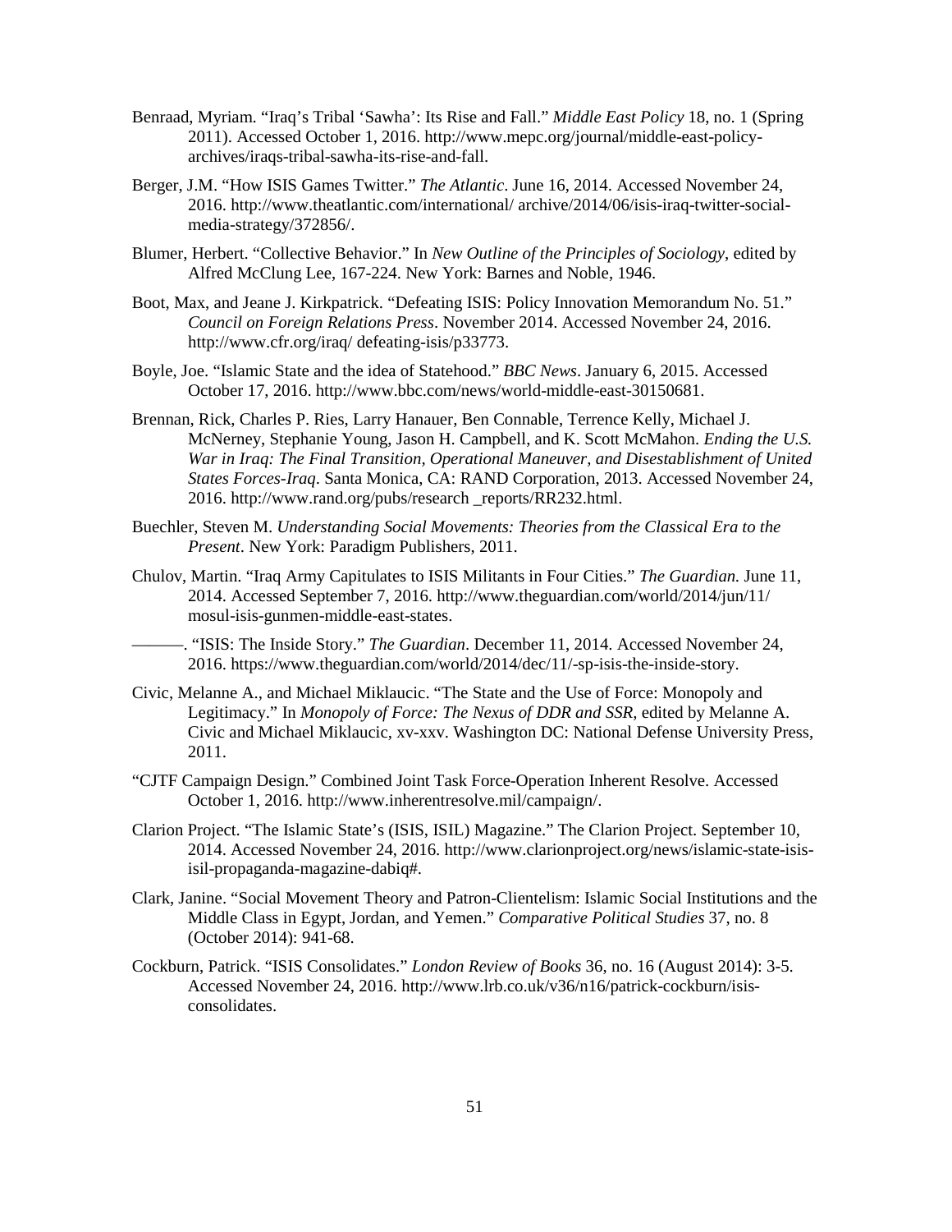Benraad, Myriam. “Iraq’s Tribal ‘Sawha’: Its Rise and Fall.” *Middle East Policy* 18, no. 1 (Spring 2011). Accessed October 1, 2016. http://www.mepc.org/journal/middle-east-policy-archives/iraqs-tribal-sawha-its-rise-and-fall.

Berger, J.M. “How ISIS Games Twitter.” *The Atlantic*. June 16, 2014. Accessed November 24, 2016. http://www.theatlantic.com/international/ archive/2014/06/isis-iraq-twitter-social-media-strategy/372856/.

Blumer, Herbert. “Collective Behavior.” In *New Outline of the Principles of Sociology*, edited by Alfred McClung Lee, 167-224. New York: Barnes and Noble, 1946.

Boot, Max, and Jeane J. Kirkpatrick. “Defeating ISIS: Policy Innovation Memorandum No. 51.” *Council on Foreign Relations Press*. November 2014. Accessed November 24, 2016. http://www.cfr.org/iraq/ defeating-isis/p33773.

Boyle, Joe. “Islamic State and the idea of Statehood.” *BBC News*. January 6, 2015. Accessed October 17, 2016. http://www.bbc.com/news/world-middle-east-30150681.

Brennan, Rick, Charles P. Ries, Larry Hanauer, Ben Connable, Terrence Kelly, Michael J. McNerney, Stephanie Young, Jason H. Campbell, and K. Scott McMahon. *Ending the U.S. War in Iraq: The Final Transition, Operational Maneuver, and Disestablishment of United States Forces-Iraq*. Santa Monica, CA: RAND Corporation, 2013. Accessed November 24, 2016. http://www.rand.org/pubs/research _reports/RR232.html.

Buechler, Steven M. *Understanding Social Movements: Theories from the Classical Era to the Present*. New York: Paradigm Publishers, 2011.

Chulov, Martin. “Iraq Army Capitulates to ISIS Militants in Four Cities.” *The Guardian.* June 11, 2014. Accessed September 7, 2016. http://www.theguardian.com/world/2014/jun/11/ mosul-isis-gunmen-middle-east-states.

———. “ISIS: The Inside Story.” *The Guardian*. December 11, 2014. Accessed November 24, 2016. https://www.theguardian.com/world/2014/dec/11/-sp-isis-the-inside-story.

Civic, Melanne A., and Michael Miklaucic. “The State and the Use of Force: Monopoly and Legitimacy.” In *Monopoly of Force: The Nexus of DDR and SSR,* edited by Melanne A. Civic and Michael Miklaucic, xv-xxv. Washington DC: National Defense University Press, 2011.

“CJTF Campaign Design.” Combined Joint Task Force-Operation Inherent Resolve. Accessed October 1, 2016. http://www.inherentresolve.mil/campaign/.

Clarion Project. “The Islamic State’s (ISIS, ISIL) Magazine.” The Clarion Project. September 10, 2014. Accessed November 24, 2016. http://www.clarionproject.org/news/islamic-state-isis-isil-propaganda-magazine-dabiq#.

Clark, Janine. “Social Movement Theory and Patron-Clientelism: Islamic Social Institutions and the Middle Class in Egypt, Jordan, and Yemen.” *Comparative Political Studies* 37, no. 8 (October 2014): 941-68.

Cockburn, Patrick. “ISIS Consolidates.” *London Review of Books* 36, no. 16 (August 2014): 3-5. Accessed November 24, 2016. http://www.lrb.co.uk/v36/n16/patrick-cockburn/isis-consolidates.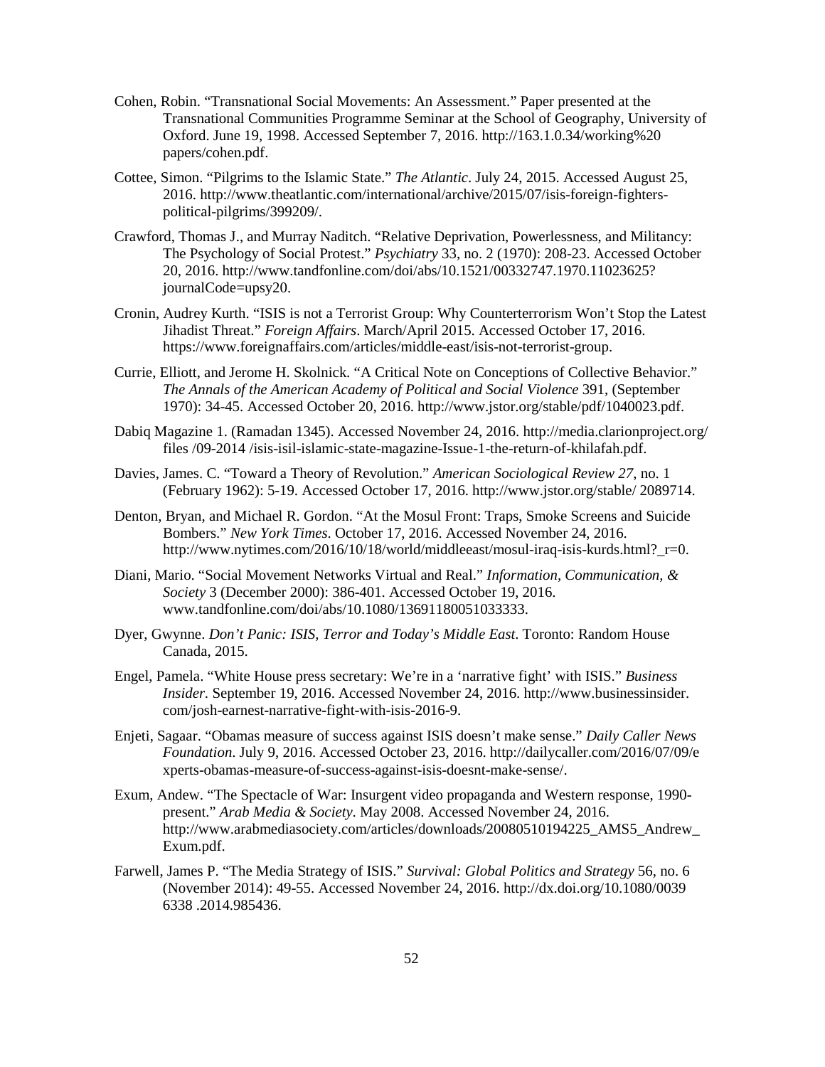Cohen, Robin. "Transnational Social Movements: An Assessment." Paper presented at the Transnational Communities Programme Seminar at the School of Geography, University of Oxford. June 19, 1998. Accessed September 7, 2016. http://163.1.0.34/working%20 papers/cohen.pdf.

Cottee, Simon. "Pilgrims to the Islamic State." *The Atlantic*. July 24, 2015. Accessed August 25, 2016. http://www.theatlantic.com/international/archive/2015/07/isis-foreign-fighters-political-pilgrims/399209/.

Crawford, Thomas J., and Murray Naditch. "Relative Deprivation, Powerlessness, and Militancy: The Psychology of Social Protest." *Psychiatry* 33, no. 2 (1970): 208-23. Accessed October 20, 2016. http://www.tandfonline.com/doi/abs/10.1521/00332747.1970.11023625? journalCode=upsy20.

Cronin, Audrey Kurth. "ISIS is not a Terrorist Group: Why Counterterrorism Won't Stop the Latest Jihadist Threat." *Foreign Affairs*. March/April 2015. Accessed October 17, 2016. https://www.foreignaffairs.com/articles/middle-east/isis-not-terrorist-group.

Currie, Elliott, and Jerome H. Skolnick. "A Critical Note on Conceptions of Collective Behavior." *The Annals of the American Academy of Political and Social Violence* 391, (September 1970): 34-45. Accessed October 20, 2016. http://www.jstor.org/stable/pdf/1040023.pdf.

Dabiq Magazine 1. (Ramadan 1345). Accessed November 24, 2016. http://media.clarionproject.org/ files /09-2014 /isis-isil-islamic-state-magazine-Issue-1-the-return-of-khilafah.pdf.

Davies, James. C. "Toward a Theory of Revolution." *American Sociological Review 27*, no. 1 (February 1962): 5-19. Accessed October 17, 2016. http://www.jstor.org/stable/ 2089714.

Denton, Bryan, and Michael R. Gordon. "At the Mosul Front: Traps, Smoke Screens and Suicide Bombers." *New York Times*. October 17, 2016. Accessed November 24, 2016. http://www.nytimes.com/2016/10/18/world/middleeast/mosul-iraq-isis-kurds.html?_r=0.

Diani, Mario. "Social Movement Networks Virtual and Real." *Information, Communication, & Society* 3 (December 2000): 386-401. Accessed October 19, 2016. www.tandfonline.com/doi/abs/10.1080/13691180051033333.

Dyer, Gwynne. *Don't Panic: ISIS, Terror and Today's Middle East*. Toronto: Random House Canada, 2015.

Engel, Pamela. "White House press secretary: We're in a 'narrative fight' with ISIS." *Business Insider*. September 19, 2016. Accessed November 24, 2016. http://www.businessinsider. com/josh-earnest-narrative-fight-with-isis-2016-9.

Enjeti, Sagaar. "Obamas measure of success against ISIS doesn't make sense." *Daily Caller News Foundation*. July 9, 2016. Accessed October 23, 2016. http://dailycaller.com/2016/07/09/e xperts-obamas-measure-of-success-against-isis-doesnt-make-sense/.

Exum, Andew. "The Spectacle of War: Insurgent video propaganda and Western response, 1990-present." *Arab Media & Society*. May 2008. Accessed November 24, 2016. http://www.arabmediasociety.com/articles/downloads/20080510194225_AMS5_Andrew_ Exum.pdf.

Farwell, James P. "The Media Strategy of ISIS." *Survival: Global Politics and Strategy* 56, no. 6 (November 2014): 49-55. Accessed November 24, 2016. http://dx.doi.org/10.1080/0039 6338 .2014.985436.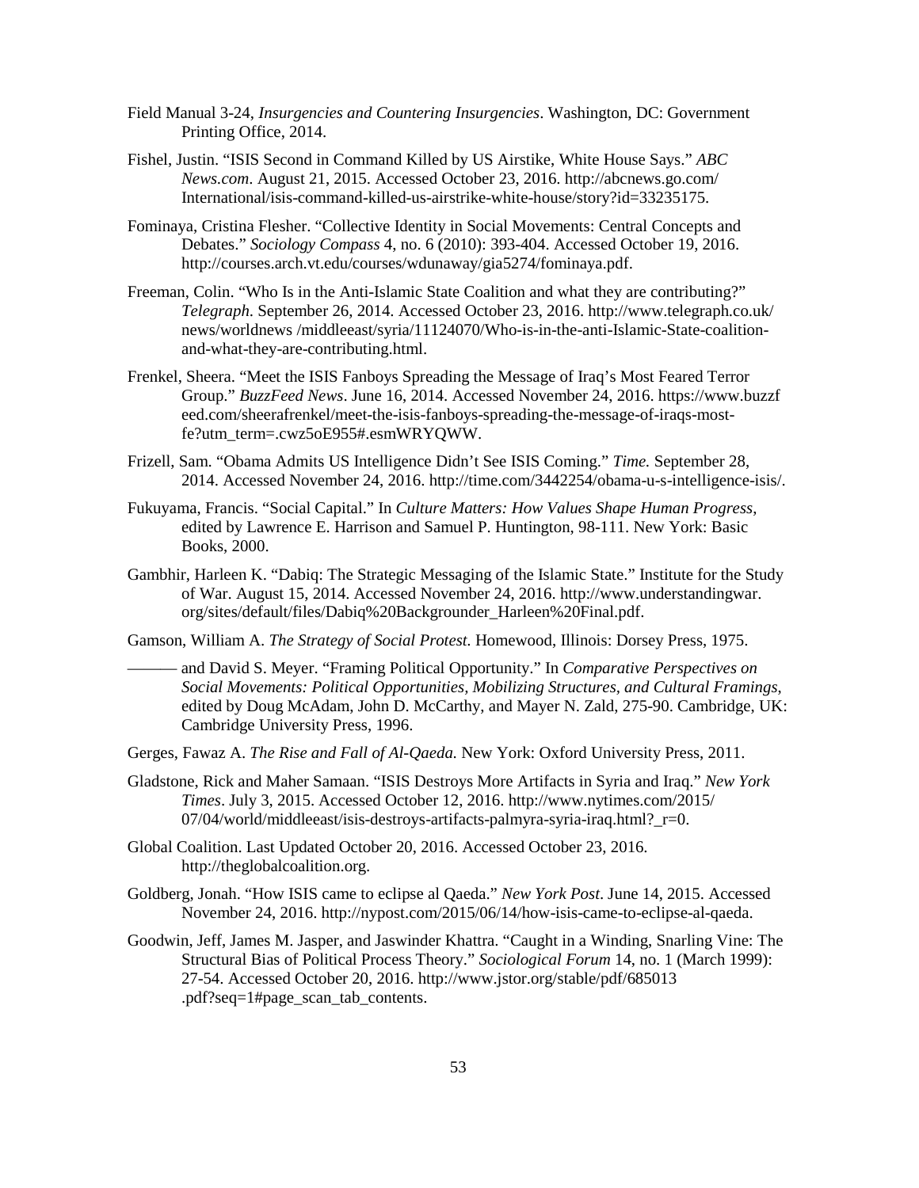Field Manual 3-24, *Insurgencies and Countering Insurgencies*. Washington, DC: Government Printing Office, 2014.

Fishel, Justin. "ISIS Second in Command Killed by US Airstike, White House Says." *ABC News.com*. August 21, 2015. Accessed October 23, 2016. http://abcnews.go.com/ International/isis-command-killed-us-airstrike-white-house/story?id=33235175.

Fominaya, Cristina Flesher. "Collective Identity in Social Movements: Central Concepts and Debates." *Sociology Compass* 4, no. 6 (2010): 393-404. Accessed October 19, 2016. http://courses.arch.vt.edu/courses/wdunaway/gia5274/fominaya.pdf.

Freeman, Colin. "Who Is in the Anti-Islamic State Coalition and what they are contributing?" *Telegraph*. September 26, 2014. Accessed October 23, 2016. http://www.telegraph.co.uk/ news/worldnews /middleeast/syria/11124070/Who-is-in-the-anti-Islamic-State-coalition-and-what-they-are-contributing.html.

Frenkel, Sheera. "Meet the ISIS Fanboys Spreading the Message of Iraq's Most Feared Terror Group." *BuzzFeed News*. June 16, 2014. Accessed November 24, 2016. https://www.buzzf eed.com/sheerafrenkel/meet-the-isis-fanboys-spreading-the-message-of-iraqs-most-fe?utm_term=.cwz5oE955#.esmWRYQWW.

Frizell, Sam. "Obama Admits US Intelligence Didn't See ISIS Coming." *Time.* September 28, 2014. Accessed November 24, 2016. http://time.com/3442254/obama-u-s-intelligence-isis/.

Fukuyama, Francis. "Social Capital." In *Culture Matters: How Values Shape Human Progress*, edited by Lawrence E. Harrison and Samuel P. Huntington, 98-111. New York: Basic Books, 2000.

Gambhir, Harleen K. "Dabiq: The Strategic Messaging of the Islamic State." Institute for the Study of War. August 15, 2014. Accessed November 24, 2016. http://www.understandingwar. org/sites/default/files/Dabiq%20Backgrounder_Harleen%20Final.pdf.

Gamson, William A. *The Strategy of Social Protest.* Homewood, Illinois: Dorsey Press, 1975.

——— and David S. Meyer. "Framing Political Opportunity." In *Comparative Perspectives on Social Movements: Political Opportunities, Mobilizing Structures, and Cultural Framings*, edited by Doug McAdam, John D. McCarthy, and Mayer N. Zald, 275-90. Cambridge, UK: Cambridge University Press, 1996.

Gerges, Fawaz A. *The Rise and Fall of Al-Qaeda.* New York: Oxford University Press, 2011.

Gladstone, Rick and Maher Samaan. "ISIS Destroys More Artifacts in Syria and Iraq." *New York Times*. July 3, 2015. Accessed October 12, 2016. http://www.nytimes.com/2015/ 07/04/world/middleeast/isis-destroys-artifacts-palmyra-syria-iraq.html?_r=0.

Global Coalition. Last Updated October 20, 2016. Accessed October 23, 2016. http://theglobalcoalition.org.

Goldberg, Jonah. "How ISIS came to eclipse al Qaeda." *New York Post*. June 14, 2015. Accessed November 24, 2016. http://nypost.com/2015/06/14/how-isis-came-to-eclipse-al-qaeda.

Goodwin, Jeff, James M. Jasper, and Jaswinder Khattra. "Caught in a Winding, Snarling Vine: The Structural Bias of Political Process Theory." *Sociological Forum* 14, no. 1 (March 1999): 27-54. Accessed October 20, 2016. http://www.jstor.org/stable/pdf/685013 .pdf?seq=1#page_scan_tab_contents.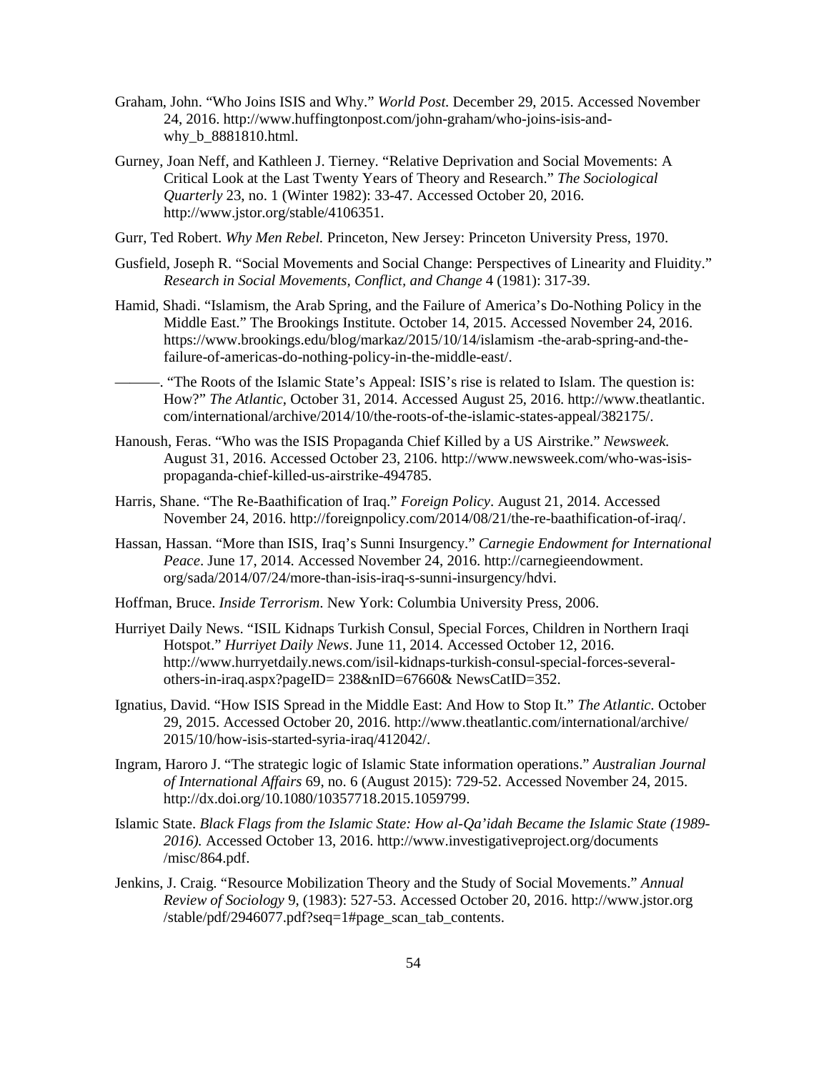Graham, John. “Who Joins ISIS and Why.” *World Post*. December 29, 2015. Accessed November 24, 2016. http://www.huffingtonpost.com/john-graham/who-joins-isis-and-why_b_8881810.html.

Gurney, Joan Neff, and Kathleen J. Tierney. “Relative Deprivation and Social Movements: A Critical Look at the Last Twenty Years of Theory and Research.” *The Sociological Quarterly* 23, no. 1 (Winter 1982): 33-47. Accessed October 20, 2016. http://www.jstor.org/stable/4106351.

Gurr, Ted Robert. *Why Men Rebel.* Princeton, New Jersey: Princeton University Press, 1970.

Gusfield, Joseph R. “Social Movements and Social Change: Perspectives of Linearity and Fluidity.” *Research in Social Movements, Conflict, and Change* 4 (1981): 317-39.

Hamid, Shadi. “Islamism, the Arab Spring, and the Failure of America’s Do-Nothing Policy in the Middle East.” The Brookings Institute. October 14, 2015. Accessed November 24, 2016. https://www.brookings.edu/blog/markaz/2015/10/14/islamism -the-arab-spring-and-the-failure-of-americas-do-nothing-policy-in-the-middle-east/.

———. “The Roots of the Islamic State’s Appeal: ISIS’s rise is related to Islam. The question is: How?” *The Atlantic*, October 31, 2014. Accessed August 25, 2016. http://www.theatlantic.com/international/archive/2014/10/the-roots-of-the-islamic-states-appeal/382175/.

Hanoush, Feras. “Who was the ISIS Propaganda Chief Killed by a US Airstrike.” *Newsweek.* August 31, 2016. Accessed October 23, 2106. http://www.newsweek.com/who-was-isis-propaganda-chief-killed-us-airstrike-494785.

Harris, Shane. “The Re-Baathification of Iraq.” *Foreign Policy*. August 21, 2014. Accessed November 24, 2016. http://foreignpolicy.com/2014/08/21/the-re-baathification-of-iraq/.

Hassan, Hassan. “More than ISIS, Iraq’s Sunni Insurgency.” *Carnegie Endowment for International Peace*. June 17, 2014. Accessed November 24, 2016. http://carnegieendowment.org/sada/2014/07/24/more-than-isis-iraq-s-sunni-insurgency/hdvi.

Hoffman, Bruce. *Inside Terrorism*. New York: Columbia University Press, 2006.

Hurriyet Daily News. “ISIL Kidnaps Turkish Consul, Special Forces, Children in Northern Iraqi Hotspot.” *Hurriyet Daily News*. June 11, 2014. Accessed October 12, 2016. http://www.hurryetdaily.news.com/isil-kidnaps-turkish-consul-special-forces-several-others-in-iraq.aspx?pageID= 238&nID=67660& NewsCatID=352.

Ignatius, David. “How ISIS Spread in the Middle East: And How to Stop It.” *The Atlantic.* October 29, 2015. Accessed October 20, 2016. http://www.theatlantic.com/international/archive/2015/10/how-isis-started-syria-iraq/412042/.

Ingram, Haroro J. “The strategic logic of Islamic State information operations.” *Australian Journal of International Affairs* 69, no. 6 (August 2015): 729-52. Accessed November 24, 2015. http://dx.doi.org/10.1080/10357718.2015.1059799.

Islamic State. *Black Flags from the Islamic State: How al-Qa’idah Became the Islamic State (1989-2016).* Accessed October 13, 2016. http://www.investigativeproject.org/documents/misc/864.pdf.

Jenkins, J. Craig. “Resource Mobilization Theory and the Study of Social Movements.” *Annual Review of Sociology* 9, (1983): 527-53. Accessed October 20, 2016. http://www.jstor.org/stable/pdf/2946077.pdf?seq=1#page_scan_tab_contents.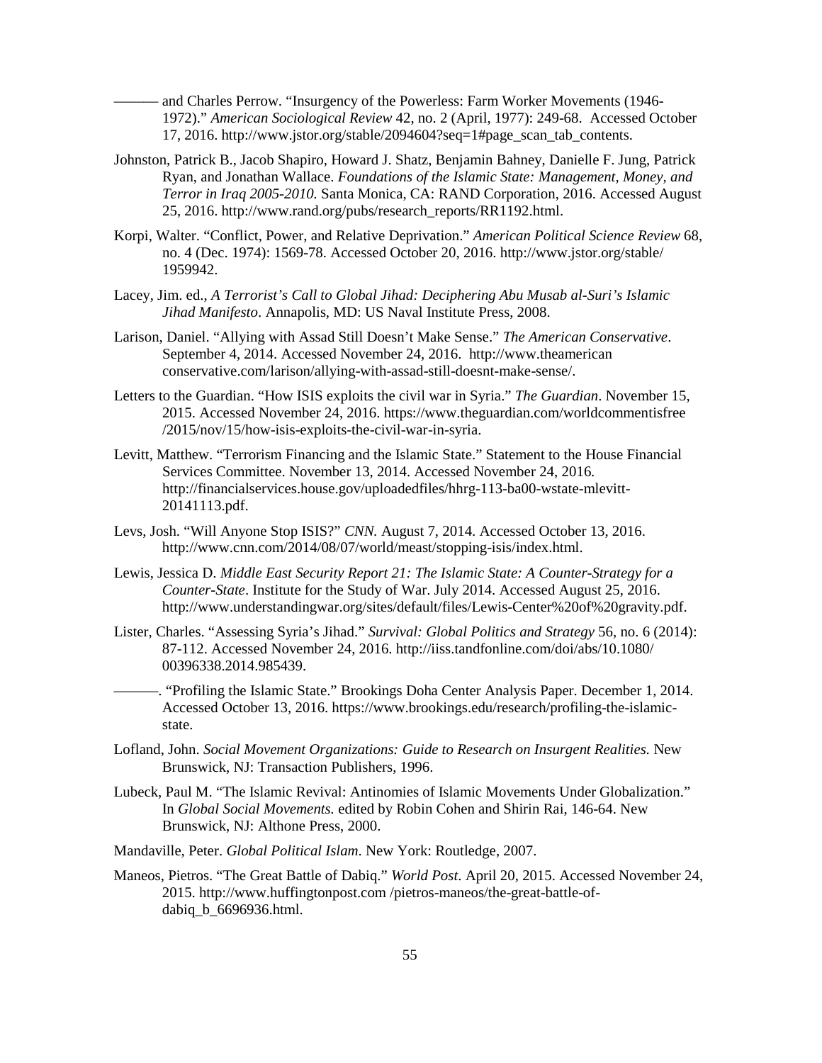——— and Charles Perrow. "Insurgency of the Powerless: Farm Worker Movements (1946-1972)." *American Sociological Review* 42, no. 2 (April, 1977): 249-68. Accessed October 17, 2016. http://www.jstor.org/stable/2094604?seq=1#page_scan_tab_contents.

Johnston, Patrick B., Jacob Shapiro, Howard J. Shatz, Benjamin Bahney, Danielle F. Jung, Patrick Ryan, and Jonathan Wallace. *Foundations of the Islamic State: Management, Money, and Terror in Iraq 2005-2010*. Santa Monica, CA: RAND Corporation, 2016. Accessed August 25, 2016. http://www.rand.org/pubs/research_reports/RR1192.html.

Korpi, Walter. "Conflict, Power, and Relative Deprivation." *American Political Science Review* 68, no. 4 (Dec. 1974): 1569-78. Accessed October 20, 2016. http://www.jstor.org/stable/1959942.

Lacey, Jim. ed., *A Terrorist's Call to Global Jihad: Deciphering Abu Musab al-Suri's Islamic Jihad Manifesto*. Annapolis, MD: US Naval Institute Press, 2008.

Larison, Daniel. "Allying with Assad Still Doesn't Make Sense." *The American Conservative*. September 4, 2014. Accessed November 24, 2016. http://www.theamerican conservative.com/larison/allying-with-assad-still-doesnt-make-sense/.

Letters to the Guardian. "How ISIS exploits the civil war in Syria." *The Guardian*. November 15, 2015. Accessed November 24, 2016. https://www.theguardian.com/worldcommentisfree /2015/nov/15/how-isis-exploits-the-civil-war-in-syria.

Levitt, Matthew. "Terrorism Financing and the Islamic State." Statement to the House Financial Services Committee. November 13, 2014. Accessed November 24, 2016. http://financialservices.house.gov/uploadedfiles/hhrg-113-ba00-wstate-mlevitt-20141113.pdf.

Levs, Josh. "Will Anyone Stop ISIS?" *CNN.* August 7, 2014. Accessed October 13, 2016. http://www.cnn.com/2014/08/07/world/meast/stopping-isis/index.html.

Lewis, Jessica D. *Middle East Security Report 21: The Islamic State: A Counter-Strategy for a Counter-State*. Institute for the Study of War. July 2014. Accessed August 25, 2016. http://www.understandingwar.org/sites/default/files/Lewis-Center%20of%20gravity.pdf.

Lister, Charles. "Assessing Syria's Jihad." *Survival: Global Politics and Strategy* 56, no. 6 (2014): 87-112. Accessed November 24, 2016. http://iiss.tandfonline.com/doi/abs/10.1080/00396338.2014.985439.

———. "Profiling the Islamic State." Brookings Doha Center Analysis Paper. December 1, 2014. Accessed October 13, 2016. https://www.brookings.edu/research/profiling-the-islamic-state.

Lofland, John. *Social Movement Organizations: Guide to Research on Insurgent Realities.* New Brunswick, NJ: Transaction Publishers, 1996.

Lubeck, Paul M. "The Islamic Revival: Antinomies of Islamic Movements Under Globalization." In *Global Social Movements.* edited by Robin Cohen and Shirin Rai, 146-64. New Brunswick, NJ: Althone Press, 2000.

Mandaville, Peter. *Global Political Islam*. New York: Routledge, 2007.

Maneos, Pietros. "The Great Battle of Dabiq." *World Post*. April 20, 2015. Accessed November 24, 2015. http://www.huffingtonpost.com /pietros-maneos/the-great-battle-of-dabiq_b_6696936.html.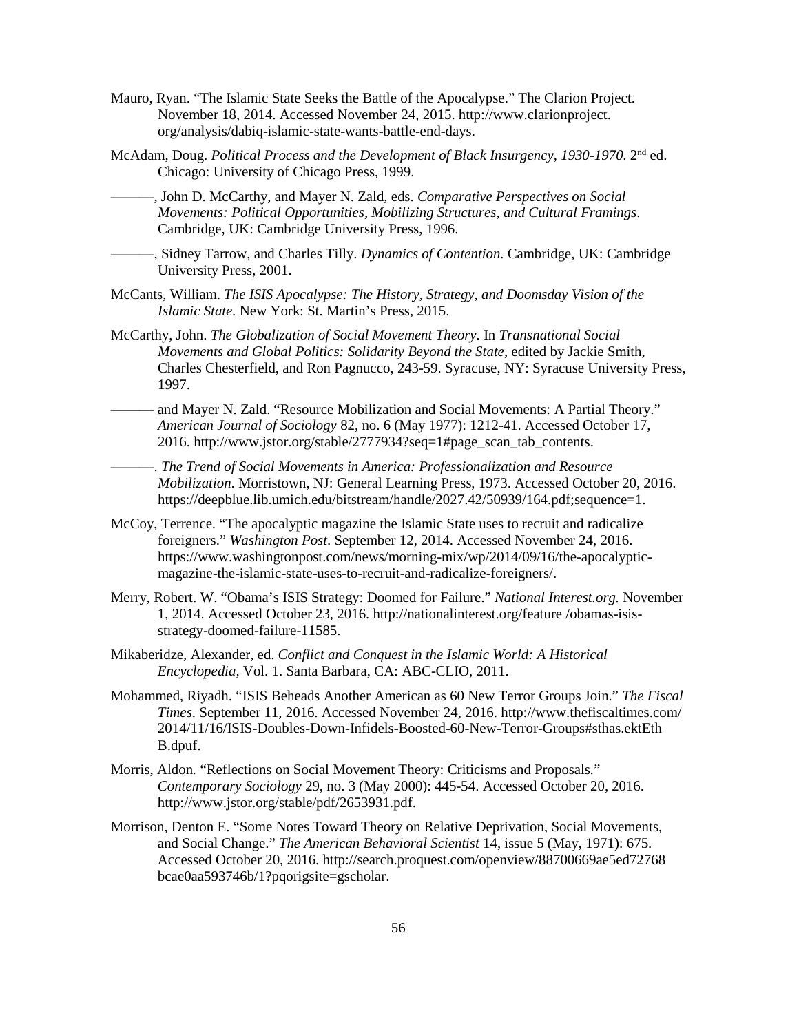Mauro, Ryan. "The Islamic State Seeks the Battle of the Apocalypse." The Clarion Project. November 18, 2014. Accessed November 24, 2015. http://www.clarionproject.org/analysis/dabiq-islamic-state-wants-battle-end-days.

McAdam, Doug. *Political Process and the Development of Black Insurgency, 1930-1970.* 2nd ed. Chicago: University of Chicago Press, 1999.

———, John D. McCarthy, and Mayer N. Zald, eds. *Comparative Perspectives on Social Movements: Political Opportunities, Mobilizing Structures, and Cultural Framings*. Cambridge, UK: Cambridge University Press, 1996.

———, Sidney Tarrow, and Charles Tilly. *Dynamics of Contention.* Cambridge, UK: Cambridge University Press, 2001.

McCants, William. *The ISIS Apocalypse: The History, Strategy, and Doomsday Vision of the Islamic State.* New York: St. Martin's Press, 2015.

McCarthy, John. *The Globalization of Social Movement Theory*. In *Transnational Social Movements and Global Politics: Solidarity Beyond the State*, edited by Jackie Smith, Charles Chesterfield, and Ron Pagnucco, 243-59. Syracuse, NY: Syracuse University Press, 1997.

——— and Mayer N. Zald. "Resource Mobilization and Social Movements: A Partial Theory." *American Journal of Sociology* 82, no. 6 (May 1977): 1212-41. Accessed October 17, 2016. http://www.jstor.org/stable/2777934?seq=1#page_scan_tab_contents.

———. *The Trend of Social Movements in America: Professionalization and Resource Mobilization*. Morristown, NJ: General Learning Press, 1973. Accessed October 20, 2016. https://deepblue.lib.umich.edu/bitstream/handle/2027.42/50939/164.pdf;sequence=1.

McCoy, Terrence. "The apocalyptic magazine the Islamic State uses to recruit and radicalize foreigners." *Washington Post*. September 12, 2014. Accessed November 24, 2016. https://www.washingtonpost.com/news/morning-mix/wp/2014/09/16/the-apocalyptic-magazine-the-islamic-state-uses-to-recruit-and-radicalize-foreigners/.

Merry, Robert. W. "Obama's ISIS Strategy: Doomed for Failure." *National Interest.org.* November 1, 2014. Accessed October 23, 2016. http://nationalinterest.org/feature /obamas-isis-strategy-doomed-failure-11585.

Mikaberidze, Alexander, ed. *Conflict and Conquest in the Islamic World: A Historical Encyclopedia*, Vol. 1. Santa Barbara, CA: ABC-CLIO, 2011.

Mohammed, Riyadh. "ISIS Beheads Another American as 60 New Terror Groups Join." *The Fiscal Times*. September 11, 2016. Accessed November 24, 2016. http://www.thefiscaltimes.com/2014/11/16/ISIS-Doubles-Down-Infidels-Boosted-60-New-Terror-Groups#sthas.ektEthB.dpuf.

Morris, Aldon. "Reflections on Social Movement Theory: Criticisms and Proposals." *Contemporary Sociology* 29, no. 3 (May 2000): 445-54. Accessed October 20, 2016. http://www.jstor.org/stable/pdf/2653931.pdf.

Morrison, Denton E. "Some Notes Toward Theory on Relative Deprivation, Social Movements, and Social Change." *The American Behavioral Scientist* 14, issue 5 (May, 1971): 675. Accessed October 20, 2016. http://search.proquest.com/openview/88700669ae5ed72768bcae0aa593746b/1?pqorigsite=gscholar.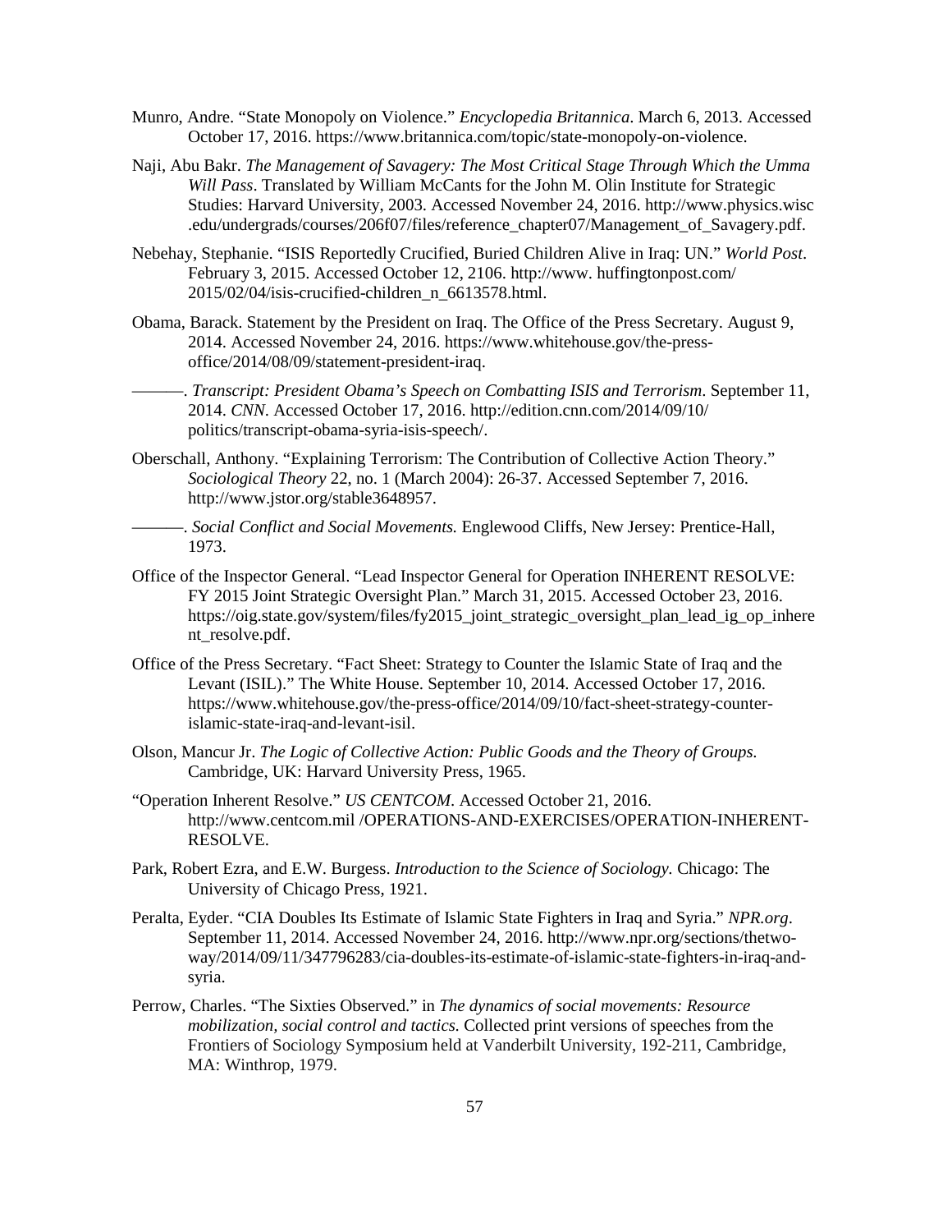Munro, Andre. "State Monopoly on Violence." *Encyclopedia Britannica*. March 6, 2013. Accessed October 17, 2016. https://www.britannica.com/topic/state-monopoly-on-violence.

Naji, Abu Bakr. *The Management of Savagery: The Most Critical Stage Through Which the Umma Will Pass*. Translated by William McCants for the John M. Olin Institute for Strategic Studies: Harvard University, 2003. Accessed November 24, 2016. http://www.physics.wisc.edu/undergrads/courses/206f07/files/reference_chapter07/Management_of_Savagery.pdf.

Nebehay, Stephanie. "ISIS Reportedly Crucified, Buried Children Alive in Iraq: UN." *World Post*. February 3, 2015. Accessed October 12, 2106. http://www. huffingtonpost.com/2015/02/04/isis-crucified-children_n_6613578.html.

Obama, Barack. Statement by the President on Iraq. The Office of the Press Secretary. August 9, 2014. Accessed November 24, 2016. https://www.whitehouse.gov/the-press-office/2014/08/09/statement-president-iraq.

———. *Transcript: President Obama's Speech on Combatting ISIS and Terrorism*. September 11, 2014. *CNN*. Accessed October 17, 2016. http://edition.cnn.com/2014/09/10/politics/transcript-obama-syria-isis-speech/.

Oberschall, Anthony. "Explaining Terrorism: The Contribution of Collective Action Theory." *Sociological Theory* 22, no. 1 (March 2004): 26-37. Accessed September 7, 2016. http://www.jstor.org/stable3648957.

———. *Social Conflict and Social Movements.* Englewood Cliffs, New Jersey: Prentice-Hall, 1973.

Office of the Inspector General. "Lead Inspector General for Operation INHERENT RESOLVE: FY 2015 Joint Strategic Oversight Plan." March 31, 2015. Accessed October 23, 2016. https://oig.state.gov/system/files/fy2015_joint_strategic_oversight_plan_lead_ig_op_inherent_resolve.pdf.

Office of the Press Secretary. "Fact Sheet: Strategy to Counter the Islamic State of Iraq and the Levant (ISIL)." The White House. September 10, 2014. Accessed October 17, 2016. https://www.whitehouse.gov/the-press-office/2014/09/10/fact-sheet-strategy-counter-islamic-state-iraq-and-levant-isil.

Olson, Mancur Jr. *The Logic of Collective Action: Public Goods and the Theory of Groups.* Cambridge, UK: Harvard University Press, 1965.

"Operation Inherent Resolve." *US CENTCOM*. Accessed October 21, 2016. http://www.centcom.mil /OPERATIONS-AND-EXERCISES/OPERATION-INHERENT-RESOLVE.

Park, Robert Ezra, and E.W. Burgess. *Introduction to the Science of Sociology.* Chicago: The University of Chicago Press, 1921.

Peralta, Eyder. "CIA Doubles Its Estimate of Islamic State Fighters in Iraq and Syria." *NPR.org*. September 11, 2014. Accessed November 24, 2016. http://www.npr.org/sections/thetwo-way/2014/09/11/347796283/cia-doubles-its-estimate-of-islamic-state-fighters-in-iraq-and-syria.

Perrow, Charles. "The Sixties Observed." in *The dynamics of social movements: Resource mobilization, social control and tactics.* Collected print versions of speeches from the Frontiers of Sociology Symposium held at Vanderbilt University, 192-211, Cambridge, MA: Winthrop, 1979.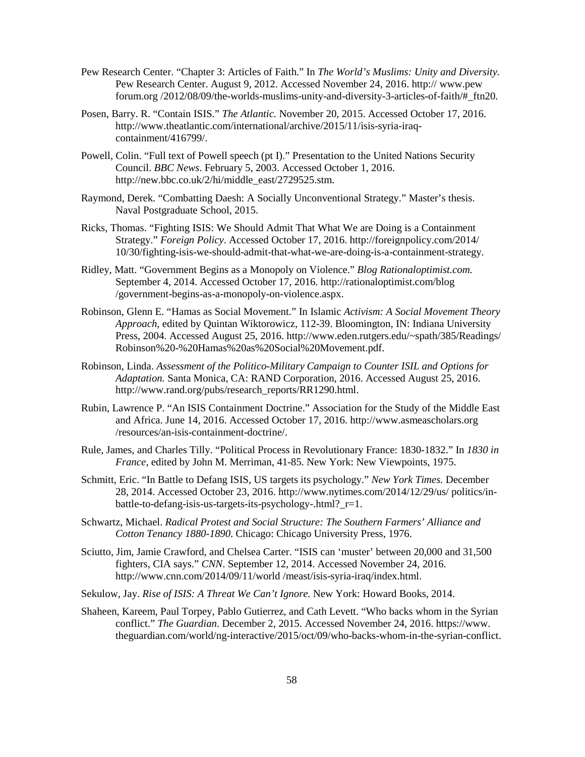Pew Research Center. "Chapter 3: Articles of Faith." In *The World's Muslims: Unity and Diversity.* Pew Research Center. August 9, 2012. Accessed November 24, 2016. http:// www.pew forum.org /2012/08/09/the-worlds-muslims-unity-and-diversity-3-articles-of-faith/#_ftn20.

Posen, Barry. R. "Contain ISIS." *The Atlantic.* November 20, 2015. Accessed October 17, 2016. http://www.theatlantic.com/international/archive/2015/11/isis-syria-iraq-containment/416799/.

Powell, Colin. "Full text of Powell speech (pt I)." Presentation to the United Nations Security Council. *BBC News*. February 5, 2003. Accessed October 1, 2016. http://new.bbc.co.uk/2/hi/middle_east/2729525.stm.

Raymond, Derek. "Combatting Daesh: A Socially Unconventional Strategy." Master's thesis. Naval Postgraduate School, 2015.

Ricks, Thomas. "Fighting ISIS: We Should Admit That What We are Doing is a Containment Strategy." *Foreign Policy*. Accessed October 17, 2016. http://foreignpolicy.com/2014/ 10/30/fighting-isis-we-should-admit-that-what-we-are-doing-is-a-containment-strategy.

Ridley, Matt. "Government Begins as a Monopoly on Violence." *Blog Rationaloptimist.com.* September 4, 2014. Accessed October 17, 2016. http://rationaloptimist.com/blog /government-begins-as-a-monopoly-on-violence.aspx.

Robinson, Glenn E. "Hamas as Social Movement." In Islamic *Activism: A Social Movement Theory Approach*, edited by Quintan Wiktorowicz, 112-39. Bloomington, IN: Indiana University Press, 2004. Accessed August 25, 2016. http://www.eden.rutgers.edu/~spath/385/Readings/ Robinson%20-%20Hamas%20as%20Social%20Movement.pdf.

Robinson, Linda. *Assessment of the Politico-Military Campaign to Counter ISIL and Options for Adaptation.* Santa Monica, CA: RAND Corporation, 2016. Accessed August 25, 2016. http://www.rand.org/pubs/research_reports/RR1290.html.

Rubin, Lawrence P. "An ISIS Containment Doctrine." Association for the Study of the Middle East and Africa. June 14, 2016. Accessed October 17, 2016. http://www.asmeascholars.org /resources/an-isis-containment-doctrine/.

Rule, James, and Charles Tilly. "Political Process in Revolutionary France: 1830-1832." In *1830 in France*, edited by John M. Merriman, 41-85. New York: New Viewpoints, 1975.

Schmitt, Eric. "In Battle to Defang ISIS, US targets its psychology." *New York Times.* December 28, 2014. Accessed October 23, 2016. http://www.nytimes.com/2014/12/29/us/ politics/in-battle-to-defang-isis-us-targets-its-psychology-.html?_r=1.

Schwartz, Michael. *Radical Protest and Social Structure: The Southern Farmers' Alliance and Cotton Tenancy 1880-1890*. Chicago: Chicago University Press, 1976.

Sciutto, Jim, Jamie Crawford, and Chelsea Carter. "ISIS can 'muster' between 20,000 and 31,500 fighters, CIA says." *CNN*. September 12, 2014. Accessed November 24, 2016. http://www.cnn.com/2014/09/11/world /meast/isis-syria-iraq/index.html.

Sekulow, Jay. *Rise of ISIS: A Threat We Can't Ignore.* New York: Howard Books, 2014.

Shaheen, Kareem, Paul Torpey, Pablo Gutierrez, and Cath Levett. "Who backs whom in the Syrian conflict." *The Guardian*. December 2, 2015. Accessed November 24, 2016. https://www. theguardian.com/world/ng-interactive/2015/oct/09/who-backs-whom-in-the-syrian-conflict.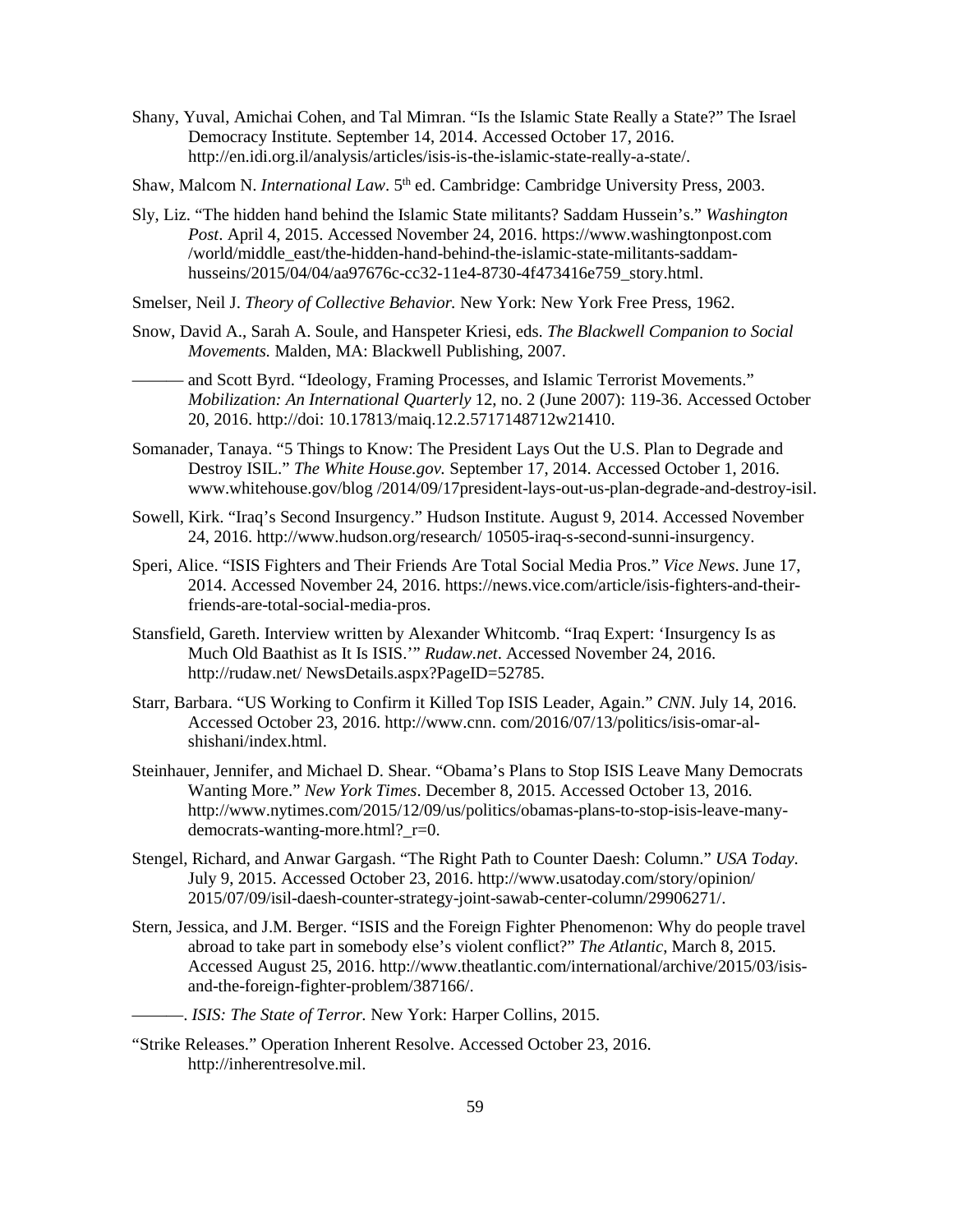Shany, Yuval, Amichai Cohen, and Tal Mimran. "Is the Islamic State Really a State?" The Israel Democracy Institute. September 14, 2014. Accessed October 17, 2016. http://en.idi.org.il/analysis/articles/isis-is-the-islamic-state-really-a-state/.

Shaw, Malcom N. *International Law*. 5th ed. Cambridge: Cambridge University Press, 2003.

Sly, Liz. "The hidden hand behind the Islamic State militants? Saddam Hussein's." *Washington Post*. April 4, 2015. Accessed November 24, 2016. https://www.washingtonpost.com /world/middle_east/the-hidden-hand-behind-the-islamic-state-militants-saddam-husseins/2015/04/04/aa97676c-cc32-11e4-8730-4f473416e759_story.html.

Smelser, Neil J. *Theory of Collective Behavior.* New York: New York Free Press, 1962.

Snow, David A., Sarah A. Soule, and Hanspeter Kriesi, eds. *The Blackwell Companion to Social Movements.* Malden, MA: Blackwell Publishing, 2007.

——— and Scott Byrd. "Ideology, Framing Processes, and Islamic Terrorist Movements." *Mobilization: An International Quarterly* 12, no. 2 (June 2007): 119-36. Accessed October 20, 2016. http://doi: 10.17813/maiq.12.2.5717148712w21410.

Somanader, Tanaya. "5 Things to Know: The President Lays Out the U.S. Plan to Degrade and Destroy ISIL." *The White House.gov.* September 17, 2014. Accessed October 1, 2016. www.whitehouse.gov/blog /2014/09/17president-lays-out-us-plan-degrade-and-destroy-isil.

Sowell, Kirk. "Iraq's Second Insurgency." Hudson Institute. August 9, 2014. Accessed November 24, 2016. http://www.hudson.org/research/ 10505-iraq-s-second-sunni-insurgency.

Speri, Alice. "ISIS Fighters and Their Friends Are Total Social Media Pros." *Vice News*. June 17, 2014. Accessed November 24, 2016. https://news.vice.com/article/isis-fighters-and-their-friends-are-total-social-media-pros.

Stansfield, Gareth. Interview written by Alexander Whitcomb. "Iraq Expert: 'Insurgency Is as Much Old Baathist as It Is ISIS.'" *Rudaw.net*. Accessed November 24, 2016. http://rudaw.net/ NewsDetails.aspx?PageID=52785.

Starr, Barbara. "US Working to Confirm it Killed Top ISIS Leader, Again." *CNN*. July 14, 2016. Accessed October 23, 2016. http://www.cnn. com/2016/07/13/politics/isis-omar-al-shishani/index.html.

Steinhauer, Jennifer, and Michael D. Shear. "Obama's Plans to Stop ISIS Leave Many Democrats Wanting More." *New York Times*. December 8, 2015. Accessed October 13, 2016. http://www.nytimes.com/2015/12/09/us/politics/obamas-plans-to-stop-isis-leave-many-democrats-wanting-more.html?_r=0.

Stengel, Richard, and Anwar Gargash. "The Right Path to Counter Daesh: Column." *USA Today*. July 9, 2015. Accessed October 23, 2016. http://www.usatoday.com/story/opinion/ 2015/07/09/isil-daesh-counter-strategy-joint-sawab-center-column/29906271/.

Stern, Jessica, and J.M. Berger. "ISIS and the Foreign Fighter Phenomenon: Why do people travel abroad to take part in somebody else's violent conflict?" *The Atlantic*, March 8, 2015. Accessed August 25, 2016. http://www.theatlantic.com/international/archive/2015/03/isis-and-the-foreign-fighter-problem/387166/.

———. *ISIS: The State of Terror.* New York: Harper Collins, 2015.

"Strike Releases." Operation Inherent Resolve. Accessed October 23, 2016. http://inherentresolve.mil.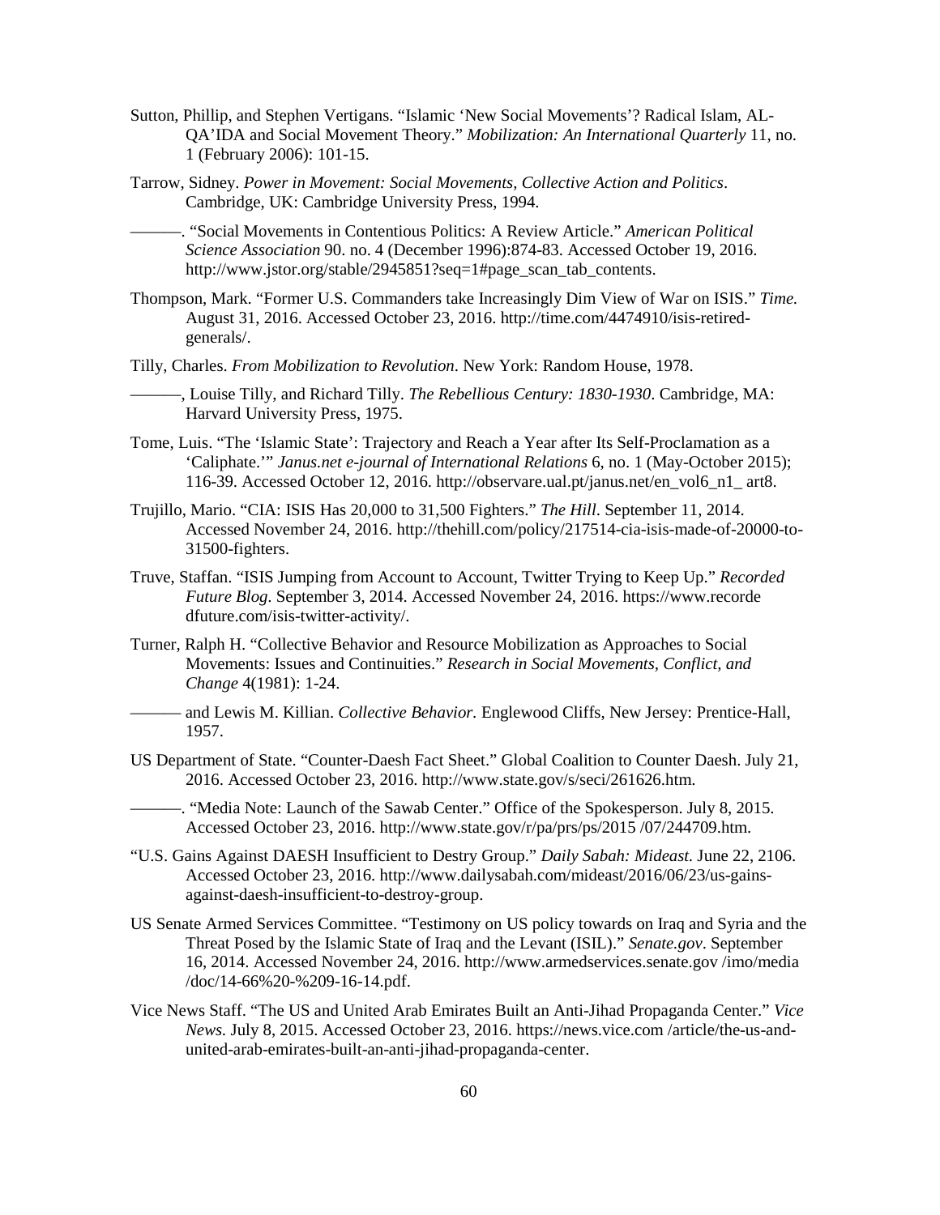Sutton, Phillip, and Stephen Vertigans. "Islamic 'New Social Movements'? Radical Islam, AL-QA'IDA and Social Movement Theory." *Mobilization: An International Quarterly* 11, no. 1 (February 2006): 101-15.

Tarrow, Sidney. *Power in Movement: Social Movements, Collective Action and Politics*. Cambridge, UK: Cambridge University Press, 1994.

———. "Social Movements in Contentious Politics: A Review Article." *American Political Science Association* 90. no. 4 (December 1996):874-83. Accessed October 19, 2016. http://www.jstor.org/stable/2945851?seq=1#page_scan_tab_contents.

Thompson, Mark. "Former U.S. Commanders take Increasingly Dim View of War on ISIS." *Time.* August 31, 2016. Accessed October 23, 2016. http://time.com/4474910/isis-retired-generals/.

Tilly, Charles. *From Mobilization to Revolution*. New York: Random House, 1978.

———, Louise Tilly, and Richard Tilly. *The Rebellious Century: 1830-1930*. Cambridge, MA: Harvard University Press, 1975.

Tome, Luis. "The 'Islamic State': Trajectory and Reach a Year after Its Self-Proclamation as a 'Caliphate.'" *Janus.net e-journal of International Relations* 6, no. 1 (May-October 2015); 116-39. Accessed October 12, 2016. http://observare.ual.pt/janus.net/en_vol6_n1_ art8.

Trujillo, Mario. "CIA: ISIS Has 20,000 to 31,500 Fighters." *The Hill*. September 11, 2014. Accessed November 24, 2016. http://thehill.com/policy/217514-cia-isis-made-of-20000-to-31500-fighters.

Truve, Staffan. "ISIS Jumping from Account to Account, Twitter Trying to Keep Up." *Recorded Future Blog*. September 3, 2014. Accessed November 24, 2016. https://www.recorde dfuture.com/isis-twitter-activity/.

Turner, Ralph H. "Collective Behavior and Resource Mobilization as Approaches to Social Movements: Issues and Continuities." *Research in Social Movements, Conflict, and Change* 4(1981): 1-24.

——— and Lewis M. Killian. *Collective Behavior.* Englewood Cliffs, New Jersey: Prentice-Hall, 1957.

US Department of State. "Counter-Daesh Fact Sheet." Global Coalition to Counter Daesh. July 21, 2016. Accessed October 23, 2016. http://www.state.gov/s/seci/261626.htm.

———. "Media Note: Launch of the Sawab Center." Office of the Spokesperson. July 8, 2015. Accessed October 23, 2016. http://www.state.gov/r/pa/prs/ps/2015 /07/244709.htm.

"U.S. Gains Against DAESH Insufficient to Destry Group." *Daily Sabah: Mideast.* June 22, 2106. Accessed October 23, 2016. http://www.dailysabah.com/mideast/2016/06/23/us-gains-against-daesh-insufficient-to-destroy-group.

US Senate Armed Services Committee. "Testimony on US policy towards on Iraq and Syria and the Threat Posed by the Islamic State of Iraq and the Levant (ISIL)." *Senate.gov*. September 16, 2014. Accessed November 24, 2016. http://www.armedservices.senate.gov /imo/media /doc/14-66%20-%209-16-14.pdf.

Vice News Staff. "The US and United Arab Emirates Built an Anti-Jihad Propaganda Center." *Vice News.* July 8, 2015. Accessed October 23, 2016. https://news.vice.com /article/the-us-and-united-arab-emirates-built-an-anti-jihad-propaganda-center.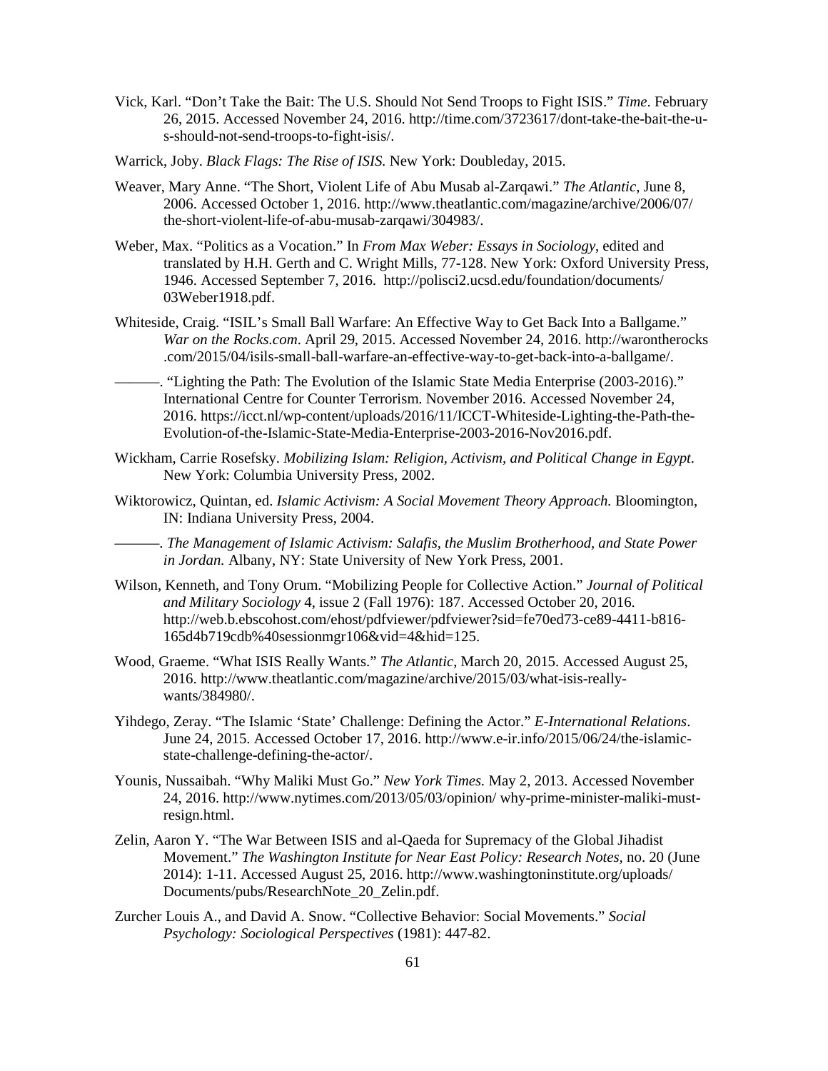Vick, Karl. "Don't Take the Bait: The U.S. Should Not Send Troops to Fight ISIS." *Time*. February 26, 2015. Accessed November 24, 2016. http://time.com/3723617/dont-take-the-bait-the-u-s-should-not-send-troops-to-fight-isis/.

Warrick, Joby. *Black Flags: The Rise of ISIS.* New York: Doubleday, 2015.

Weaver, Mary Anne. "The Short, Violent Life of Abu Musab al-Zarqawi." *The Atlantic*, June 8, 2006. Accessed October 1, 2016. http://www.theatlantic.com/magazine/archive/2006/07/the-short-violent-life-of-abu-musab-zarqawi/304983/.

Weber, Max. "Politics as a Vocation." In *From Max Weber: Essays in Sociology*, edited and translated by H.H. Gerth and C. Wright Mills, 77-128. New York: Oxford University Press, 1946. Accessed September 7, 2016. http://polisci2.ucsd.edu/foundation/documents/03Weber1918.pdf.

Whiteside, Craig. "ISIL's Small Ball Warfare: An Effective Way to Get Back Into a Ballgame." *War on the Rocks.com*. April 29, 2015. Accessed November 24, 2016. http://warontherocks.com/2015/04/isils-small-ball-warfare-an-effective-way-to-get-back-into-a-ballgame/.

———. "Lighting the Path: The Evolution of the Islamic State Media Enterprise (2003-2016)." International Centre for Counter Terrorism. November 2016. Accessed November 24, 2016. https://icct.nl/wp-content/uploads/2016/11/ICCT-Whiteside-Lighting-the-Path-the-Evolution-of-the-Islamic-State-Media-Enterprise-2003-2016-Nov2016.pdf.

Wickham, Carrie Rosefsky. *Mobilizing Islam: Religion, Activism, and Political Change in Egypt*. New York: Columbia University Press, 2002.

Wiktorowicz, Quintan, ed. *Islamic Activism: A Social Movement Theory Approach.* Bloomington, IN: Indiana University Press, 2004.

———. *The Management of Islamic Activism: Salafis, the Muslim Brotherhood, and State Power in Jordan.* Albany, NY: State University of New York Press, 2001.

Wilson, Kenneth, and Tony Orum. "Mobilizing People for Collective Action." *Journal of Political and Military Sociology* 4, issue 2 (Fall 1976): 187. Accessed October 20, 2016. http://web.b.ebscohost.com/ehost/pdfviewer/pdfviewer?sid=fe70ed73-ce89-4411-b816-165d4b719cdb%40sessionmgr106&vid=4&hid=125.

Wood, Graeme. "What ISIS Really Wants." *The Atlantic*, March 20, 2015. Accessed August 25, 2016. http://www.theatlantic.com/magazine/archive/2015/03/what-isis-really-wants/384980/.

Yihdego, Zeray. "The Islamic 'State' Challenge: Defining the Actor." *E-International Relations*. June 24, 2015. Accessed October 17, 2016. http://www.e-ir.info/2015/06/24/the-islamic-state-challenge-defining-the-actor/.

Younis, Nussaibah. "Why Maliki Must Go." *New York Times.* May 2, 2013. Accessed November 24, 2016. http://www.nytimes.com/2013/05/03/opinion/ why-prime-minister-maliki-must-resign.html.

Zelin, Aaron Y. "The War Between ISIS and al-Qaeda for Supremacy of the Global Jihadist Movement." *The Washington Institute for Near East Policy: Research Notes*, no. 20 (June 2014): 1-11. Accessed August 25, 2016. http://www.washingtoninstitute.org/uploads/Documents/pubs/ResearchNote_20_Zelin.pdf.

Zurcher Louis A., and David A. Snow. "Collective Behavior: Social Movements." *Social Psychology: Sociological Perspectives* (1981): 447-82.